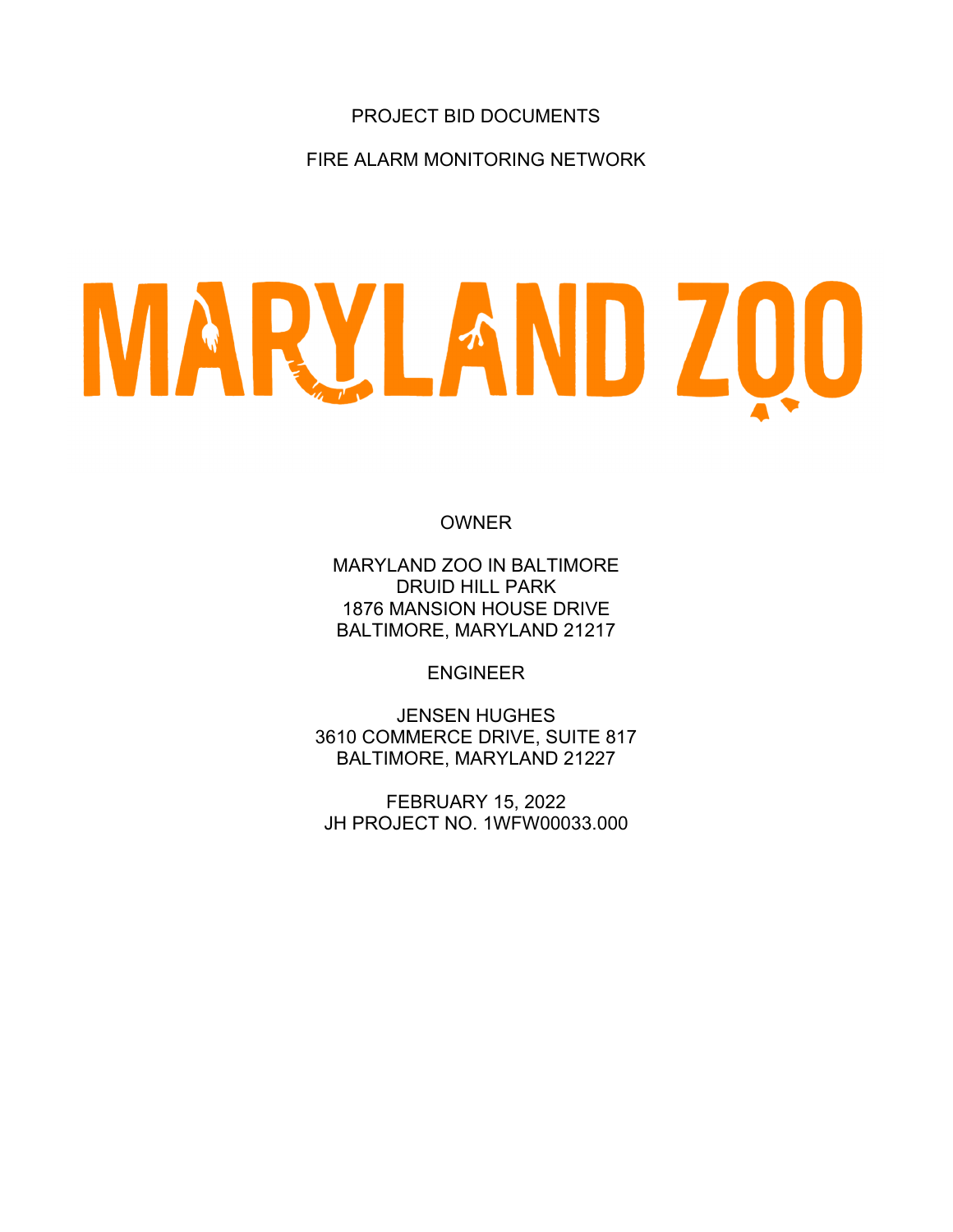PROJECT BID DOCUMENTS

FIRE ALARM MONITORING NETWORK

# MARYLAND ZOO

OWNER

MARYLAND ZOO IN BALTIMORE
DRUID HILL PARK
1876 MANSION HOUSE DRIVE
BALTIMORE, MARYLAND 21217

ENGINEER

JENSEN HUGHES
3610 COMMERCE DRIVE, SUITE 817
BALTIMORE, MARYLAND 21227

FEBRUARY 15, 2022
JH PROJECT NO. 1WFW00033.000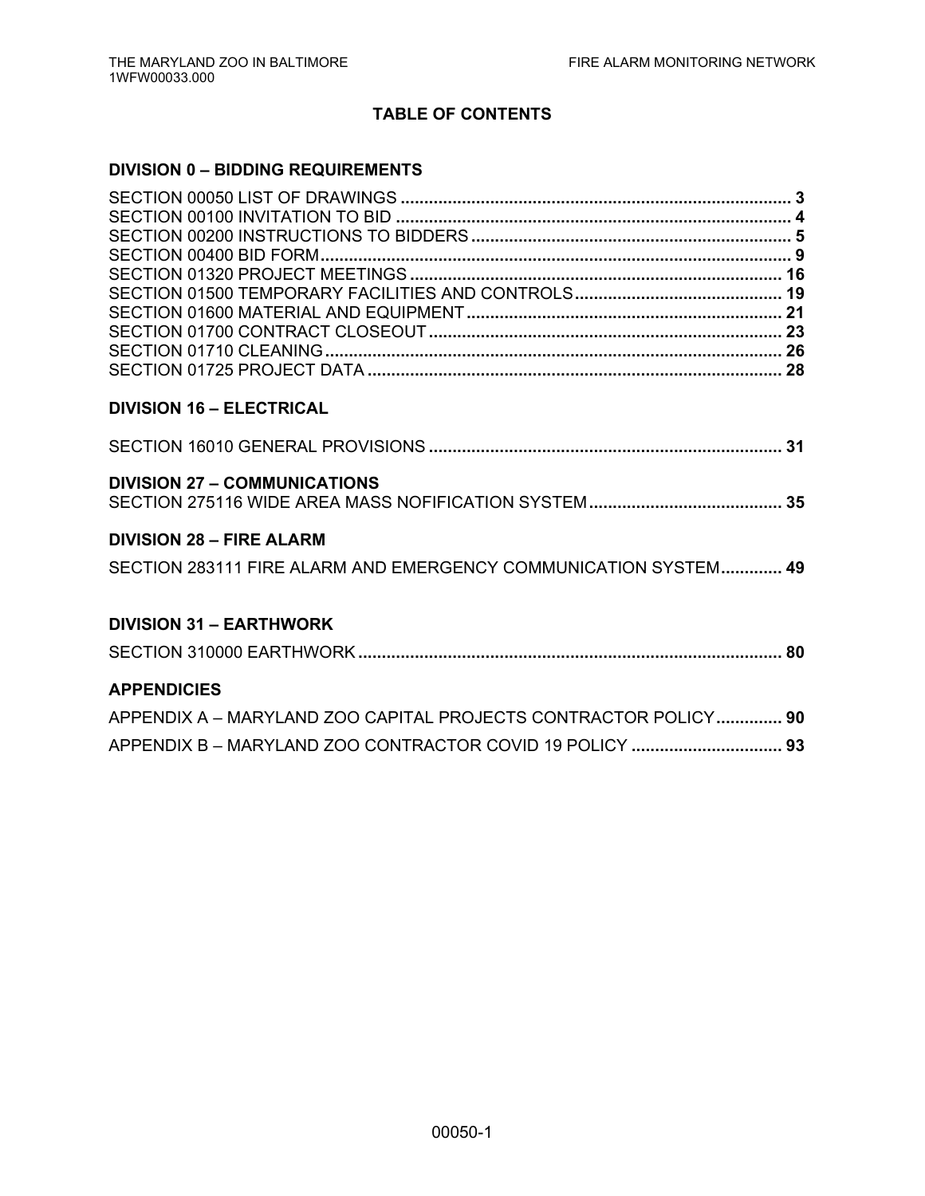# TABLE OF CONTENTS

## DIVISION 0 – BIDDING REQUIREMENTS

SECTION 00050 LIST OF DRAWINGS .................................................................................. **3**
SECTION 00100 INVITATION TO BID .................................................................................. **4**
SECTION 00200 INSTRUCTIONS TO BIDDERS .................................................................. **5**
SECTION 00400 BID FORM .................................................................................................. **9**
SECTION 01320 PROJECT MEETINGS .............................................................................. **16**
SECTION 01500 TEMPORARY FACILITIES AND CONTROLS ........................................... **19**
SECTION 01600 MATERIAL AND EQUIPMENT ................................................................. **21**
SECTION 01700 CONTRACT CLOSEOUT .......................................................................... **23**
SECTION 01710 CLEANING ................................................................................................ **26**
SECTION 01725 PROJECT DATA ....................................................................................... **28**

## DIVISION 16 – ELECTRICAL

SECTION 16010 GENERAL PROVISIONS ........................................................................... **31**

## DIVISION 27 – COMMUNICATIONS

SECTION 275116 WIDE AREA MASS NOFIFICATION SYSTEM ......................................... **35**

## DIVISION 28 – FIRE ALARM

SECTION 283111 FIRE ALARM AND EMERGENCY COMMUNICATION SYSTEM ............. **49**

## DIVISION 31 – EARTHWORK

SECTION 310000 EARTHWORK .......................................................................................... **80**

## APPENDICIES

APPENDIX A – MARYLAND ZOO CAPITAL PROJECTS CONTRACTOR POLICY .............. **90**
APPENDIX B – MARYLAND ZOO CONTRACTOR COVID 19 POLICY ................................ **93**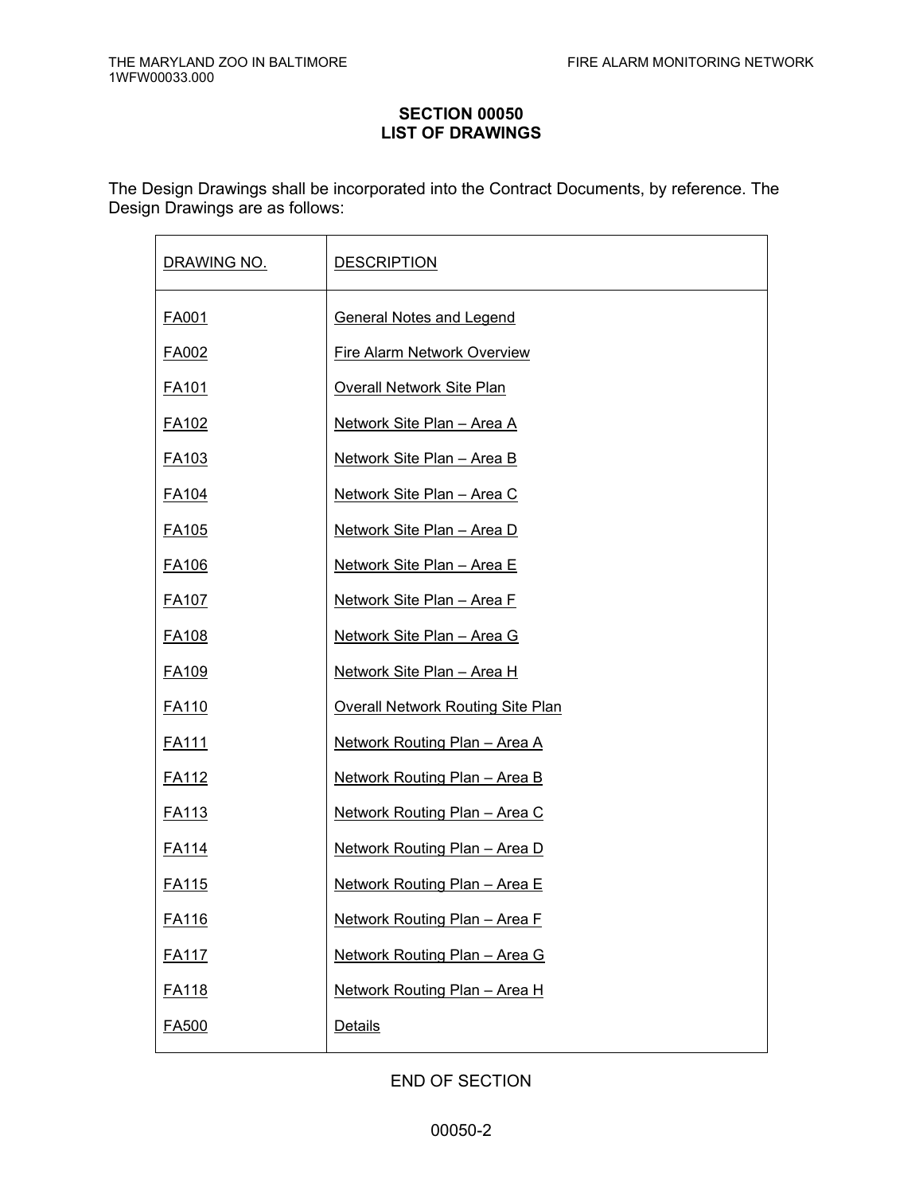# SECTION 00050
# LIST OF DRAWINGS

The Design Drawings shall be incorporated into the Contract Documents, by reference. The Design Drawings are as follows:

| DRAWING NO. | DESCRIPTION |
|---|---|
| FA001 | General Notes and Legend |
| FA002 | Fire Alarm Network Overview |
| FA101 | Overall Network Site Plan |
| FA102 | Network Site Plan – Area A |
| FA103 | Network Site Plan – Area B |
| FA104 | Network Site Plan – Area C |
| FA105 | Network Site Plan – Area D |
| FA106 | Network Site Plan – Area E |
| FA107 | Network Site Plan – Area F |
| FA108 | Network Site Plan – Area G |
| FA109 | Network Site Plan – Area H |
| FA110 | Overall Network Routing Site Plan |
| FA111 | Network Routing Plan – Area A |
| FA112 | Network Routing Plan – Area B |
| FA113 | Network Routing Plan – Area C |
| FA114 | Network Routing Plan – Area D |
| FA115 | Network Routing Plan – Area E |
| FA116 | Network Routing Plan – Area F |
| FA117 | Network Routing Plan – Area G |
| FA118 | Network Routing Plan – Area H |
| FA500 | Details |

END OF SECTION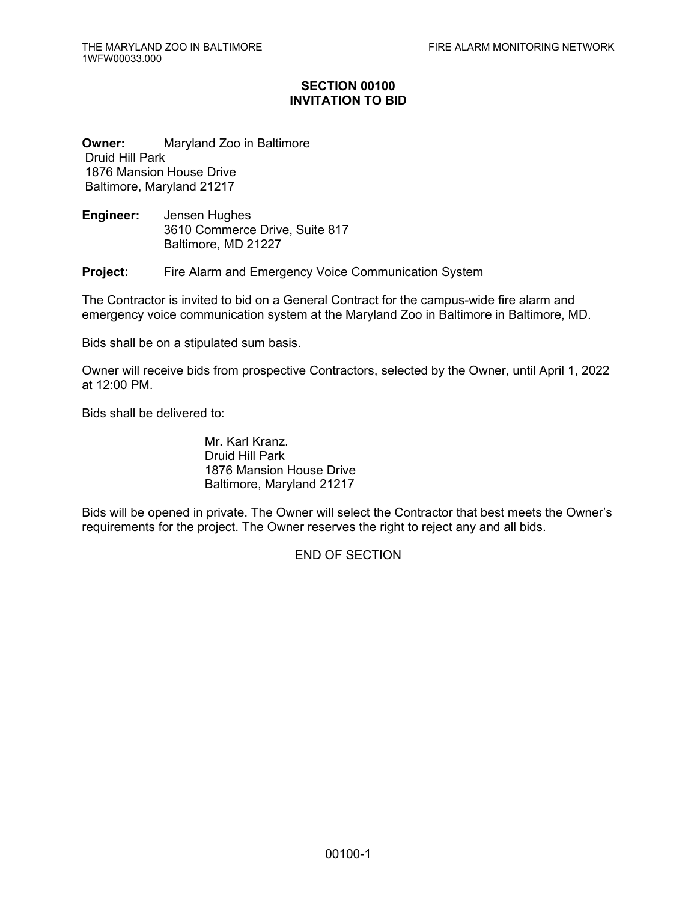# SECTION 00100
# INVITATION TO BID

**Owner:** Maryland Zoo in Baltimore
Druid Hill Park
1876 Mansion House Drive
Baltimore, Maryland 21217

**Engineer:** Jensen Hughes
3610 Commerce Drive, Suite 817
Baltimore, MD 21227

**Project:** Fire Alarm and Emergency Voice Communication System

The Contractor is invited to bid on a General Contract for the campus-wide fire alarm and emergency voice communication system at the Maryland Zoo in Baltimore in Baltimore, MD.

Bids shall be on a stipulated sum basis.

Owner will receive bids from prospective Contractors, selected by the Owner, until April 1, 2022 at 12:00 PM.

Bids shall be delivered to:

Mr. Karl Kranz.
Druid Hill Park
1876 Mansion House Drive
Baltimore, Maryland 21217

Bids will be opened in private. The Owner will select the Contractor that best meets the Owner's requirements for the project. The Owner reserves the right to reject any and all bids.

END OF SECTION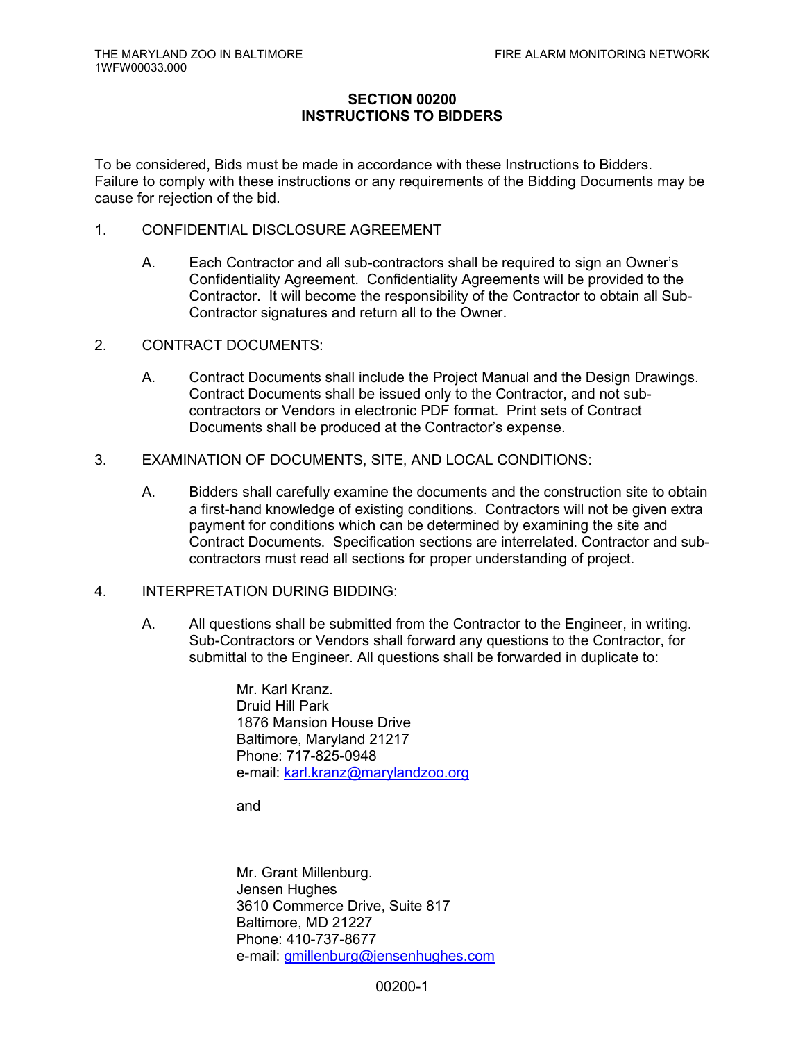# SECTION 00200
# INSTRUCTIONS TO BIDDERS

To be considered, Bids must be made in accordance with these Instructions to Bidders. Failure to comply with these instructions or any requirements of the Bidding Documents may be cause for rejection of the bid.

1. CONFIDENTIAL DISCLOSURE AGREEMENT

   A. Each Contractor and all sub-contractors shall be required to sign an Owner's Confidentiality Agreement. Confidentiality Agreements will be provided to the Contractor. It will become the responsibility of the Contractor to obtain all Sub-Contractor signatures and return all to the Owner.

2. CONTRACT DOCUMENTS:

   A. Contract Documents shall include the Project Manual and the Design Drawings. Contract Documents shall be issued only to the Contractor, and not sub-contractors or Vendors in electronic PDF format. Print sets of Contract Documents shall be produced at the Contractor's expense.

3. EXAMINATION OF DOCUMENTS, SITE, AND LOCAL CONDITIONS:

   A. Bidders shall carefully examine the documents and the construction site to obtain a first-hand knowledge of existing conditions. Contractors will not be given extra payment for conditions which can be determined by examining the site and Contract Documents. Specification sections are interrelated. Contractor and sub-contractors must read all sections for proper understanding of project.

4. INTERPRETATION DURING BIDDING:

   A. All questions shall be submitted from the Contractor to the Engineer, in writing. Sub-Contractors or Vendors shall forward any questions to the Contractor, for submittal to the Engineer. All questions shall be forwarded in duplicate to:

      Mr. Karl Kranz.
      Druid Hill Park
      1876 Mansion House Drive
      Baltimore, Maryland 21217
      Phone: 717-825-0948
      e-mail: karl.kranz@marylandzoo.org

      and

      Mr. Grant Millenburg.
      Jensen Hughes
      3610 Commerce Drive, Suite 817
      Baltimore, MD 21227
      Phone: 410-737-8677
      e-mail: gmillenburg@jensenhughes.com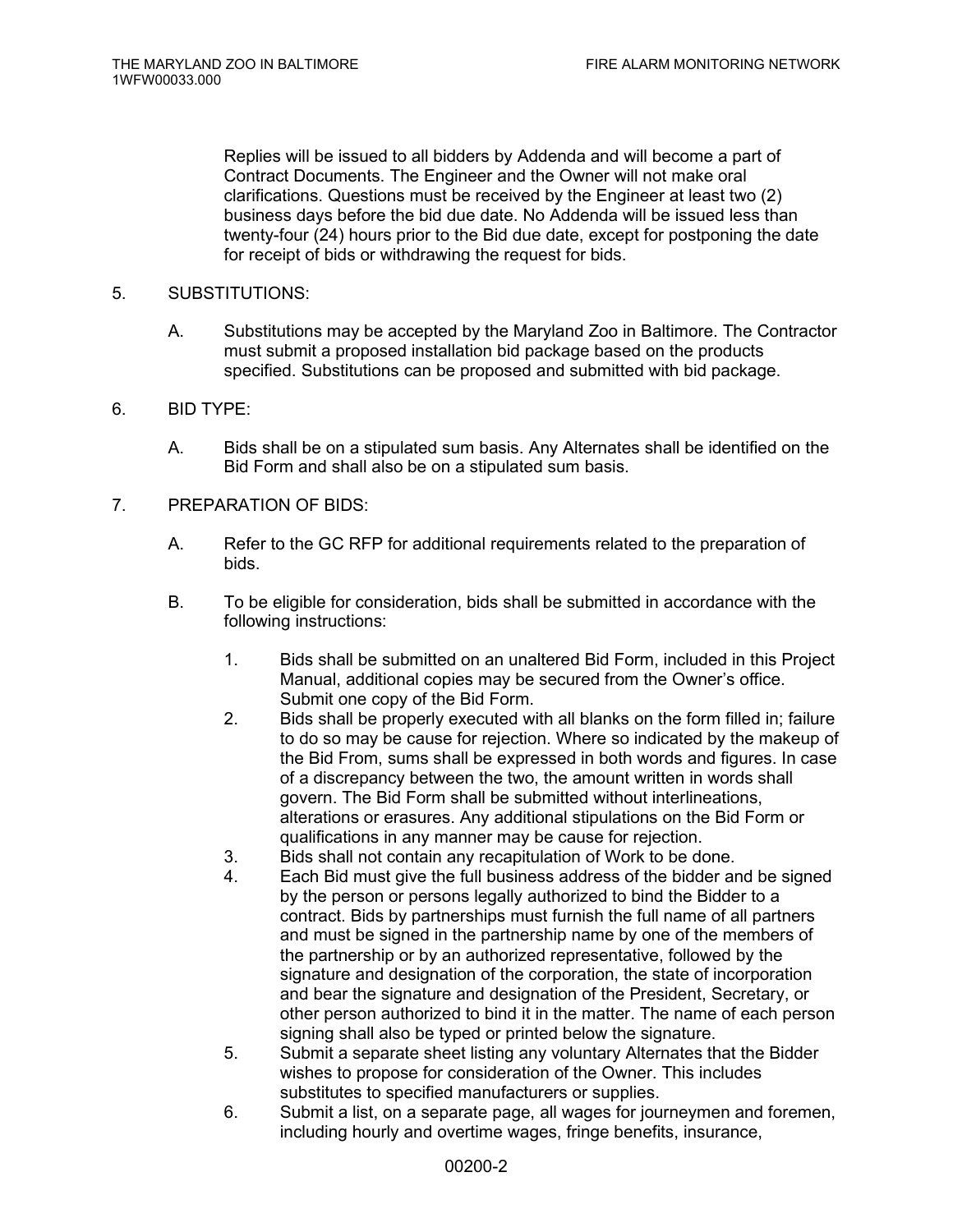Replies will be issued to all bidders by Addenda and will become a part of Contract Documents. The Engineer and the Owner will not make oral clarifications. Questions must be received by the Engineer at least two (2) business days before the bid due date. No Addenda will be issued less than twenty-four (24) hours prior to the Bid due date, except for postponing the date for receipt of bids or withdrawing the request for bids.

5. SUBSTITUTIONS:

   A. Substitutions may be accepted by the Maryland Zoo in Baltimore. The Contractor must submit a proposed installation bid package based on the products specified. Substitutions can be proposed and submitted with bid package.

6. BID TYPE:

   A. Bids shall be on a stipulated sum basis. Any Alternates shall be identified on the Bid Form and shall also be on a stipulated sum basis.

7. PREPARATION OF BIDS:

   A. Refer to the GC RFP for additional requirements related to the preparation of bids.

   B. To be eligible for consideration, bids shall be submitted in accordance with the following instructions:

      1. Bids shall be submitted on an unaltered Bid Form, included in this Project Manual, additional copies may be secured from the Owner's office. Submit one copy of the Bid Form.
      2. Bids shall be properly executed with all blanks on the form filled in; failure to do so may be cause for rejection. Where so indicated by the makeup of the Bid From, sums shall be expressed in both words and figures. In case of a discrepancy between the two, the amount written in words shall govern. The Bid Form shall be submitted without interlineations, alterations or erasures. Any additional stipulations on the Bid Form or qualifications in any manner may be cause for rejection.
      3. Bids shall not contain any recapitulation of Work to be done.
      4. Each Bid must give the full business address of the bidder and be signed by the person or persons legally authorized to bind the Bidder to a contract. Bids by partnerships must furnish the full name of all partners and must be signed in the partnership name by one of the members of the partnership or by an authorized representative, followed by the signature and designation of the corporation, the state of incorporation and bear the signature and designation of the President, Secretary, or other person authorized to bind it in the matter. The name of each person signing shall also be typed or printed below the signature.
      5. Submit a separate sheet listing any voluntary Alternates that the Bidder wishes to propose for consideration of the Owner. This includes substitutes to specified manufacturers or supplies.
      6. Submit a list, on a separate page, all wages for journeymen and foremen, including hourly and overtime wages, fringe benefits, insurance,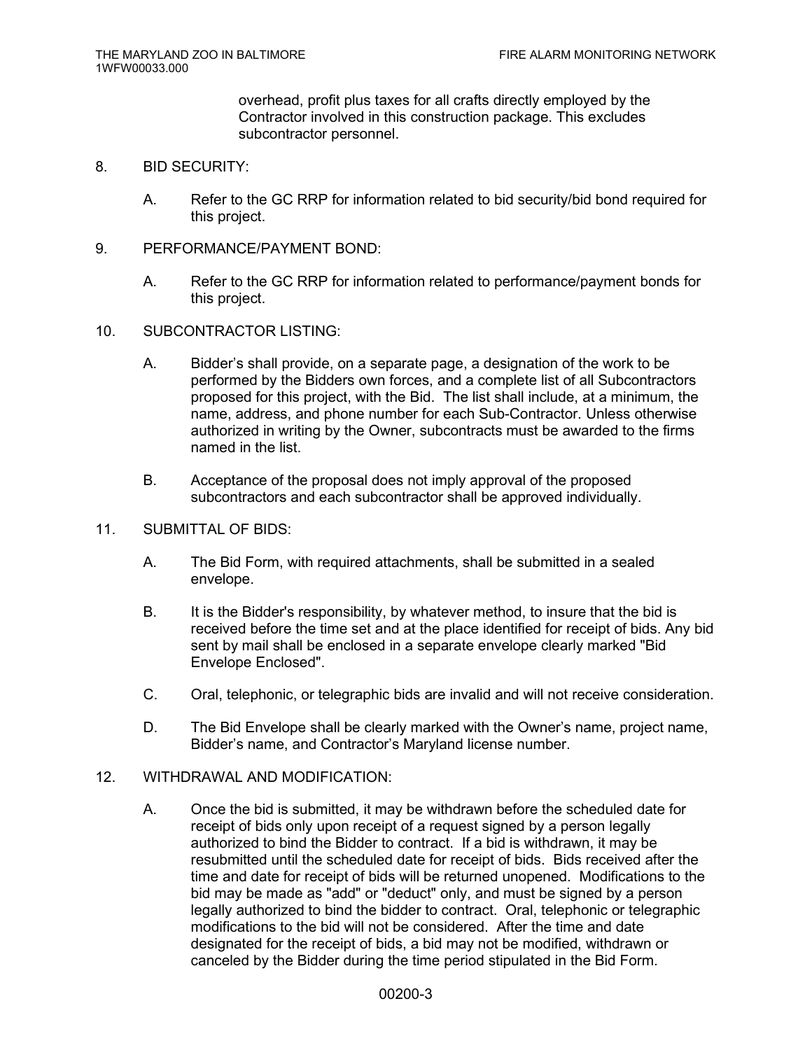overhead, profit plus taxes for all crafts directly employed by the Contractor involved in this construction package. This excludes subcontractor personnel.

8. BID SECURITY:

   A. Refer to the GC RRP for information related to bid security/bid bond required for this project.

9. PERFORMANCE/PAYMENT BOND:

   A. Refer to the GC RRP for information related to performance/payment bonds for this project.

10. SUBCONTRACTOR LISTING:

   A. Bidder's shall provide, on a separate page, a designation of the work to be performed by the Bidders own forces, and a complete list of all Subcontractors proposed for this project, with the Bid. The list shall include, at a minimum, the name, address, and phone number for each Sub-Contractor. Unless otherwise authorized in writing by the Owner, subcontracts must be awarded to the firms named in the list.

   B. Acceptance of the proposal does not imply approval of the proposed subcontractors and each subcontractor shall be approved individually.

11. SUBMITTAL OF BIDS:

   A. The Bid Form, with required attachments, shall be submitted in a sealed envelope.

   B. It is the Bidder's responsibility, by whatever method, to insure that the bid is received before the time set and at the place identified for receipt of bids. Any bid sent by mail shall be enclosed in a separate envelope clearly marked "Bid Envelope Enclosed".

   C. Oral, telephonic, or telegraphic bids are invalid and will not receive consideration.

   D. The Bid Envelope shall be clearly marked with the Owner's name, project name, Bidder's name, and Contractor's Maryland license number.

12. WITHDRAWAL AND MODIFICATION:

   A. Once the bid is submitted, it may be withdrawn before the scheduled date for receipt of bids only upon receipt of a request signed by a person legally authorized to bind the Bidder to contract. If a bid is withdrawn, it may be resubmitted until the scheduled date for receipt of bids. Bids received after the time and date for receipt of bids will be returned unopened. Modifications to the bid may be made as "add" or "deduct" only, and must be signed by a person legally authorized to bind the bidder to contract. Oral, telephonic or telegraphic modifications to the bid will not be considered. After the time and date designated for the receipt of bids, a bid may not be modified, withdrawn or canceled by the Bidder during the time period stipulated in the Bid Form.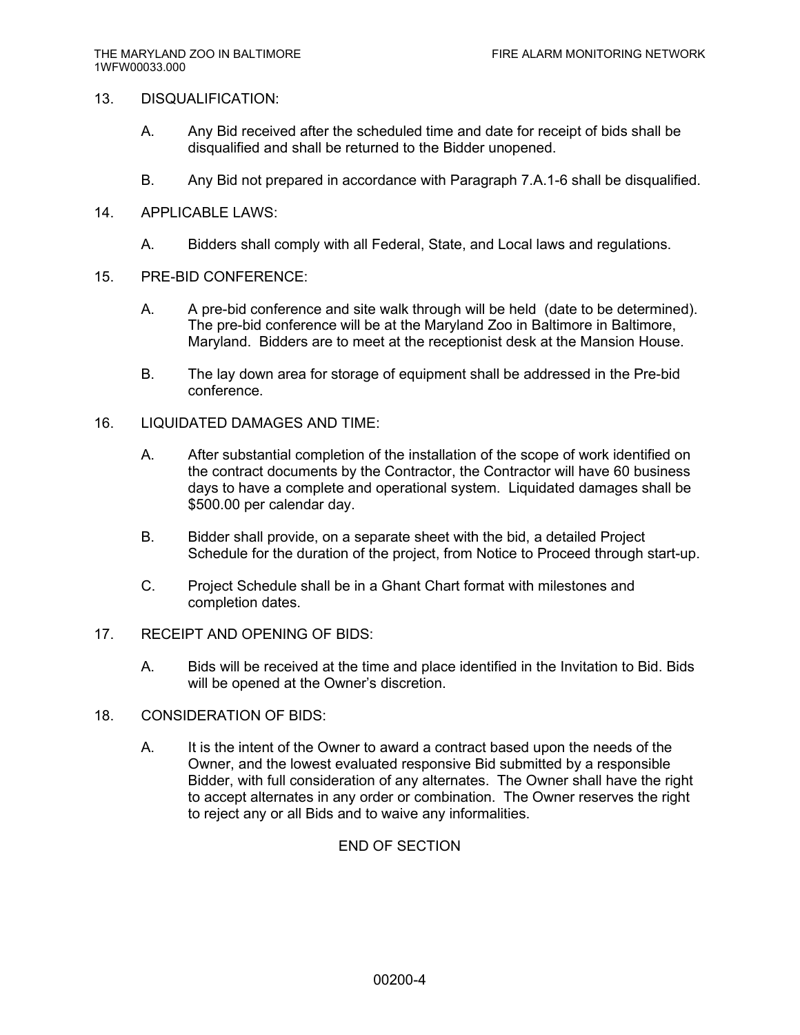13. DISQUALIFICATION:

    A. Any Bid received after the scheduled time and date for receipt of bids shall be disqualified and shall be returned to the Bidder unopened.

    B. Any Bid not prepared in accordance with Paragraph 7.A.1-6 shall be disqualified.

14. APPLICABLE LAWS:

    A. Bidders shall comply with all Federal, State, and Local laws and regulations.

15. PRE-BID CONFERENCE:

    A. A pre-bid conference and site walk through will be held (date to be determined). The pre-bid conference will be at the Maryland Zoo in Baltimore in Baltimore, Maryland. Bidders are to meet at the receptionist desk at the Mansion House.

    B. The lay down area for storage of equipment shall be addressed in the Pre-bid conference.

16. LIQUIDATED DAMAGES AND TIME:

    A. After substantial completion of the installation of the scope of work identified on the contract documents by the Contractor, the Contractor will have 60 business days to have a complete and operational system. Liquidated damages shall be $500.00 per calendar day.

    B. Bidder shall provide, on a separate sheet with the bid, a detailed Project Schedule for the duration of the project, from Notice to Proceed through start-up.

    C. Project Schedule shall be in a Ghant Chart format with milestones and completion dates.

17. RECEIPT AND OPENING OF BIDS:

    A. Bids will be received at the time and place identified in the Invitation to Bid. Bids will be opened at the Owner's discretion.

18. CONSIDERATION OF BIDS:

    A. It is the intent of the Owner to award a contract based upon the needs of the Owner, and the lowest evaluated responsive Bid submitted by a responsible Bidder, with full consideration of any alternates. The Owner shall have the right to accept alternates in any order or combination. The Owner reserves the right to reject any or all Bids and to waive any informalities.

END OF SECTION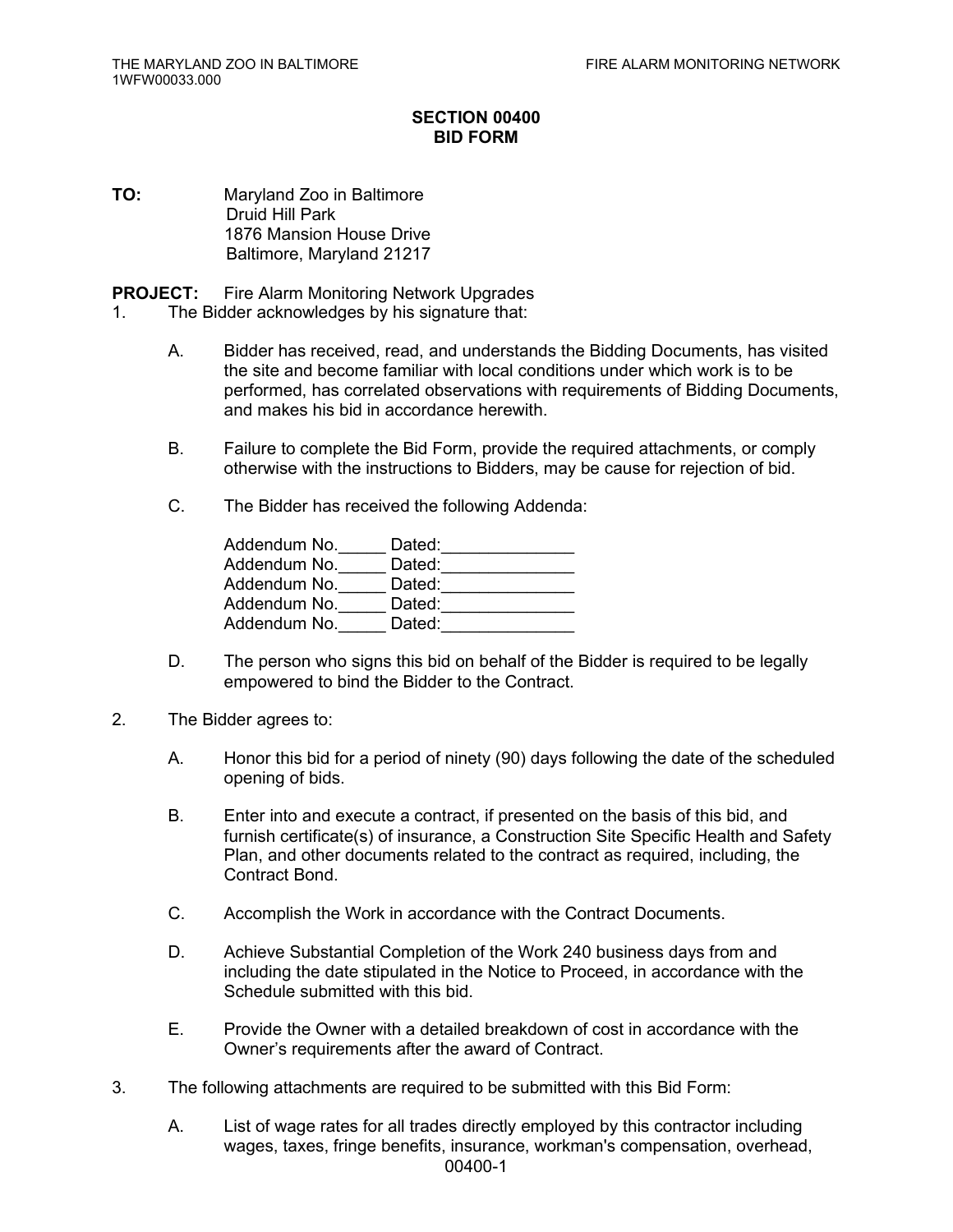# SECTION 00400
# BID FORM

**TO:** Maryland Zoo in Baltimore
Druid Hill Park
1876 Mansion House Drive
Baltimore, Maryland 21217

**PROJECT:** Fire Alarm Monitoring Network Upgrades

1. The Bidder acknowledges by his signature that:

   A. Bidder has received, read, and understands the Bidding Documents, has visited the site and become familiar with local conditions under which work is to be performed, has correlated observations with requirements of Bidding Documents, and makes his bid in accordance herewith.

   B. Failure to complete the Bid Form, provide the required attachments, or comply otherwise with the instructions to Bidders, may be cause for rejection of bid.

   C. The Bidder has received the following Addenda:

      Addendum No.\_\_\_\_\_ Dated:\_\_\_\_\_\_\_\_\_\_\_\_\_\_
      Addendum No.\_\_\_\_\_ Dated:\_\_\_\_\_\_\_\_\_\_\_\_\_\_
      Addendum No.\_\_\_\_\_ Dated:\_\_\_\_\_\_\_\_\_\_\_\_\_\_
      Addendum No.\_\_\_\_\_ Dated:\_\_\_\_\_\_\_\_\_\_\_\_\_\_
      Addendum No.\_\_\_\_\_ Dated:\_\_\_\_\_\_\_\_\_\_\_\_\_\_

   D. The person who signs this bid on behalf of the Bidder is required to be legally empowered to bind the Bidder to the Contract.

2. The Bidder agrees to:

   A. Honor this bid for a period of ninety (90) days following the date of the scheduled opening of bids.

   B. Enter into and execute a contract, if presented on the basis of this bid, and furnish certificate(s) of insurance, a Construction Site Specific Health and Safety Plan, and other documents related to the contract as required, including, the Contract Bond.

   C. Accomplish the Work in accordance with the Contract Documents.

   D. Achieve Substantial Completion of the Work 240 business days from and including the date stipulated in the Notice to Proceed, in accordance with the Schedule submitted with this bid.

   E. Provide the Owner with a detailed breakdown of cost in accordance with the Owner's requirements after the award of Contract.

3. The following attachments are required to be submitted with this Bid Form:

   A. List of wage rates for all trades directly employed by this contractor including wages, taxes, fringe benefits, insurance, workman's compensation, overhead,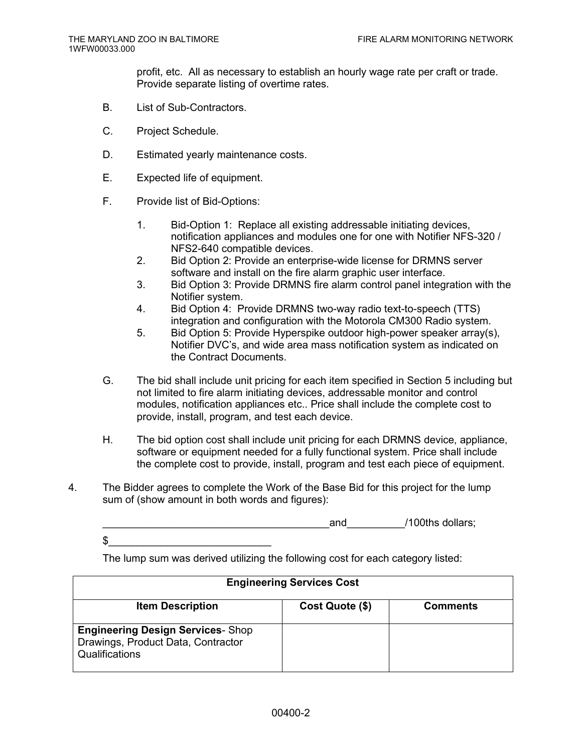profit, etc. All as necessary to establish an hourly wage rate per craft or trade. Provide separate listing of overtime rates.

B. List of Sub-Contractors.

C. Project Schedule.

D. Estimated yearly maintenance costs.

E. Expected life of equipment.

F. Provide list of Bid-Options:

1. Bid-Option 1: Replace all existing addressable initiating devices, notification appliances and modules one for one with Notifier NFS-320 / NFS2-640 compatible devices.
2. Bid Option 2: Provide an enterprise-wide license for DRMNS server software and install on the fire alarm graphic user interface.
3. Bid Option 3: Provide DRMNS fire alarm control panel integration with the Notifier system.
4. Bid Option 4: Provide DRMNS two-way radio text-to-speech (TTS) integration and configuration with the Motorola CM300 Radio system.
5. Bid Option 5: Provide Hyperspike outdoor high-power speaker array(s), Notifier DVC's, and wide area mass notification system as indicated on the Contract Documents.

G. The bid shall include unit pricing for each item specified in Section 5 including but not limited to fire alarm initiating devices, addressable monitor and control modules, notification appliances etc.. Price shall include the complete cost to provide, install, program, and test each device.

H. The bid option cost shall include unit pricing for each DRMNS device, appliance, software or equipment needed for a fully functional system. Price shall include the complete cost to provide, install, program and test each piece of equipment.

4. The Bidder agrees to complete the Work of the Base Bid for this project for the lump sum of (show amount in both words and figures):

_______________________________________and__________/100ths dollars;

$____________________________

The lump sum was derived utilizing the following cost for each category listed:

| Engineering Services Cost | | |
|---|---|---|
| **Item Description** | **Cost Quote ($)** | **Comments** |
| **Engineering Design Services**- Shop Drawings, Product Data, Contractor Qualifications | | |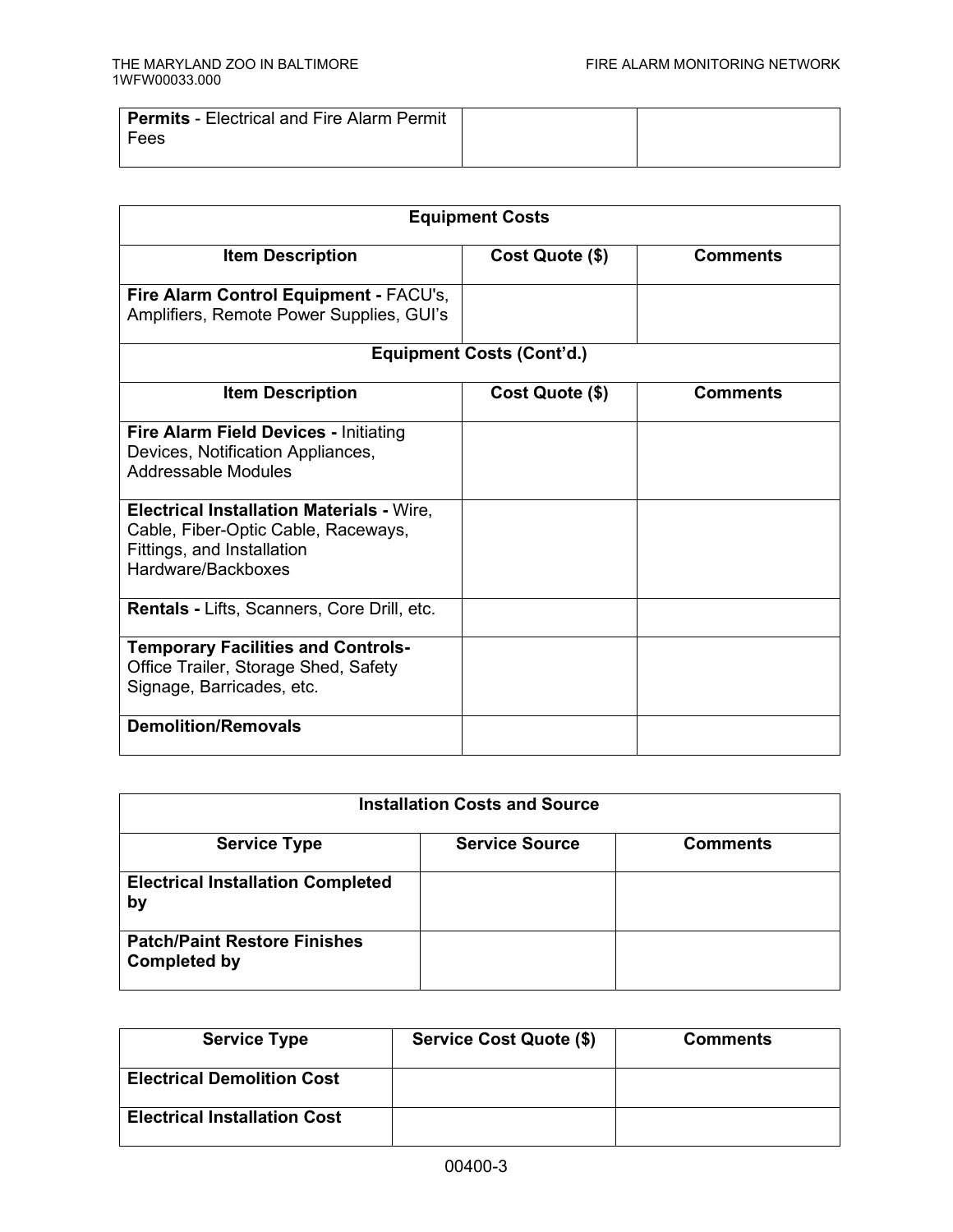| **Permits** - Electrical and Fire Alarm Permit Fees | | |
|---|---|---|

| **Equipment Costs** | | |
|---|---|---|
| **Item Description** | **Cost Quote ($)** | **Comments** |
| **Fire Alarm Control Equipment -** FACU's, Amplifiers, Remote Power Supplies, GUI's | | |
| **Equipment Costs (Cont'd.)** | | |
| **Item Description** | **Cost Quote ($)** | **Comments** |
| **Fire Alarm Field Devices -** Initiating Devices, Notification Appliances, Addressable Modules | | |
| **Electrical Installation Materials -** Wire, Cable, Fiber-Optic Cable, Raceways, Fittings, and Installation Hardware/Backboxes | | |
| **Rentals -** Lifts, Scanners, Core Drill, etc. | | |
| **Temporary Facilities and Controls-** Office Trailer, Storage Shed, Safety Signage, Barricades, etc. | | |
| **Demolition/Removals** | | |

| **Installation Costs and Source** | | |
|---|---|---|
| **Service Type** | **Service Source** | **Comments** |
| **Electrical Installation Completed by** | | |
| **Patch/Paint Restore Finishes Completed by** | | |

| **Service Type** | **Service Cost Quote ($)** | **Comments** |
|---|---|---|
| **Electrical Demolition Cost** | | |
| **Electrical Installation Cost** | | |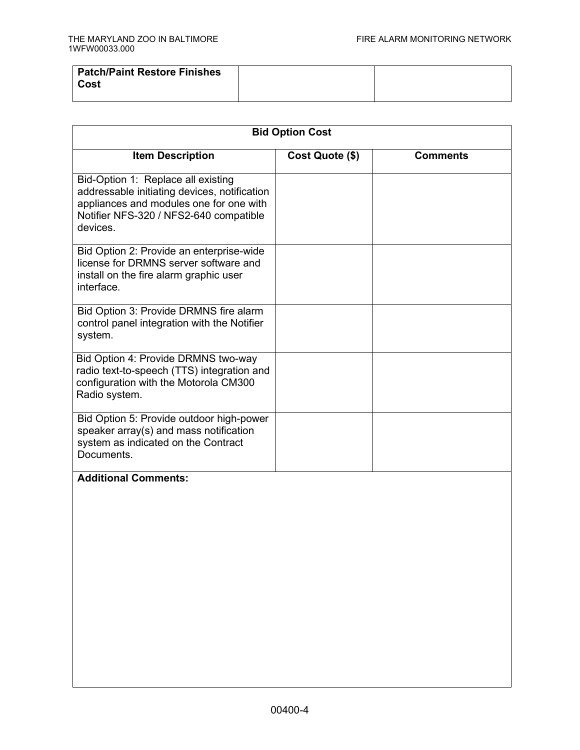| Patch/Paint Restore Finishes Cost | | |
|---|---|---|

| Bid Option Cost | | |
|---|---|---|
| **Item Description** | **Cost Quote ($)** | **Comments** |
| Bid-Option 1: Replace all existing addressable initiating devices, notification appliances and modules one for one with Notifier NFS-320 / NFS2-640 compatible devices. | | |
| Bid Option 2: Provide an enterprise-wide license for DRMNS server software and install on the fire alarm graphic user interface. | | |
| Bid Option 3: Provide DRMNS fire alarm control panel integration with the Notifier system. | | |
| Bid Option 4: Provide DRMNS two-way radio text-to-speech (TTS) integration and configuration with the Motorola CM300 Radio system. | | |
| Bid Option 5: Provide outdoor high-power speaker array(s) and mass notification system as indicated on the Contract Documents. | | |
| **Additional Comments:** | | |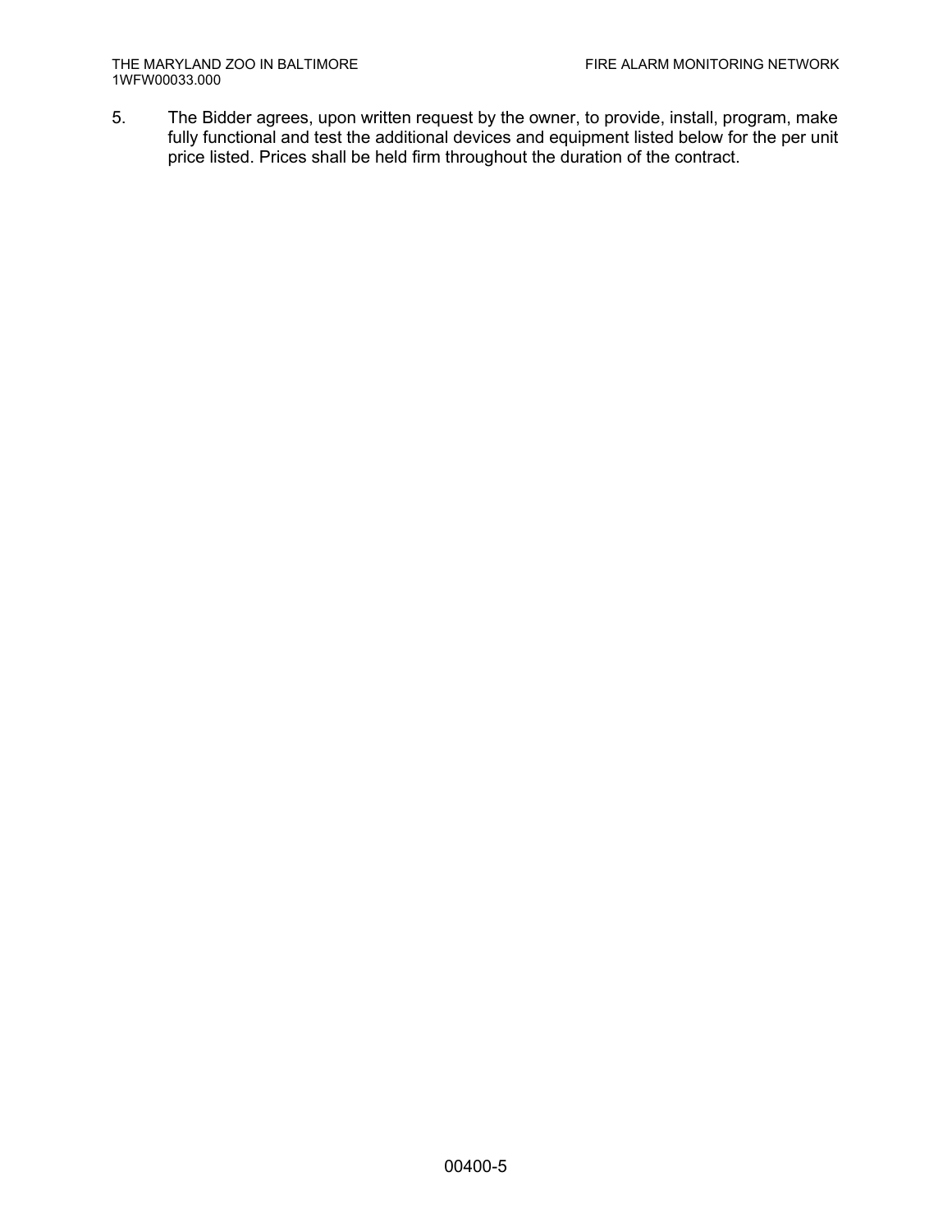5. The Bidder agrees, upon written request by the owner, to provide, install, program, make fully functional and test the additional devices and equipment listed below for the per unit price listed. Prices shall be held firm throughout the duration of the contract.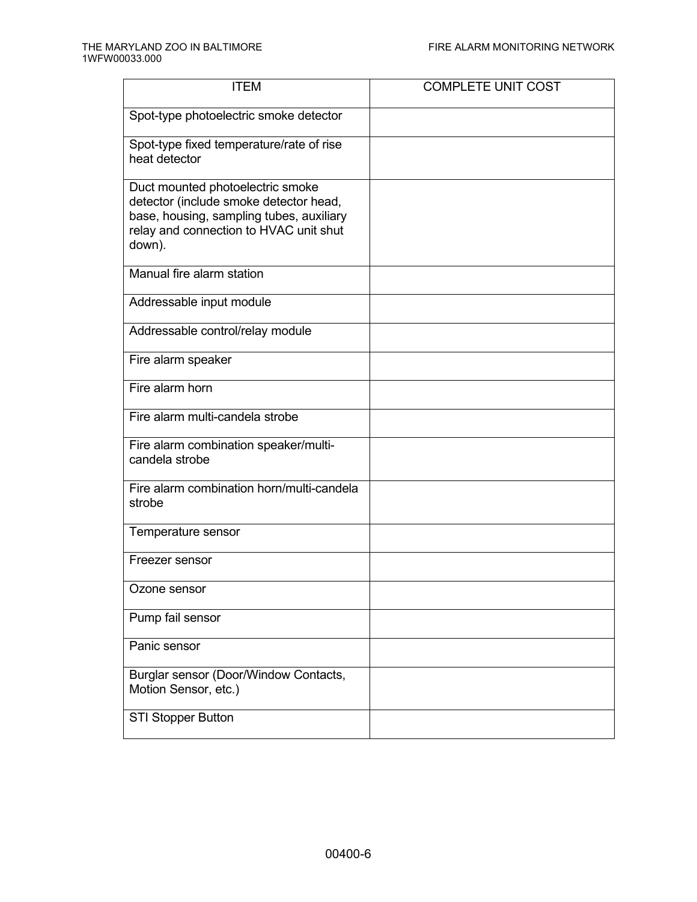| ITEM | COMPLETE UNIT COST |
|---|---|
| Spot-type photoelectric smoke detector | |
| Spot-type fixed temperature/rate of rise heat detector | |
| Duct mounted photoelectric smoke detector (include smoke detector head, base, housing, sampling tubes, auxiliary relay and connection to HVAC unit shut down). | |
| Manual fire alarm station | |
| Addressable input module | |
| Addressable control/relay module | |
| Fire alarm speaker | |
| Fire alarm horn | |
| Fire alarm multi-candela strobe | |
| Fire alarm combination speaker/multi-candela strobe | |
| Fire alarm combination horn/multi-candela strobe | |
| Temperature sensor | |
| Freezer sensor | |
| Ozone sensor | |
| Pump fail sensor | |
| Panic sensor | |
| Burglar sensor (Door/Window Contacts, Motion Sensor, etc.) | |
| STI Stopper Button | |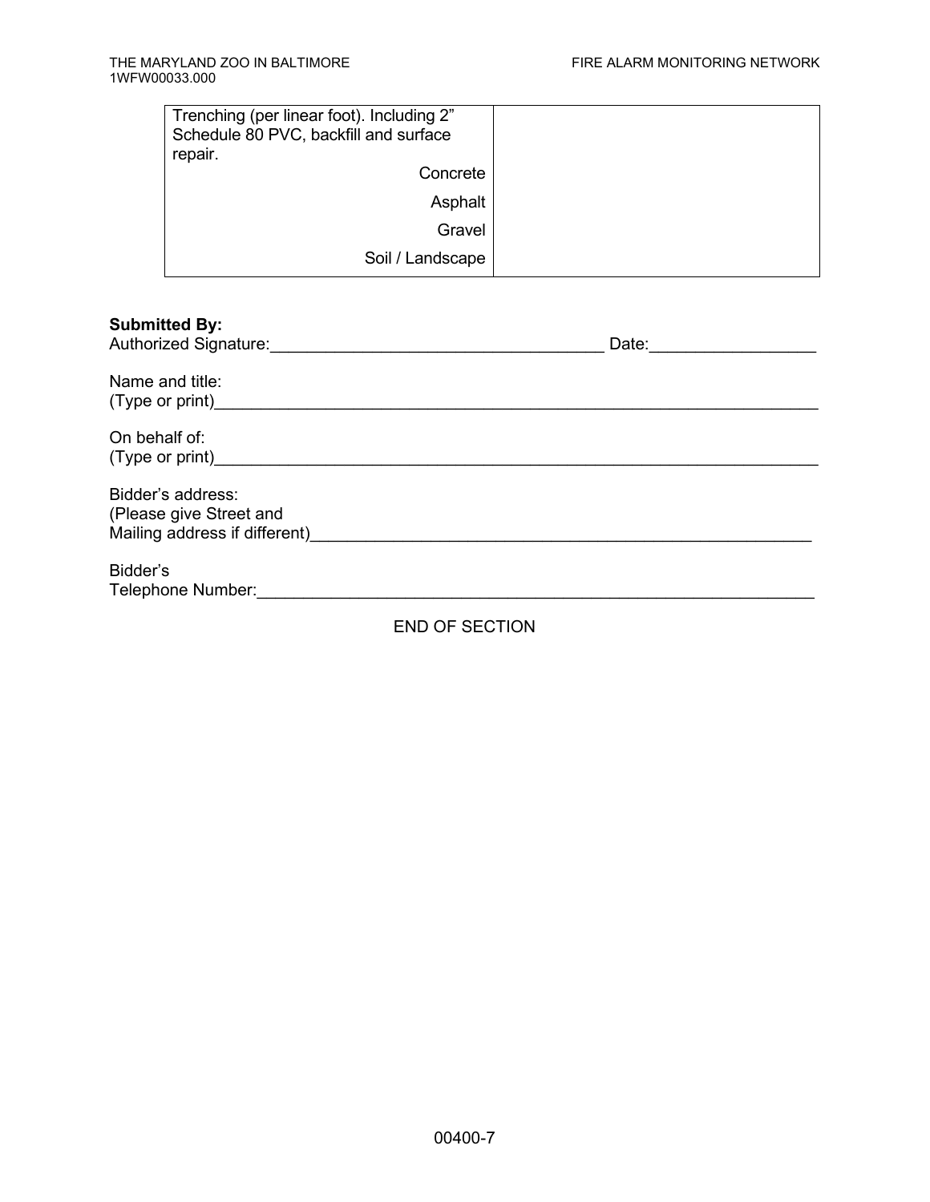| Trenching (per linear foot). Including 2" Schedule 80 PVC, backfill and surface repair. | |
|---|---|
| Concrete | |
| Asphalt | |
| Gravel | |
| Soil / Landscape | |

**Submitted By:**

Authorized Signature:_____________________________________ Date:_________________

Name and title:
(Type or print)_________________________________________________________________

On behalf of:
(Type or print)_________________________________________________________________

Bidder's address:
(Please give Street and
Mailing address if different)_______________________________________________________

Bidder's
Telephone Number:______________________________________________________________

END OF SECTION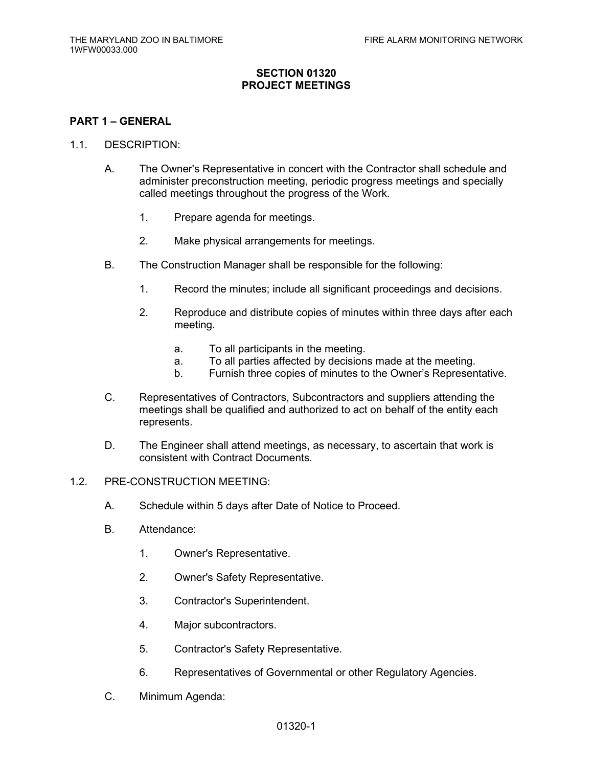# SECTION 01320
# PROJECT MEETINGS

## PART 1 – GENERAL

1.1. DESCRIPTION:

A. The Owner's Representative in concert with the Contractor shall schedule and administer preconstruction meeting, periodic progress meetings and specially called meetings throughout the progress of the Work.

1. Prepare agenda for meetings.

2. Make physical arrangements for meetings.

B. The Construction Manager shall be responsible for the following:

1. Record the minutes; include all significant proceedings and decisions.

2. Reproduce and distribute copies of minutes within three days after each meeting.

   a. To all participants in the meeting.
   a. To all parties affected by decisions made at the meeting.
   b. Furnish three copies of minutes to the Owner's Representative.

C. Representatives of Contractors, Subcontractors and suppliers attending the meetings shall be qualified and authorized to act on behalf of the entity each represents.

D. The Engineer shall attend meetings, as necessary, to ascertain that work is consistent with Contract Documents.

1.2. PRE-CONSTRUCTION MEETING:

A. Schedule within 5 days after Date of Notice to Proceed.

B. Attendance:

1. Owner's Representative.

2. Owner's Safety Representative.

3. Contractor's Superintendent.

4. Major subcontractors.

5. Contractor's Safety Representative.

6. Representatives of Governmental or other Regulatory Agencies.

C. Minimum Agenda: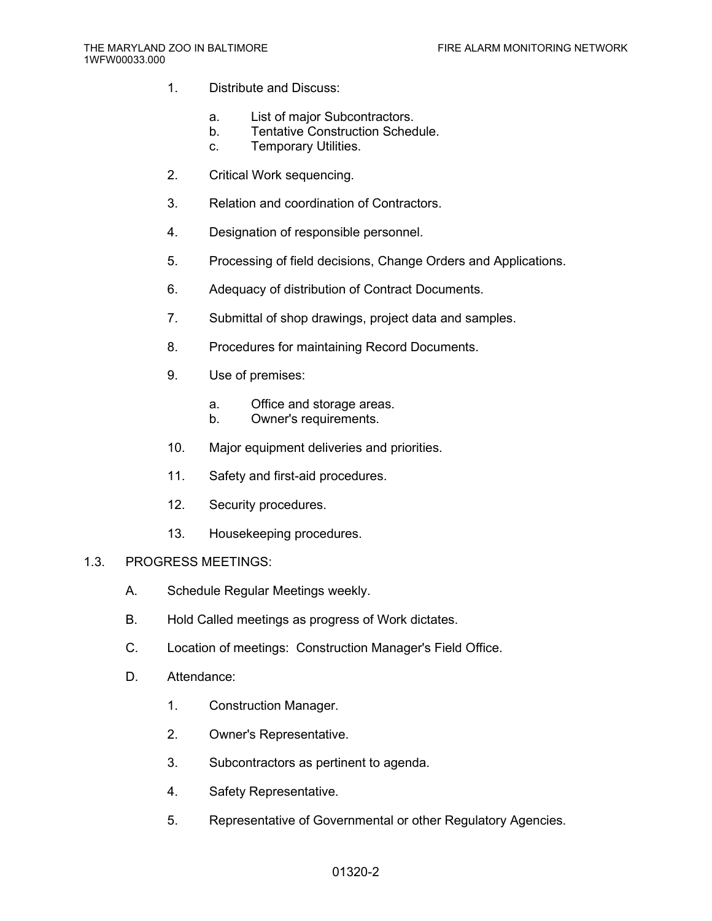1. Distribute and Discuss:

   a. List of major Subcontractors.
   b. Tentative Construction Schedule.
   c. Temporary Utilities.

2. Critical Work sequencing.

3. Relation and coordination of Contractors.

4. Designation of responsible personnel.

5. Processing of field decisions, Change Orders and Applications.

6. Adequacy of distribution of Contract Documents.

7. Submittal of shop drawings, project data and samples.

8. Procedures for maintaining Record Documents.

9. Use of premises:

   a. Office and storage areas.
   b. Owner's requirements.

10. Major equipment deliveries and priorities.

11. Safety and first-aid procedures.

12. Security procedures.

13. Housekeeping procedures.

## 1.3. PROGRESS MEETINGS:

A. Schedule Regular Meetings weekly.

B. Hold Called meetings as progress of Work dictates.

C. Location of meetings: Construction Manager's Field Office.

D. Attendance:

1. Construction Manager.

2. Owner's Representative.

3. Subcontractors as pertinent to agenda.

4. Safety Representative.

5. Representative of Governmental or other Regulatory Agencies.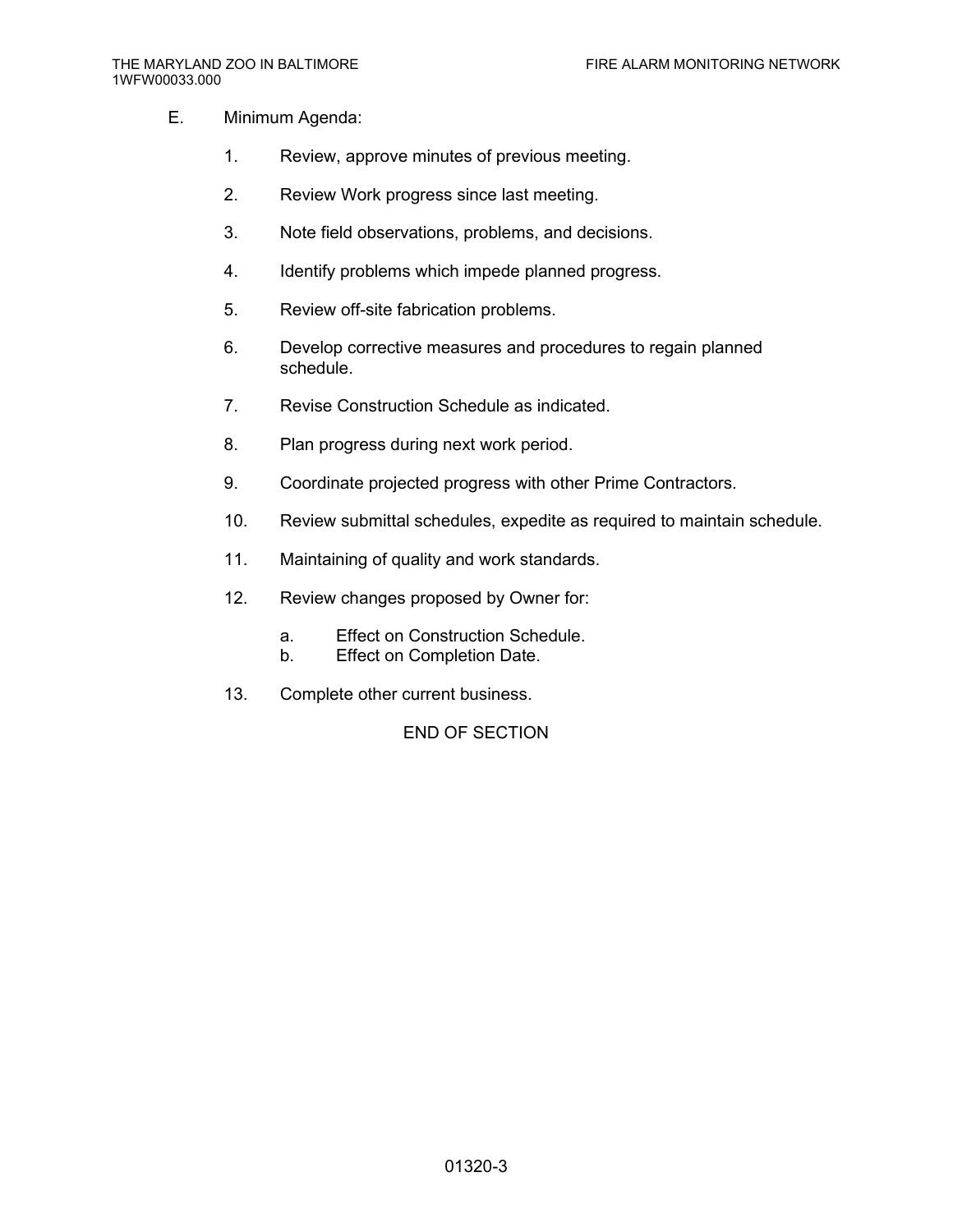E. Minimum Agenda:

1. Review, approve minutes of previous meeting.

2. Review Work progress since last meeting.

3. Note field observations, problems, and decisions.

4. Identify problems which impede planned progress.

5. Review off-site fabrication problems.

6. Develop corrective measures and procedures to regain planned schedule.

7. Revise Construction Schedule as indicated.

8. Plan progress during next work period.

9. Coordinate projected progress with other Prime Contractors.

10. Review submittal schedules, expedite as required to maintain schedule.

11. Maintaining of quality and work standards.

12. Review changes proposed by Owner for:

    a. Effect on Construction Schedule.
    b. Effect on Completion Date.

13. Complete other current business.

END OF SECTION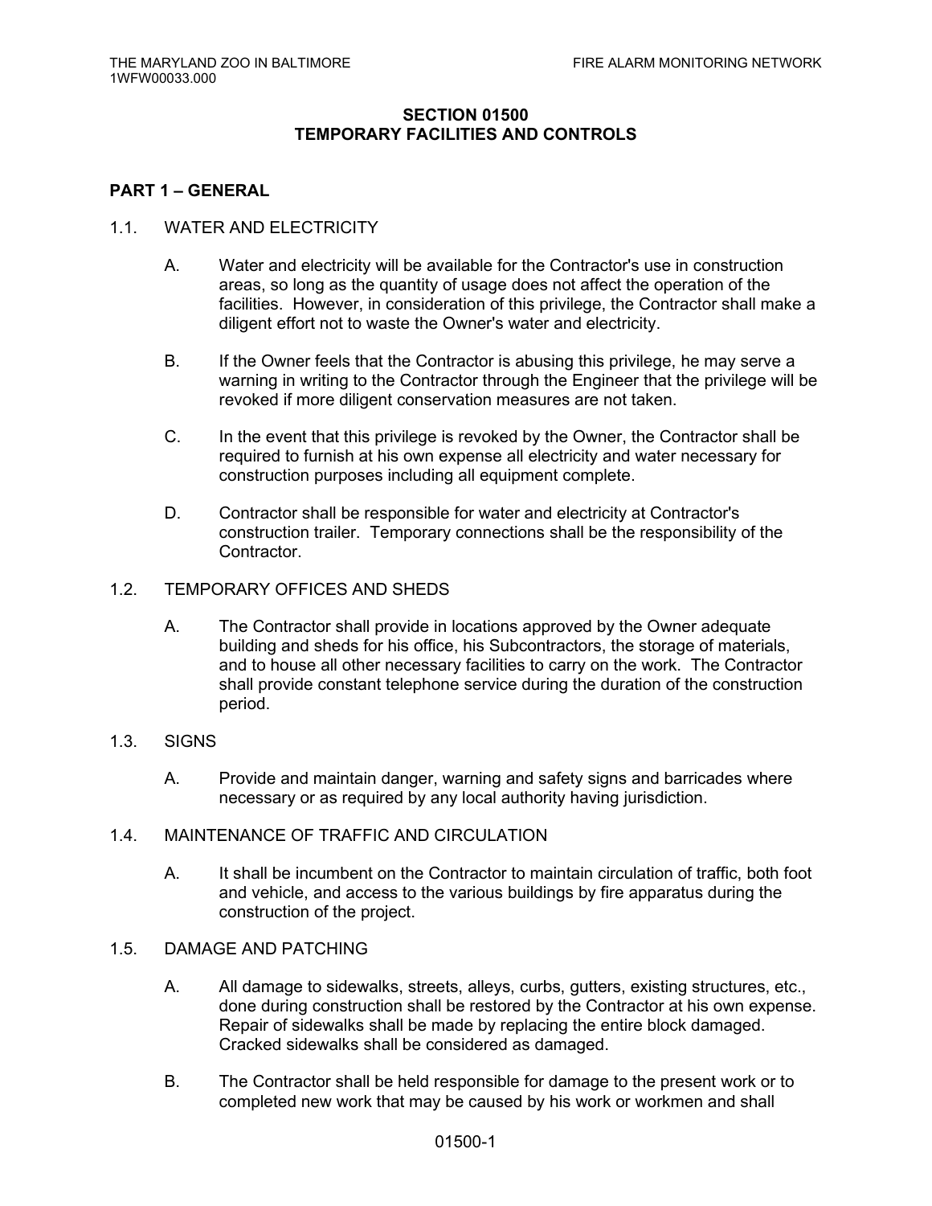## SECTION 01500
## TEMPORARY FACILITIES AND CONTROLS

### PART 1 – GENERAL

1.1. WATER AND ELECTRICITY

A. Water and electricity will be available for the Contractor's use in construction areas, so long as the quantity of usage does not affect the operation of the facilities. However, in consideration of this privilege, the Contractor shall make a diligent effort not to waste the Owner's water and electricity.

B. If the Owner feels that the Contractor is abusing this privilege, he may serve a warning in writing to the Contractor through the Engineer that the privilege will be revoked if more diligent conservation measures are not taken.

C. In the event that this privilege is revoked by the Owner, the Contractor shall be required to furnish at his own expense all electricity and water necessary for construction purposes including all equipment complete.

D. Contractor shall be responsible for water and electricity at Contractor's construction trailer. Temporary connections shall be the responsibility of the Contractor.

1.2. TEMPORARY OFFICES AND SHEDS

A. The Contractor shall provide in locations approved by the Owner adequate building and sheds for his office, his Subcontractors, the storage of materials, and to house all other necessary facilities to carry on the work. The Contractor shall provide constant telephone service during the duration of the construction period.

1.3. SIGNS

A. Provide and maintain danger, warning and safety signs and barricades where necessary or as required by any local authority having jurisdiction.

1.4. MAINTENANCE OF TRAFFIC AND CIRCULATION

A. It shall be incumbent on the Contractor to maintain circulation of traffic, both foot and vehicle, and access to the various buildings by fire apparatus during the construction of the project.

1.5. DAMAGE AND PATCHING

A. All damage to sidewalks, streets, alleys, curbs, gutters, existing structures, etc., done during construction shall be restored by the Contractor at his own expense. Repair of sidewalks shall be made by replacing the entire block damaged. Cracked sidewalks shall be considered as damaged.

B. The Contractor shall be held responsible for damage to the present work or to completed new work that may be caused by his work or workmen and shall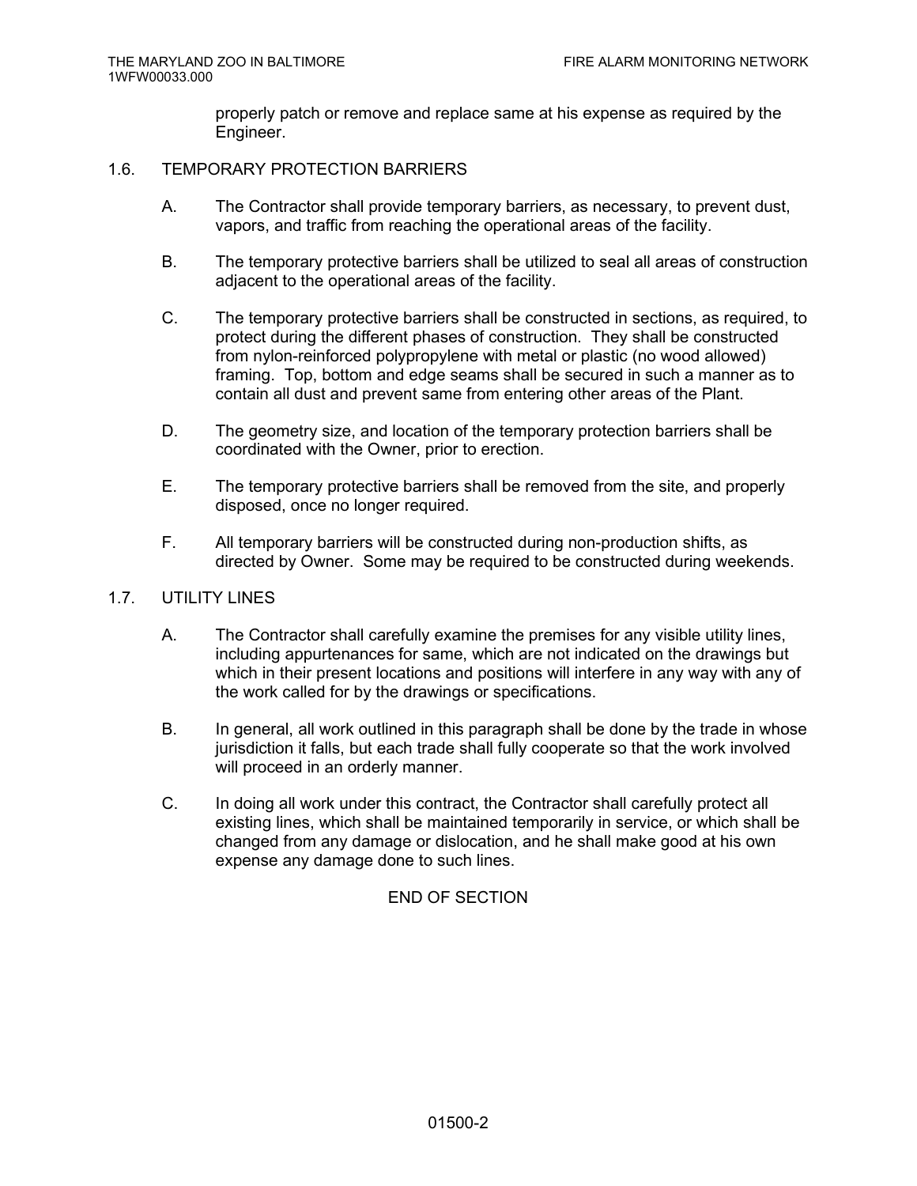properly patch or remove and replace same at his expense as required by the Engineer.

## 1.6. TEMPORARY PROTECTION BARRIERS

A. The Contractor shall provide temporary barriers, as necessary, to prevent dust, vapors, and traffic from reaching the operational areas of the facility.

B. The temporary protective barriers shall be utilized to seal all areas of construction adjacent to the operational areas of the facility.

C. The temporary protective barriers shall be constructed in sections, as required, to protect during the different phases of construction. They shall be constructed from nylon-reinforced polypropylene with metal or plastic (no wood allowed) framing. Top, bottom and edge seams shall be secured in such a manner as to contain all dust and prevent same from entering other areas of the Plant.

D. The geometry size, and location of the temporary protection barriers shall be coordinated with the Owner, prior to erection.

E. The temporary protective barriers shall be removed from the site, and properly disposed, once no longer required.

F. All temporary barriers will be constructed during non-production shifts, as directed by Owner. Some may be required to be constructed during weekends.

## 1.7. UTILITY LINES

A. The Contractor shall carefully examine the premises for any visible utility lines, including appurtenances for same, which are not indicated on the drawings but which in their present locations and positions will interfere in any way with any of the work called for by the drawings or specifications.

B. In general, all work outlined in this paragraph shall be done by the trade in whose jurisdiction it falls, but each trade shall fully cooperate so that the work involved will proceed in an orderly manner.

C. In doing all work under this contract, the Contractor shall carefully protect all existing lines, which shall be maintained temporarily in service, or which shall be changed from any damage or dislocation, and he shall make good at his own expense any damage done to such lines.

END OF SECTION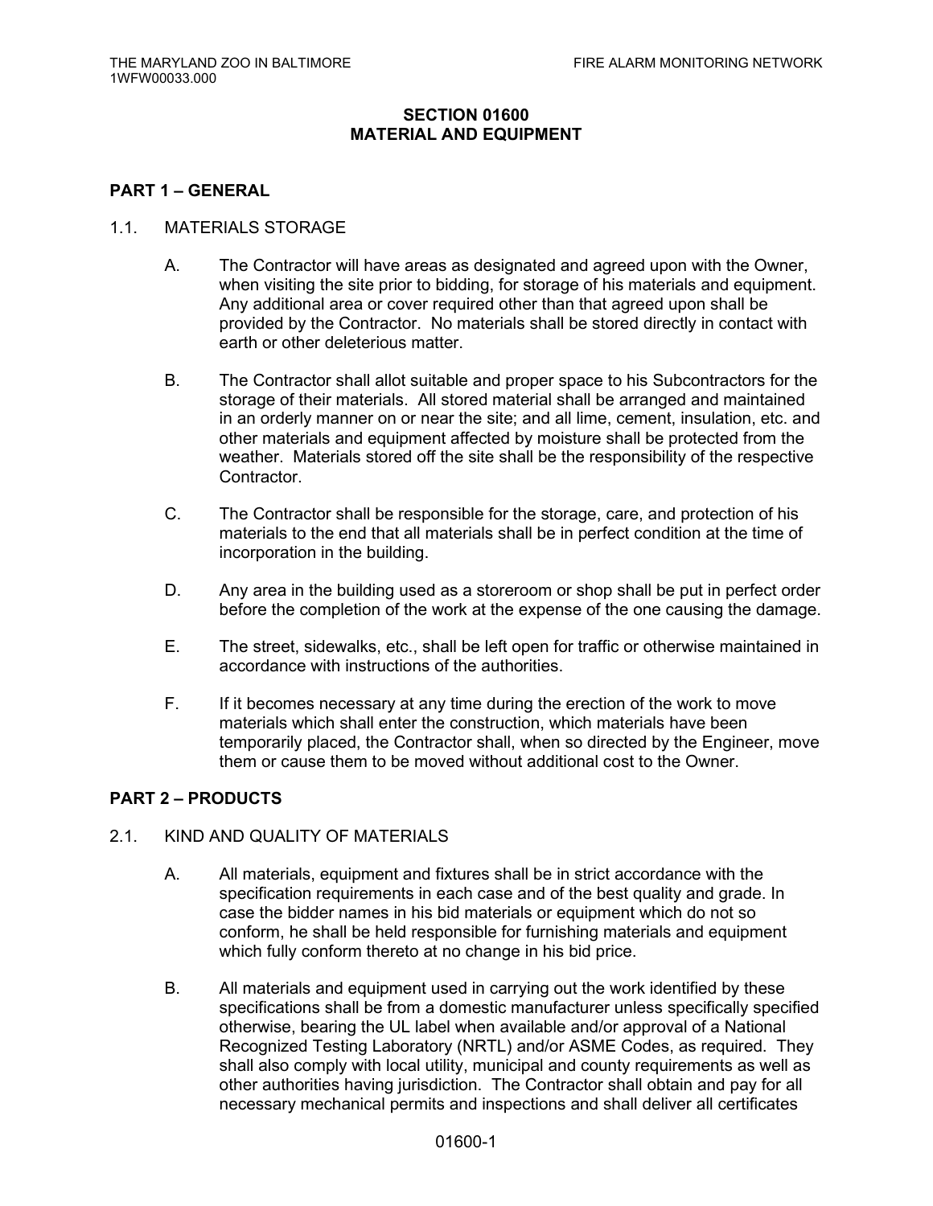## SECTION 01600
## MATERIAL AND EQUIPMENT

### PART 1 – GENERAL

1.1. MATERIALS STORAGE

A. The Contractor will have areas as designated and agreed upon with the Owner, when visiting the site prior to bidding, for storage of his materials and equipment. Any additional area or cover required other than that agreed upon shall be provided by the Contractor. No materials shall be stored directly in contact with earth or other deleterious matter.

B. The Contractor shall allot suitable and proper space to his Subcontractors for the storage of their materials. All stored material shall be arranged and maintained in an orderly manner on or near the site; and all lime, cement, insulation, etc. and other materials and equipment affected by moisture shall be protected from the weather. Materials stored off the site shall be the responsibility of the respective Contractor.

C. The Contractor shall be responsible for the storage, care, and protection of his materials to the end that all materials shall be in perfect condition at the time of incorporation in the building.

D. Any area in the building used as a storeroom or shop shall be put in perfect order before the completion of the work at the expense of the one causing the damage.

E. The street, sidewalks, etc., shall be left open for traffic or otherwise maintained in accordance with instructions of the authorities.

F. If it becomes necessary at any time during the erection of the work to move materials which shall enter the construction, which materials have been temporarily placed, the Contractor shall, when so directed by the Engineer, move them or cause them to be moved without additional cost to the Owner.

### PART 2 – PRODUCTS

2.1. KIND AND QUALITY OF MATERIALS

A. All materials, equipment and fixtures shall be in strict accordance with the specification requirements in each case and of the best quality and grade. In case the bidder names in his bid materials or equipment which do not so conform, he shall be held responsible for furnishing materials and equipment which fully conform thereto at no change in his bid price.

B. All materials and equipment used in carrying out the work identified by these specifications shall be from a domestic manufacturer unless specifically specified otherwise, bearing the UL label when available and/or approval of a National Recognized Testing Laboratory (NRTL) and/or ASME Codes, as required. They shall also comply with local utility, municipal and county requirements as well as other authorities having jurisdiction. The Contractor shall obtain and pay for all necessary mechanical permits and inspections and shall deliver all certificates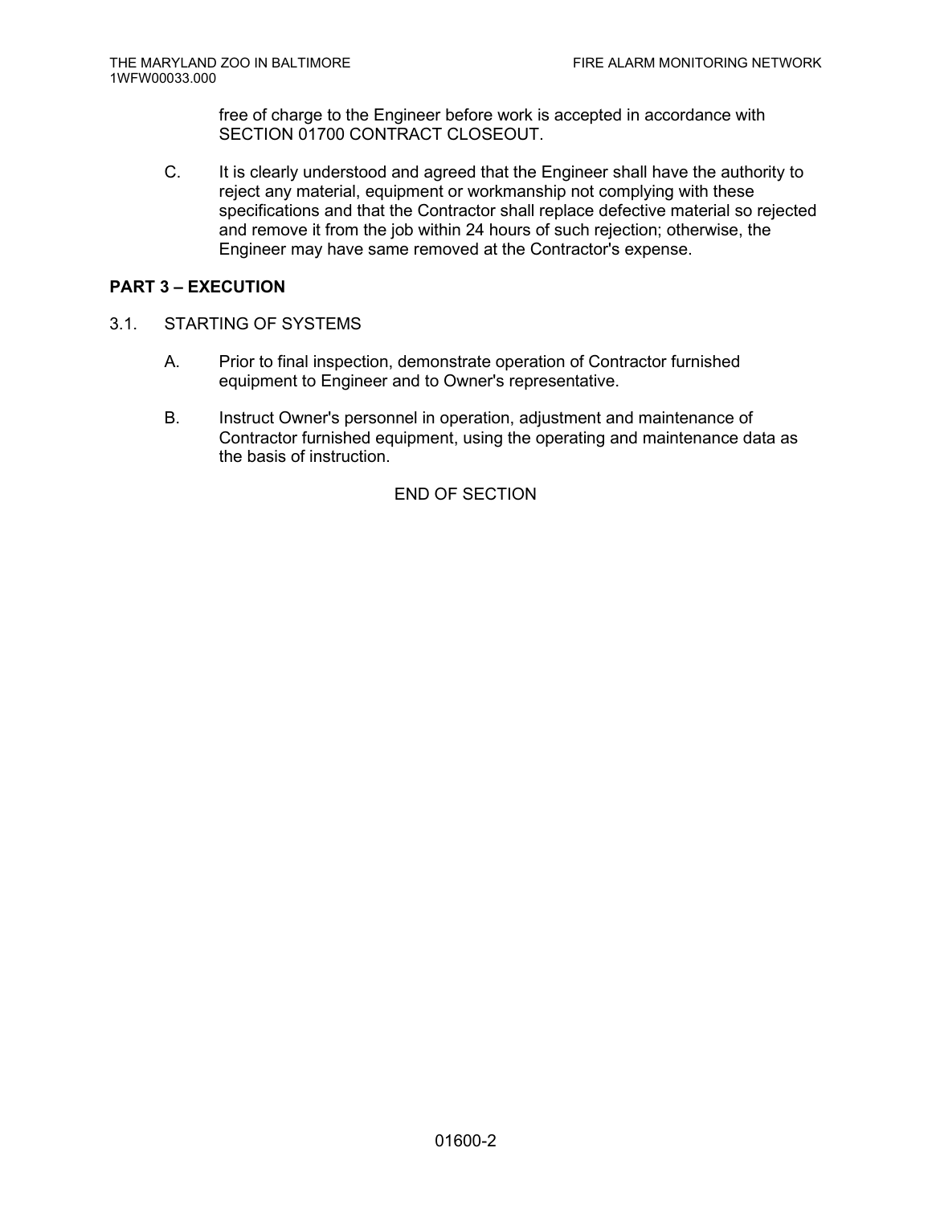free of charge to the Engineer before work is accepted in accordance with SECTION 01700 CONTRACT CLOSEOUT.

C. It is clearly understood and agreed that the Engineer shall have the authority to reject any material, equipment or workmanship not complying with these specifications and that the Contractor shall replace defective material so rejected and remove it from the job within 24 hours of such rejection; otherwise, the Engineer may have same removed at the Contractor's expense.

## PART 3 – EXECUTION

3.1. STARTING OF SYSTEMS

A. Prior to final inspection, demonstrate operation of Contractor furnished equipment to Engineer and to Owner's representative.

B. Instruct Owner's personnel in operation, adjustment and maintenance of Contractor furnished equipment, using the operating and maintenance data as the basis of instruction.

END OF SECTION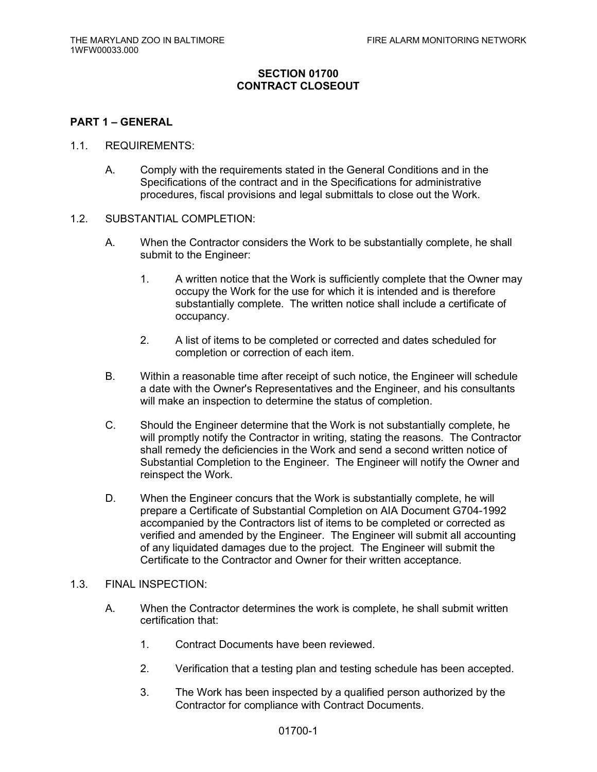# SECTION 01700
# CONTRACT CLOSEOUT

## PART 1 – GENERAL

1.1. REQUIREMENTS:

A. Comply with the requirements stated in the General Conditions and in the Specifications of the contract and in the Specifications for administrative procedures, fiscal provisions and legal submittals to close out the Work.

1.2. SUBSTANTIAL COMPLETION:

A. When the Contractor considers the Work to be substantially complete, he shall submit to the Engineer:

1. A written notice that the Work is sufficiently complete that the Owner may occupy the Work for the use for which it is intended and is therefore substantially complete. The written notice shall include a certificate of occupancy.

2. A list of items to be completed or corrected and dates scheduled for completion or correction of each item.

B. Within a reasonable time after receipt of such notice, the Engineer will schedule a date with the Owner's Representatives and the Engineer, and his consultants will make an inspection to determine the status of completion.

C. Should the Engineer determine that the Work is not substantially complete, he will promptly notify the Contractor in writing, stating the reasons. The Contractor shall remedy the deficiencies in the Work and send a second written notice of Substantial Completion to the Engineer. The Engineer will notify the Owner and reinspect the Work.

D. When the Engineer concurs that the Work is substantially complete, he will prepare a Certificate of Substantial Completion on AIA Document G704-1992 accompanied by the Contractors list of items to be completed or corrected as verified and amended by the Engineer. The Engineer will submit all accounting of any liquidated damages due to the project. The Engineer will submit the Certificate to the Contractor and Owner for their written acceptance.

1.3. FINAL INSPECTION:

A. When the Contractor determines the work is complete, he shall submit written certification that:

1. Contract Documents have been reviewed.

2. Verification that a testing plan and testing schedule has been accepted.

3. The Work has been inspected by a qualified person authorized by the Contractor for compliance with Contract Documents.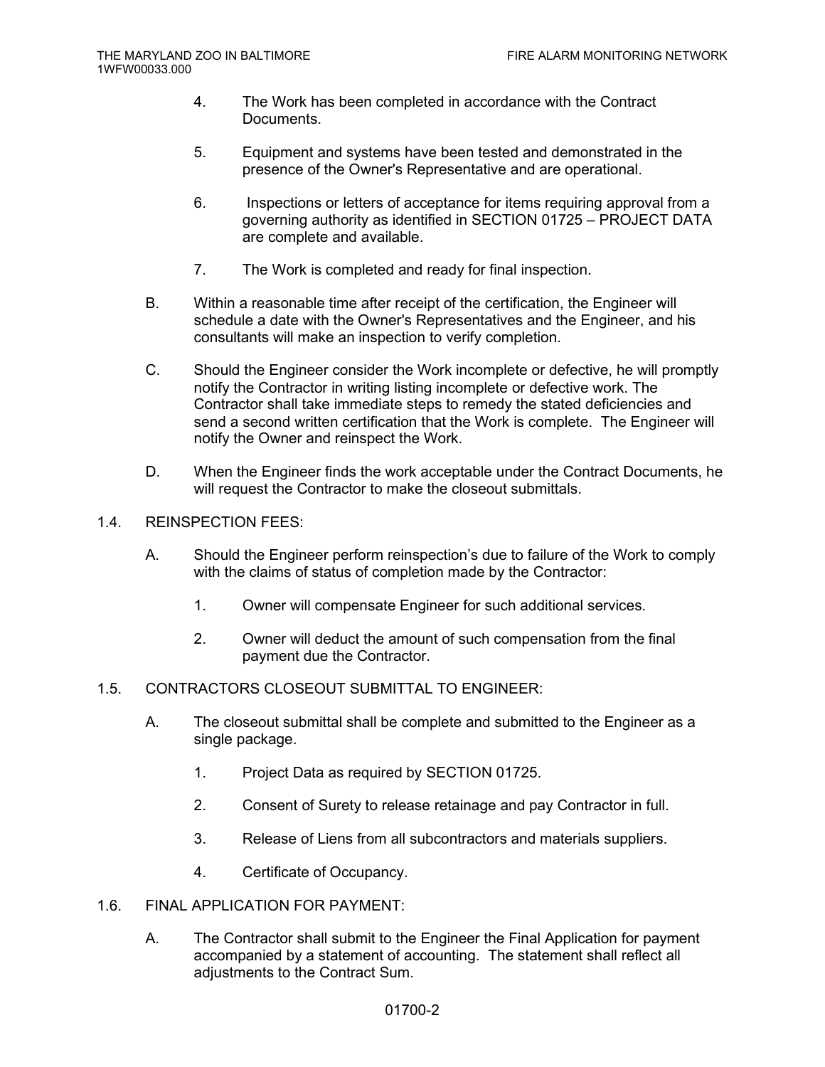4. The Work has been completed in accordance with the Contract Documents.

5. Equipment and systems have been tested and demonstrated in the presence of the Owner's Representative and are operational.

6. Inspections or letters of acceptance for items requiring approval from a governing authority as identified in SECTION 01725 – PROJECT DATA are complete and available.

7. The Work is completed and ready for final inspection.

B. Within a reasonable time after receipt of the certification, the Engineer will schedule a date with the Owner's Representatives and the Engineer, and his consultants will make an inspection to verify completion.

C. Should the Engineer consider the Work incomplete or defective, he will promptly notify the Contractor in writing listing incomplete or defective work. The Contractor shall take immediate steps to remedy the stated deficiencies and send a second written certification that the Work is complete. The Engineer will notify the Owner and reinspect the Work.

D. When the Engineer finds the work acceptable under the Contract Documents, he will request the Contractor to make the closeout submittals.

## 1.4. REINSPECTION FEES:

A. Should the Engineer perform reinspection's due to failure of the Work to comply with the claims of status of completion made by the Contractor:

1. Owner will compensate Engineer for such additional services.

2. Owner will deduct the amount of such compensation from the final payment due the Contractor.

## 1.5. CONTRACTORS CLOSEOUT SUBMITTAL TO ENGINEER:

A. The closeout submittal shall be complete and submitted to the Engineer as a single package.

1. Project Data as required by SECTION 01725.

2. Consent of Surety to release retainage and pay Contractor in full.

3. Release of Liens from all subcontractors and materials suppliers.

4. Certificate of Occupancy.

## 1.6. FINAL APPLICATION FOR PAYMENT:

A. The Contractor shall submit to the Engineer the Final Application for payment accompanied by a statement of accounting. The statement shall reflect all adjustments to the Contract Sum.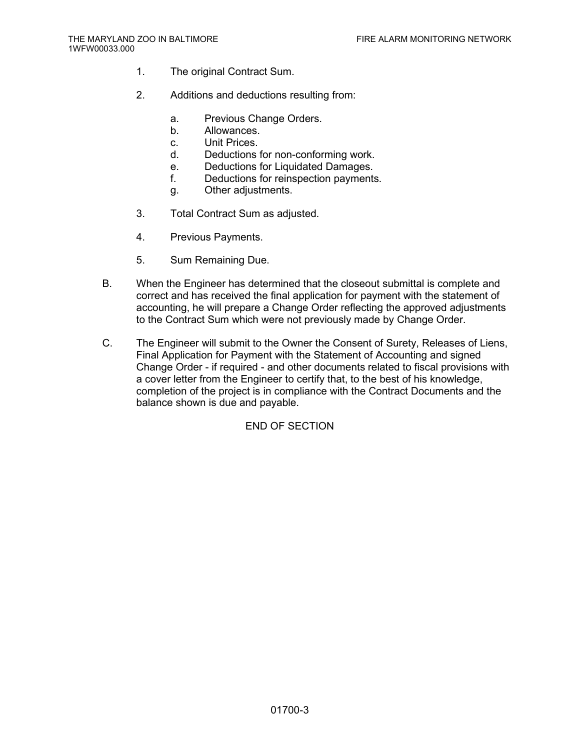1. The original Contract Sum.

2. Additions and deductions resulting from:

    a. Previous Change Orders.
    b. Allowances.
    c. Unit Prices.
    d. Deductions for non-conforming work.
    e. Deductions for Liquidated Damages.
    f. Deductions for reinspection payments.
    g. Other adjustments.

3. Total Contract Sum as adjusted.

4. Previous Payments.

5. Sum Remaining Due.

B. When the Engineer has determined that the closeout submittal is complete and correct and has received the final application for payment with the statement of accounting, he will prepare a Change Order reflecting the approved adjustments to the Contract Sum which were not previously made by Change Order.

C. The Engineer will submit to the Owner the Consent of Surety, Releases of Liens, Final Application for Payment with the Statement of Accounting and signed Change Order - if required - and other documents related to fiscal provisions with a cover letter from the Engineer to certify that, to the best of his knowledge, completion of the project is in compliance with the Contract Documents and the balance shown is due and payable.

END OF SECTION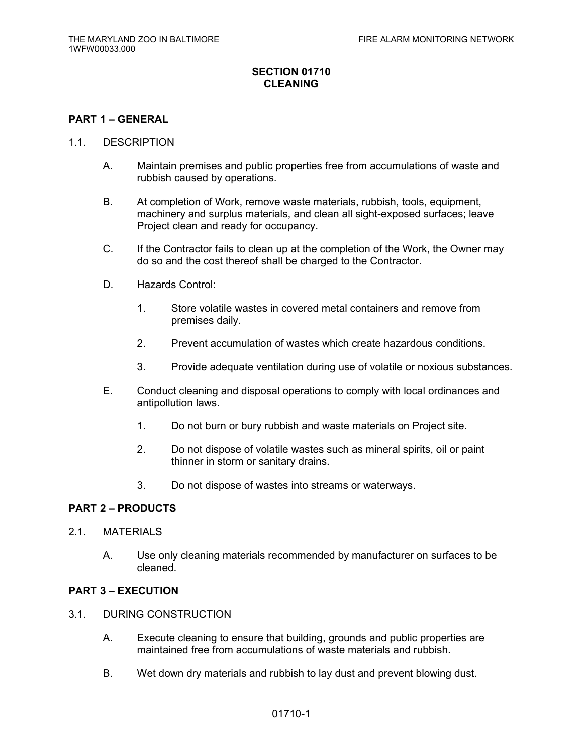# SECTION 01710
# CLEANING

## PART 1 – GENERAL

### 1.1. DESCRIPTION

A. Maintain premises and public properties free from accumulations of waste and rubbish caused by operations.

B. At completion of Work, remove waste materials, rubbish, tools, equipment, machinery and surplus materials, and clean all sight-exposed surfaces; leave Project clean and ready for occupancy.

C. If the Contractor fails to clean up at the completion of the Work, the Owner may do so and the cost thereof shall be charged to the Contractor.

D. Hazards Control:

1. Store volatile wastes in covered metal containers and remove from premises daily.
2. Prevent accumulation of wastes which create hazardous conditions.
3. Provide adequate ventilation during use of volatile or noxious substances.

E. Conduct cleaning and disposal operations to comply with local ordinances and antipollution laws.

1. Do not burn or bury rubbish and waste materials on Project site.
2. Do not dispose of volatile wastes such as mineral spirits, oil or paint thinner in storm or sanitary drains.
3. Do not dispose of wastes into streams or waterways.

## PART 2 – PRODUCTS

### 2.1. MATERIALS

A. Use only cleaning materials recommended by manufacturer on surfaces to be cleaned.

## PART 3 – EXECUTION

### 3.1. DURING CONSTRUCTION

A. Execute cleaning to ensure that building, grounds and public properties are maintained free from accumulations of waste materials and rubbish.

B. Wet down dry materials and rubbish to lay dust and prevent blowing dust.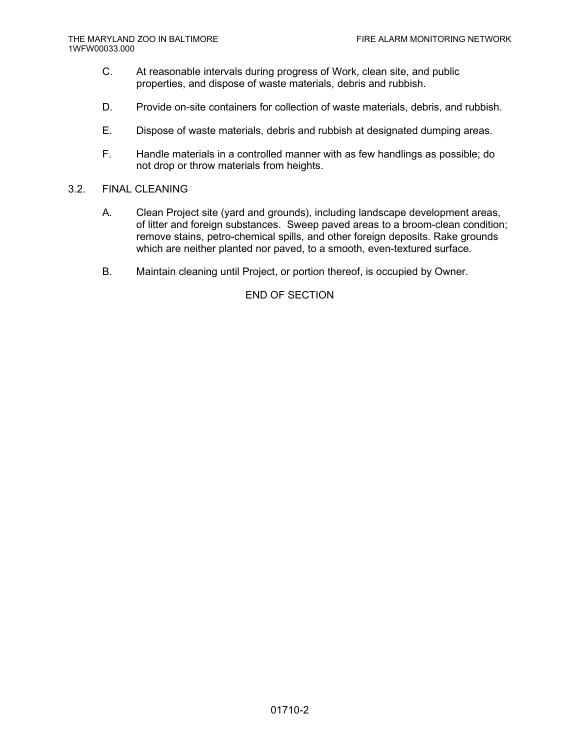C. At reasonable intervals during progress of Work, clean site, and public properties, and dispose of waste materials, debris and rubbish.

D. Provide on-site containers for collection of waste materials, debris, and rubbish.

E. Dispose of waste materials, debris and rubbish at designated dumping areas.

F. Handle materials in a controlled manner with as few handlings as possible; do not drop or throw materials from heights.

## 3.2. FINAL CLEANING

A. Clean Project site (yard and grounds), including landscape development areas, of litter and foreign substances. Sweep paved areas to a broom-clean condition; remove stains, petro-chemical spills, and other foreign deposits. Rake grounds which are neither planted nor paved, to a smooth, even-textured surface.

B. Maintain cleaning until Project, or portion thereof, is occupied by Owner.

END OF SECTION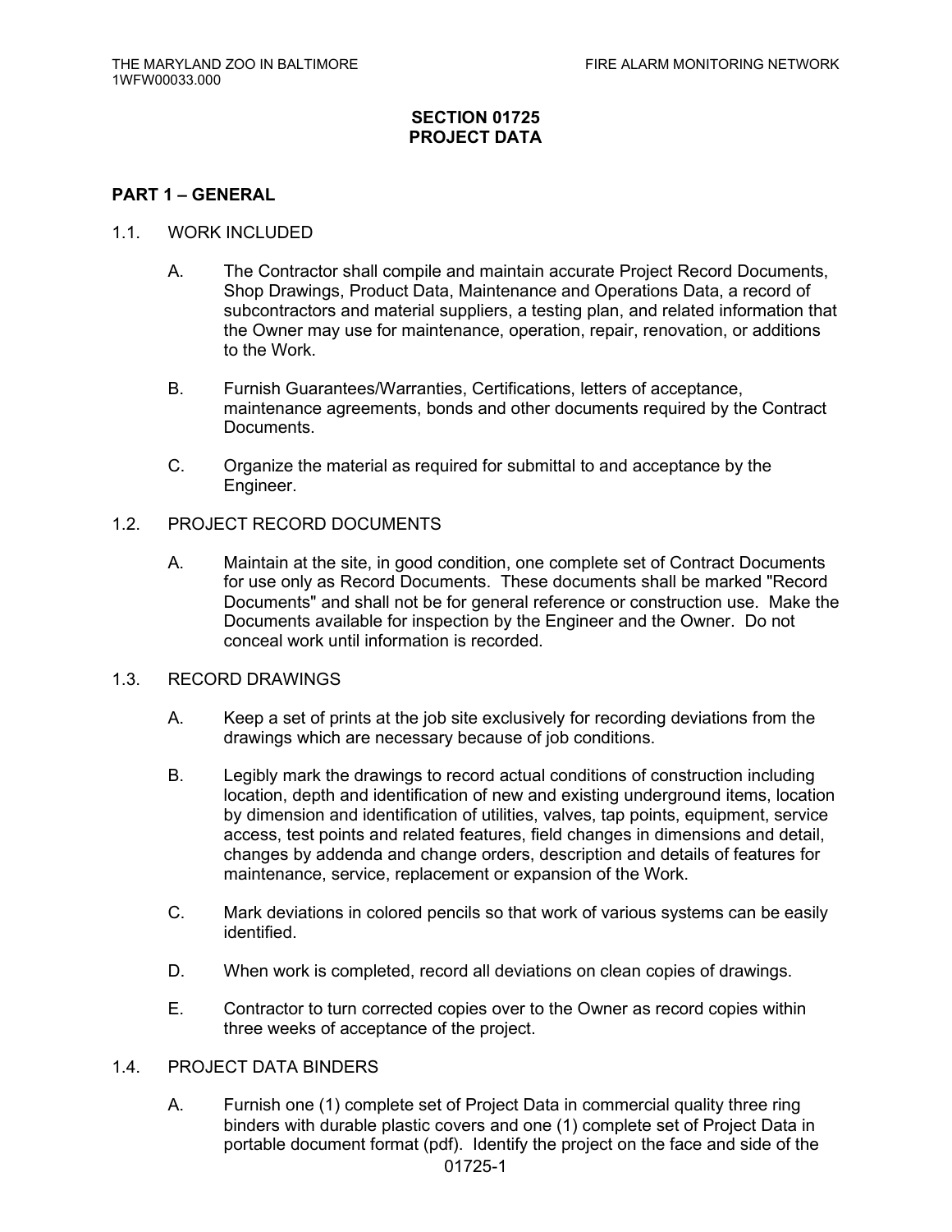# SECTION 01725
# PROJECT DATA

## PART 1 – GENERAL

1.1. WORK INCLUDED

A. The Contractor shall compile and maintain accurate Project Record Documents, Shop Drawings, Product Data, Maintenance and Operations Data, a record of subcontractors and material suppliers, a testing plan, and related information that the Owner may use for maintenance, operation, repair, renovation, or additions to the Work.

B. Furnish Guarantees/Warranties, Certifications, letters of acceptance, maintenance agreements, bonds and other documents required by the Contract Documents.

C. Organize the material as required for submittal to and acceptance by the Engineer.

1.2. PROJECT RECORD DOCUMENTS

A. Maintain at the site, in good condition, one complete set of Contract Documents for use only as Record Documents. These documents shall be marked "Record Documents" and shall not be for general reference or construction use. Make the Documents available for inspection by the Engineer and the Owner. Do not conceal work until information is recorded.

1.3. RECORD DRAWINGS

A. Keep a set of prints at the job site exclusively for recording deviations from the drawings which are necessary because of job conditions.

B. Legibly mark the drawings to record actual conditions of construction including location, depth and identification of new and existing underground items, location by dimension and identification of utilities, valves, tap points, equipment, service access, test points and related features, field changes in dimensions and detail, changes by addenda and change orders, description and details of features for maintenance, service, replacement or expansion of the Work.

C. Mark deviations in colored pencils so that work of various systems can be easily identified.

D. When work is completed, record all deviations on clean copies of drawings.

E. Contractor to turn corrected copies over to the Owner as record copies within three weeks of acceptance of the project.

1.4. PROJECT DATA BINDERS

A. Furnish one (1) complete set of Project Data in commercial quality three ring binders with durable plastic covers and one (1) complete set of Project Data in portable document format (pdf). Identify the project on the face and side of the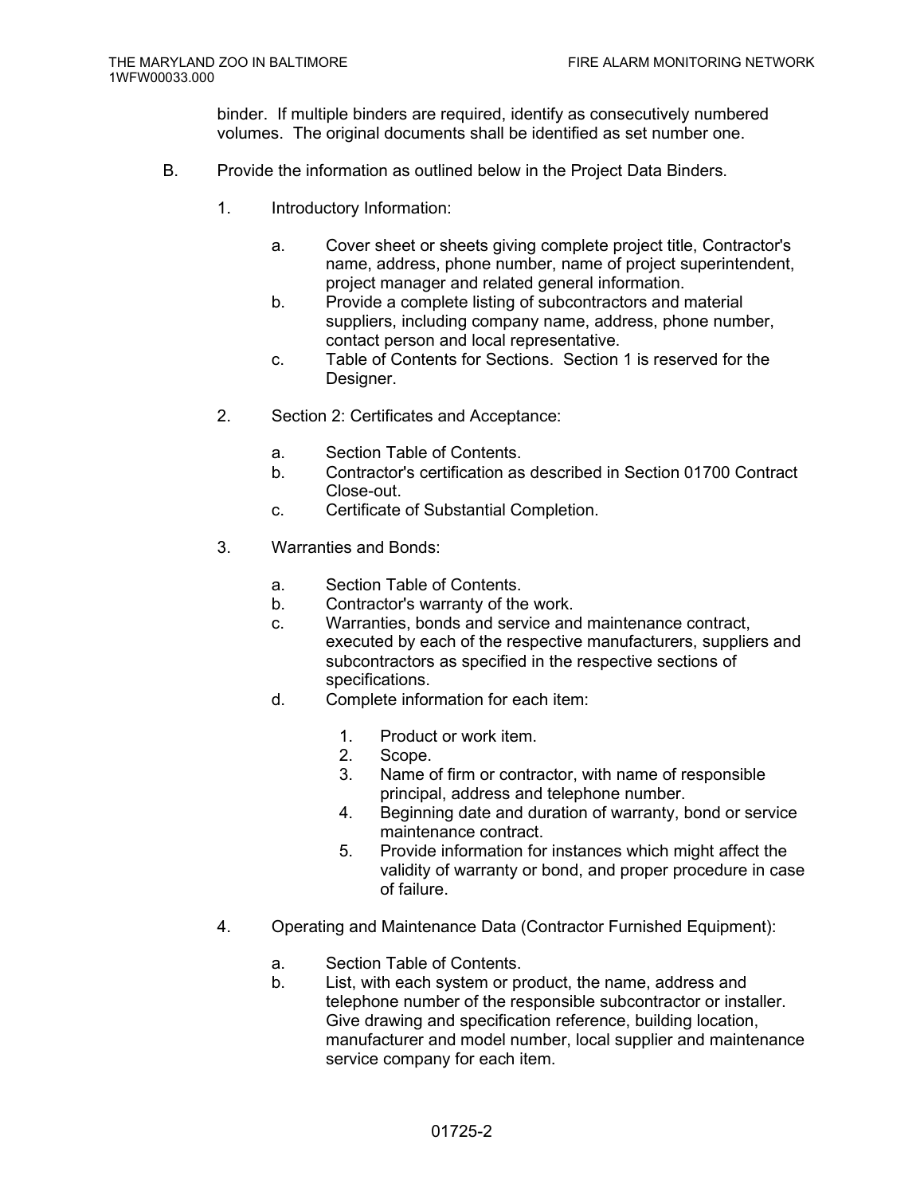binder. If multiple binders are required, identify as consecutively numbered volumes. The original documents shall be identified as set number one.

B. Provide the information as outlined below in the Project Data Binders.

1. Introductory Information:

   a. Cover sheet or sheets giving complete project title, Contractor's name, address, phone number, name of project superintendent, project manager and related general information.
   b. Provide a complete listing of subcontractors and material suppliers, including company name, address, phone number, contact person and local representative.
   c. Table of Contents for Sections. Section 1 is reserved for the Designer.

2. Section 2: Certificates and Acceptance:

   a. Section Table of Contents.
   b. Contractor's certification as described in Section 01700 Contract Close-out.
   c. Certificate of Substantial Completion.

3. Warranties and Bonds:

   a. Section Table of Contents.
   b. Contractor's warranty of the work.
   c. Warranties, bonds and service and maintenance contract, executed by each of the respective manufacturers, suppliers and subcontractors as specified in the respective sections of specifications.
   d. Complete information for each item:

      1. Product or work item.
      2. Scope.
      3. Name of firm or contractor, with name of responsible principal, address and telephone number.
      4. Beginning date and duration of warranty, bond or service maintenance contract.
      5. Provide information for instances which might affect the validity of warranty or bond, and proper procedure in case of failure.

4. Operating and Maintenance Data (Contractor Furnished Equipment):

   a. Section Table of Contents.
   b. List, with each system or product, the name, address and telephone number of the responsible subcontractor or installer. Give drawing and specification reference, building location, manufacturer and model number, local supplier and maintenance service company for each item.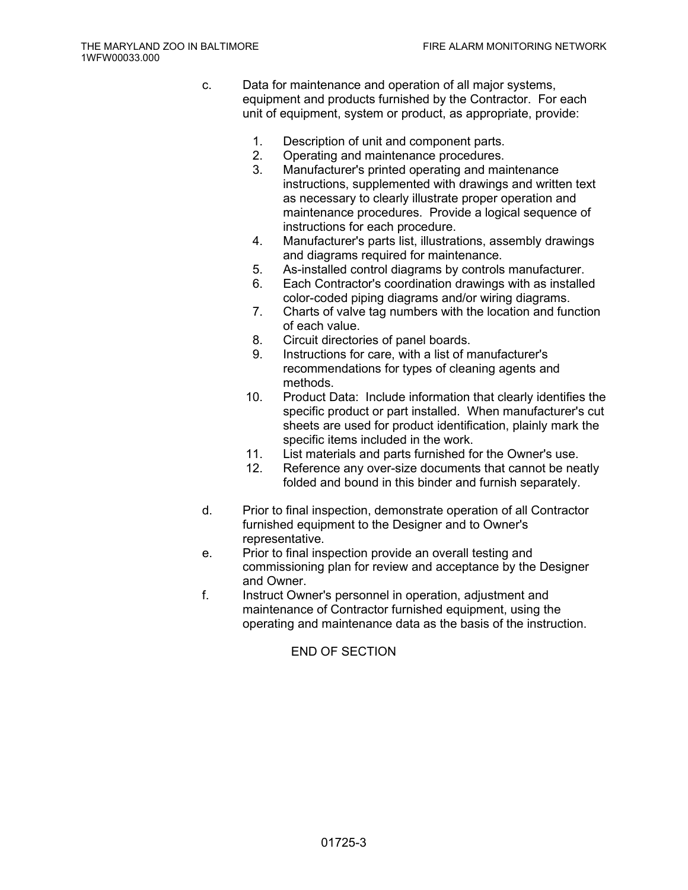c. Data for maintenance and operation of all major systems, equipment and products furnished by the Contractor. For each unit of equipment, system or product, as appropriate, provide:

    1. Description of unit and component parts.
    2. Operating and maintenance procedures.
    3. Manufacturer's printed operating and maintenance instructions, supplemented with drawings and written text as necessary to clearly illustrate proper operation and maintenance procedures. Provide a logical sequence of instructions for each procedure.
    4. Manufacturer's parts list, illustrations, assembly drawings and diagrams required for maintenance.
    5. As-installed control diagrams by controls manufacturer.
    6. Each Contractor's coordination drawings with as installed color-coded piping diagrams and/or wiring diagrams.
    7. Charts of valve tag numbers with the location and function of each value.
    8. Circuit directories of panel boards.
    9. Instructions for care, with a list of manufacturer's recommendations for types of cleaning agents and methods.
    10. Product Data: Include information that clearly identifies the specific product or part installed. When manufacturer's cut sheets are used for product identification, plainly mark the specific items included in the work.
    11. List materials and parts furnished for the Owner's use.
    12. Reference any over-size documents that cannot be neatly folded and bound in this binder and furnish separately.

d. Prior to final inspection, demonstrate operation of all Contractor furnished equipment to the Designer and to Owner's representative.

e. Prior to final inspection provide an overall testing and commissioning plan for review and acceptance by the Designer and Owner.

f. Instruct Owner's personnel in operation, adjustment and maintenance of Contractor furnished equipment, using the operating and maintenance data as the basis of the instruction.

END OF SECTION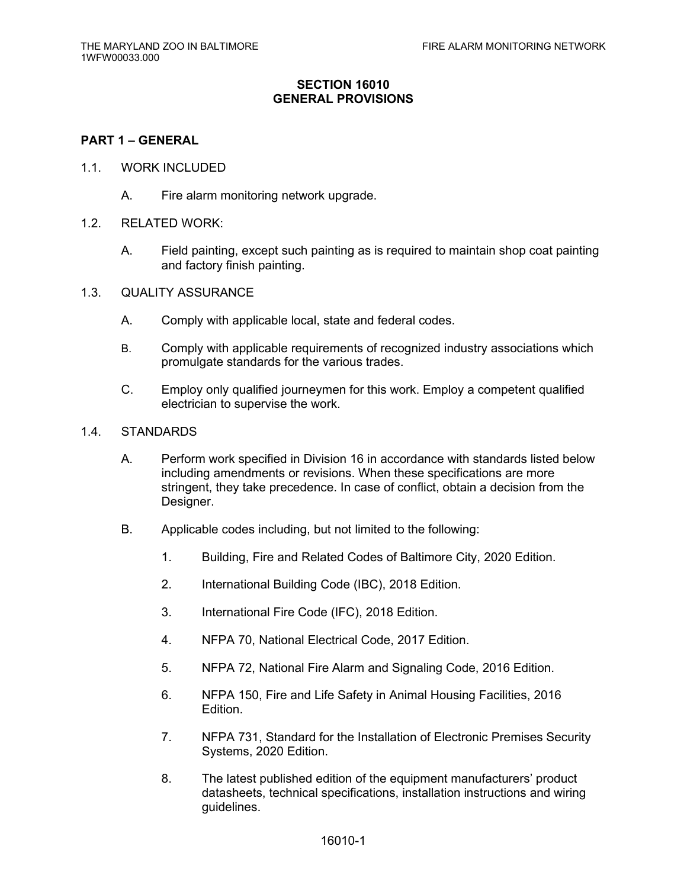# SECTION 16010
# GENERAL PROVISIONS

## PART 1 – GENERAL

1.1. WORK INCLUDED

A. Fire alarm monitoring network upgrade.

1.2. RELATED WORK:

A. Field painting, except such painting as is required to maintain shop coat painting and factory finish painting.

1.3. QUALITY ASSURANCE

A. Comply with applicable local, state and federal codes.

B. Comply with applicable requirements of recognized industry associations which promulgate standards for the various trades.

C. Employ only qualified journeymen for this work. Employ a competent qualified electrician to supervise the work.

1.4. STANDARDS

A. Perform work specified in Division 16 in accordance with standards listed below including amendments or revisions. When these specifications are more stringent, they take precedence. In case of conflict, obtain a decision from the Designer.

B. Applicable codes including, but not limited to the following:

1. Building, Fire and Related Codes of Baltimore City, 2020 Edition.

2. International Building Code (IBC), 2018 Edition.

3. International Fire Code (IFC), 2018 Edition.

4. NFPA 70, National Electrical Code, 2017 Edition.

5. NFPA 72, National Fire Alarm and Signaling Code, 2016 Edition.

6. NFPA 150, Fire and Life Safety in Animal Housing Facilities, 2016 Edition.

7. NFPA 731, Standard for the Installation of Electronic Premises Security Systems, 2020 Edition.

8. The latest published edition of the equipment manufacturers' product datasheets, technical specifications, installation instructions and wiring guidelines.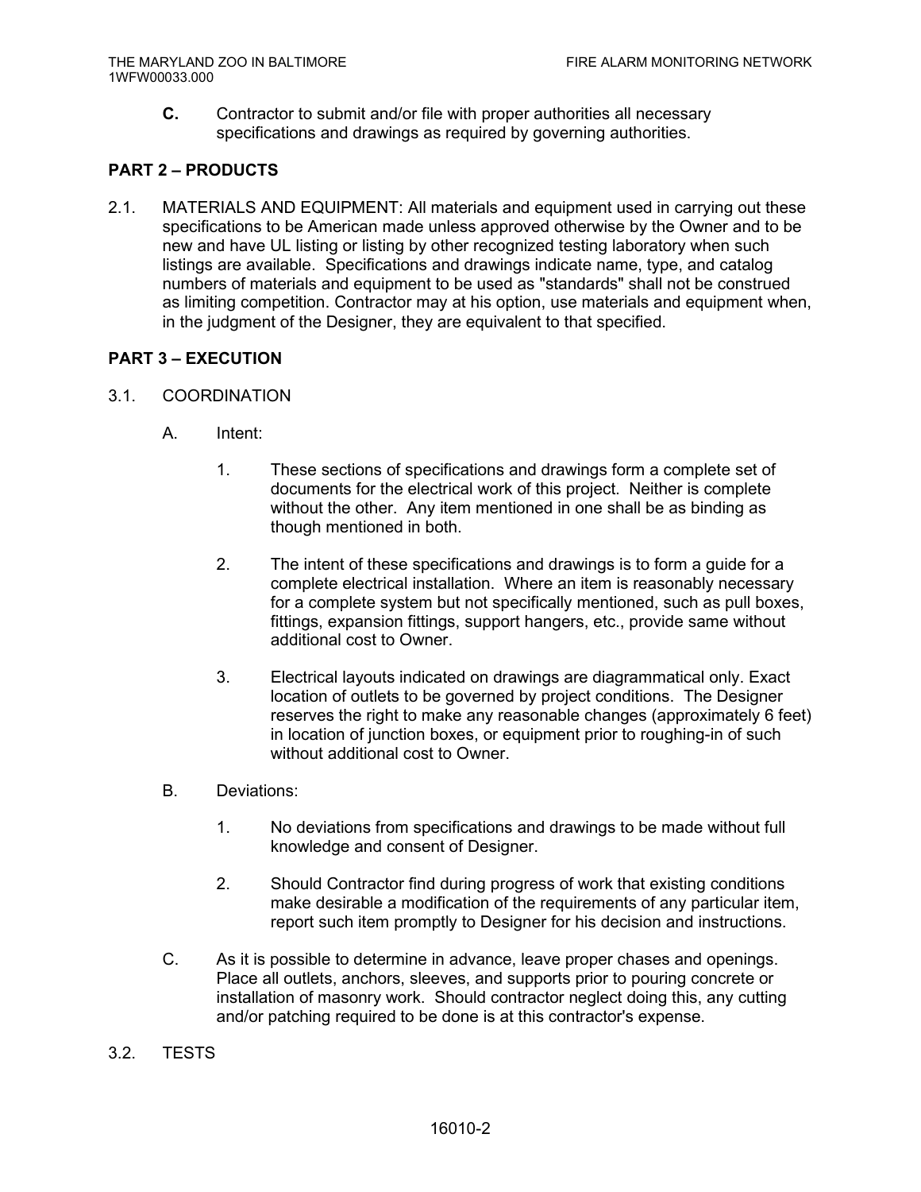**C.** Contractor to submit and/or file with proper authorities all necessary specifications and drawings as required by governing authorities.

## PART 2 – PRODUCTS

2.1. MATERIALS AND EQUIPMENT: All materials and equipment used in carrying out these specifications to be American made unless approved otherwise by the Owner and to be new and have UL listing or listing by other recognized testing laboratory when such listings are available. Specifications and drawings indicate name, type, and catalog numbers of materials and equipment to be used as "standards" shall not be construed as limiting competition. Contractor may at his option, use materials and equipment when, in the judgment of the Designer, they are equivalent to that specified.

## PART 3 – EXECUTION

3.1. COORDINATION

A. Intent:

1. These sections of specifications and drawings form a complete set of documents for the electrical work of this project. Neither is complete without the other. Any item mentioned in one shall be as binding as though mentioned in both.

2. The intent of these specifications and drawings is to form a guide for a complete electrical installation. Where an item is reasonably necessary for a complete system but not specifically mentioned, such as pull boxes, fittings, expansion fittings, support hangers, etc., provide same without additional cost to Owner.

3. Electrical layouts indicated on drawings are diagrammatical only. Exact location of outlets to be governed by project conditions. The Designer reserves the right to make any reasonable changes (approximately 6 feet) in location of junction boxes, or equipment prior to roughing-in of such without additional cost to Owner.

B. Deviations:

1. No deviations from specifications and drawings to be made without full knowledge and consent of Designer.

2. Should Contractor find during progress of work that existing conditions make desirable a modification of the requirements of any particular item, report such item promptly to Designer for his decision and instructions.

C. As it is possible to determine in advance, leave proper chases and openings. Place all outlets, anchors, sleeves, and supports prior to pouring concrete or installation of masonry work. Should contractor neglect doing this, any cutting and/or patching required to be done is at this contractor's expense.

3.2. TESTS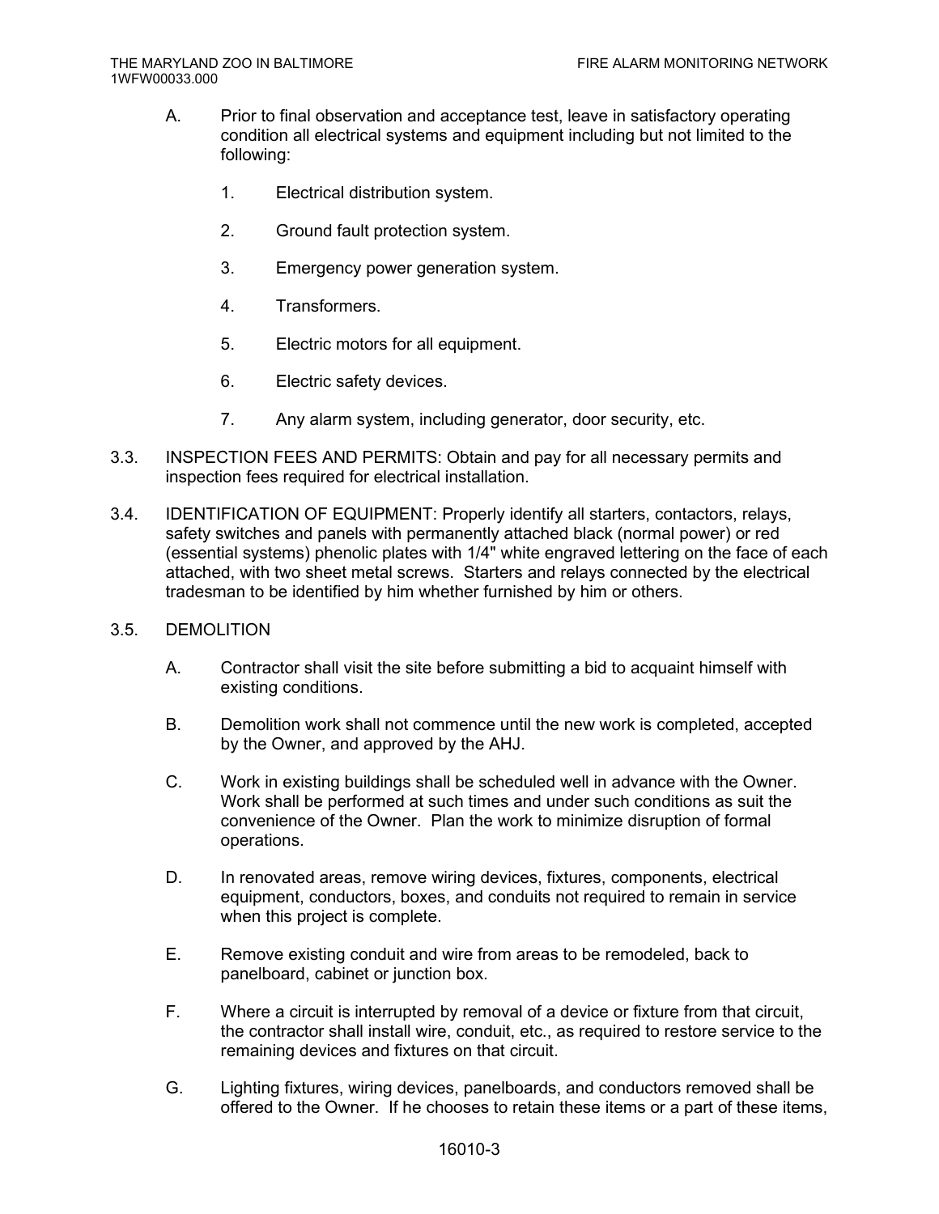A. Prior to final observation and acceptance test, leave in satisfactory operating condition all electrical systems and equipment including but not limited to the following:

1. Electrical distribution system.

2. Ground fault protection system.

3. Emergency power generation system.

4. Transformers.

5. Electric motors for all equipment.

6. Electric safety devices.

7. Any alarm system, including generator, door security, etc.

3.3. INSPECTION FEES AND PERMITS: Obtain and pay for all necessary permits and inspection fees required for electrical installation.

3.4. IDENTIFICATION OF EQUIPMENT: Properly identify all starters, contactors, relays, safety switches and panels with permanently attached black (normal power) or red (essential systems) phenolic plates with 1/4" white engraved lettering on the face of each attached, with two sheet metal screws. Starters and relays connected by the electrical tradesman to be identified by him whether furnished by him or others.

3.5. DEMOLITION

A. Contractor shall visit the site before submitting a bid to acquaint himself with existing conditions.

B. Demolition work shall not commence until the new work is completed, accepted by the Owner, and approved by the AHJ.

C. Work in existing buildings shall be scheduled well in advance with the Owner. Work shall be performed at such times and under such conditions as suit the convenience of the Owner. Plan the work to minimize disruption of formal operations.

D. In renovated areas, remove wiring devices, fixtures, components, electrical equipment, conductors, boxes, and conduits not required to remain in service when this project is complete.

E. Remove existing conduit and wire from areas to be remodeled, back to panelboard, cabinet or junction box.

F. Where a circuit is interrupted by removal of a device or fixture from that circuit, the contractor shall install wire, conduit, etc., as required to restore service to the remaining devices and fixtures on that circuit.

G. Lighting fixtures, wiring devices, panelboards, and conductors removed shall be offered to the Owner. If he chooses to retain these items or a part of these items,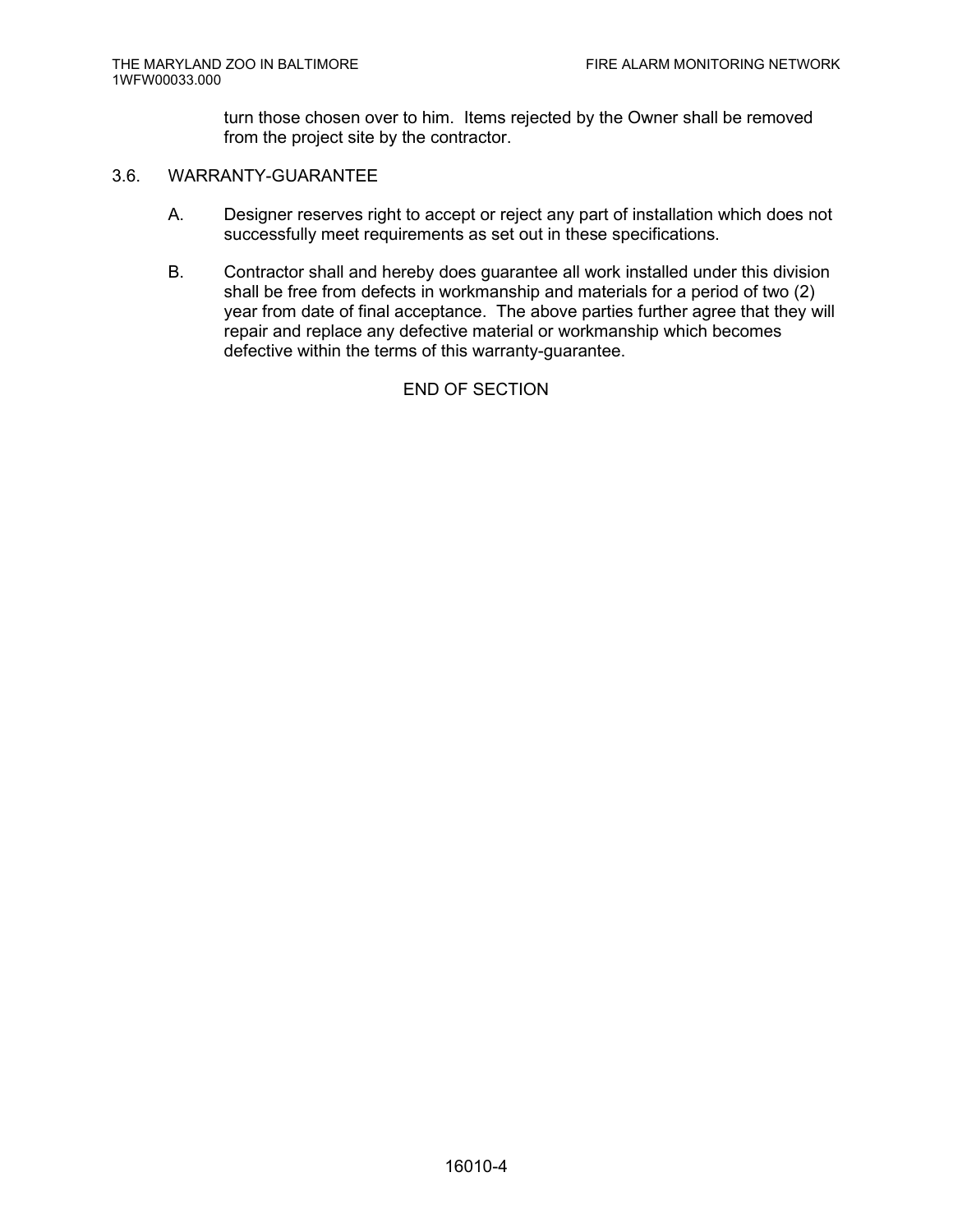turn those chosen over to him. Items rejected by the Owner shall be removed from the project site by the contractor.

## 3.6. WARRANTY-GUARANTEE

A. Designer reserves right to accept or reject any part of installation which does not successfully meet requirements as set out in these specifications.

B. Contractor shall and hereby does guarantee all work installed under this division shall be free from defects in workmanship and materials for a period of two (2) year from date of final acceptance. The above parties further agree that they will repair and replace any defective material or workmanship which becomes defective within the terms of this warranty-guarantee.

END OF SECTION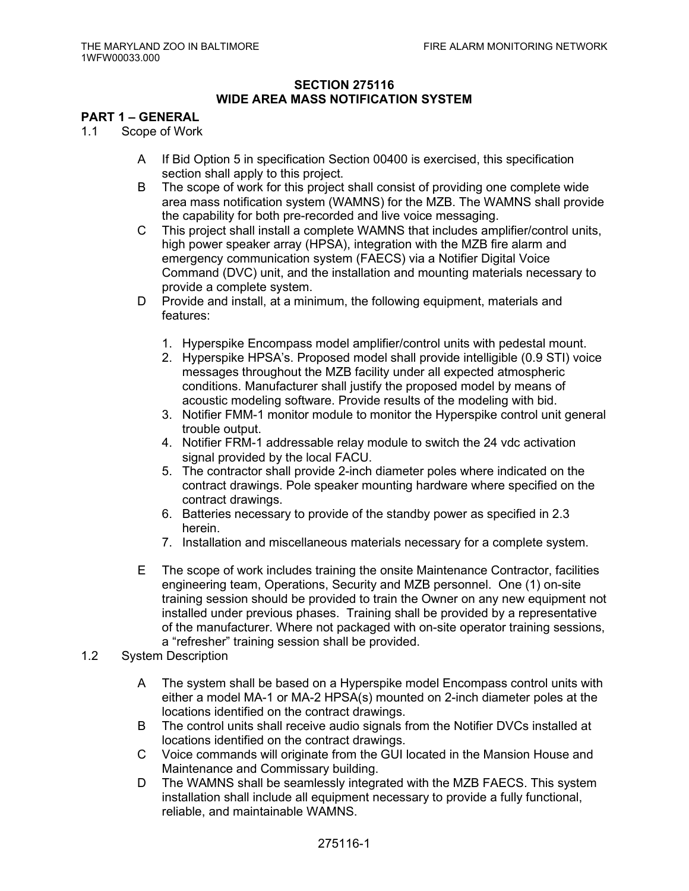## SECTION 275116
## WIDE AREA MASS NOTIFICATION SYSTEM

### PART 1 – GENERAL

1.1 Scope of Work

A If Bid Option 5 in specification Section 00400 is exercised, this specification section shall apply to this project.

B The scope of work for this project shall consist of providing one complete wide area mass notification system (WAMNS) for the MZB. The WAMNS shall provide the capability for both pre-recorded and live voice messaging.

C This project shall install a complete WAMNS that includes amplifier/control units, high power speaker array (HPSA), integration with the MZB fire alarm and emergency communication system (FAECS) via a Notifier Digital Voice Command (DVC) unit, and the installation and mounting materials necessary to provide a complete system.

D Provide and install, at a minimum, the following equipment, materials and features:

1. Hyperspike Encompass model amplifier/control units with pedestal mount.
2. Hyperspike HPSA's. Proposed model shall provide intelligible (0.9 STI) voice messages throughout the MZB facility under all expected atmospheric conditions. Manufacturer shall justify the proposed model by means of acoustic modeling software. Provide results of the modeling with bid.
3. Notifier FMM-1 monitor module to monitor the Hyperspike control unit general trouble output.
4. Notifier FRM-1 addressable relay module to switch the 24 vdc activation signal provided by the local FACU.
5. The contractor shall provide 2-inch diameter poles where indicated on the contract drawings. Pole speaker mounting hardware where specified on the contract drawings.
6. Batteries necessary to provide of the standby power as specified in 2.3 herein.
7. Installation and miscellaneous materials necessary for a complete system.

E The scope of work includes training the onsite Maintenance Contractor, facilities engineering team, Operations, Security and MZB personnel. One (1) on-site training session should be provided to train the Owner on any new equipment not installed under previous phases. Training shall be provided by a representative of the manufacturer. Where not packaged with on-site operator training sessions, a "refresher" training session shall be provided.

1.2 System Description

A The system shall be based on a Hyperspike model Encompass control units with either a model MA-1 or MA-2 HPSA(s) mounted on 2-inch diameter poles at the locations identified on the contract drawings.

B The control units shall receive audio signals from the Notifier DVCs installed at locations identified on the contract drawings.

C Voice commands will originate from the GUI located in the Mansion House and Maintenance and Commissary building.

D The WAMNS shall be seamlessly integrated with the MZB FAECS. This system installation shall include all equipment necessary to provide a fully functional, reliable, and maintainable WAMNS.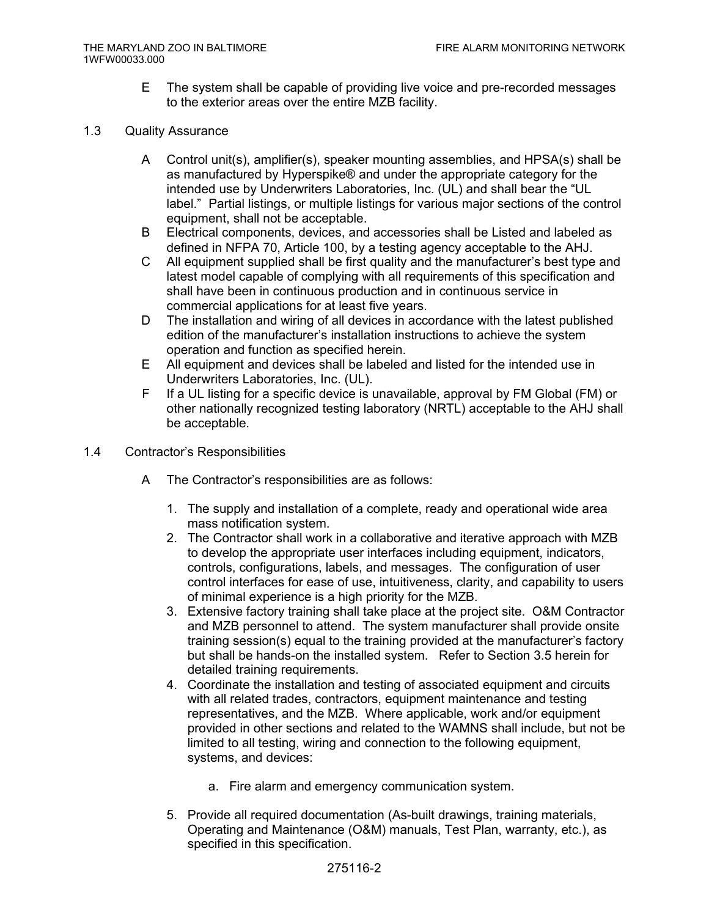E The system shall be capable of providing live voice and pre-recorded messages to the exterior areas over the entire MZB facility.

## 1.3 Quality Assurance

A Control unit(s), amplifier(s), speaker mounting assemblies, and HPSA(s) shall be as manufactured by Hyperspike® and under the appropriate category for the intended use by Underwriters Laboratories, Inc. (UL) and shall bear the "UL label." Partial listings, or multiple listings for various major sections of the control equipment, shall not be acceptable.

B Electrical components, devices, and accessories shall be Listed and labeled as defined in NFPA 70, Article 100, by a testing agency acceptable to the AHJ.

C All equipment supplied shall be first quality and the manufacturer's best type and latest model capable of complying with all requirements of this specification and shall have been in continuous production and in continuous service in commercial applications for at least five years.

D The installation and wiring of all devices in accordance with the latest published edition of the manufacturer's installation instructions to achieve the system operation and function as specified herein.

E All equipment and devices shall be labeled and listed for the intended use in Underwriters Laboratories, Inc. (UL).

F If a UL listing for a specific device is unavailable, approval by FM Global (FM) or other nationally recognized testing laboratory (NRTL) acceptable to the AHJ shall be acceptable.

## 1.4 Contractor's Responsibilities

A The Contractor's responsibilities are as follows:

1. The supply and installation of a complete, ready and operational wide area mass notification system.
2. The Contractor shall work in a collaborative and iterative approach with MZB to develop the appropriate user interfaces including equipment, indicators, controls, configurations, labels, and messages. The configuration of user control interfaces for ease of use, intuitiveness, clarity, and capability to users of minimal experience is a high priority for the MZB.
3. Extensive factory training shall take place at the project site. O&M Contractor and MZB personnel to attend. The system manufacturer shall provide onsite training session(s) equal to the training provided at the manufacturer's factory but shall be hands-on the installed system. Refer to Section 3.5 herein for detailed training requirements.
4. Coordinate the installation and testing of associated equipment and circuits with all related trades, contractors, equipment maintenance and testing representatives, and the MZB. Where applicable, work and/or equipment provided in other sections and related to the WAMNS shall include, but not be limited to all testing, wiring and connection to the following equipment, systems, and devices:

    a. Fire alarm and emergency communication system.

5. Provide all required documentation (As-built drawings, training materials, Operating and Maintenance (O&M) manuals, Test Plan, warranty, etc.), as specified in this specification.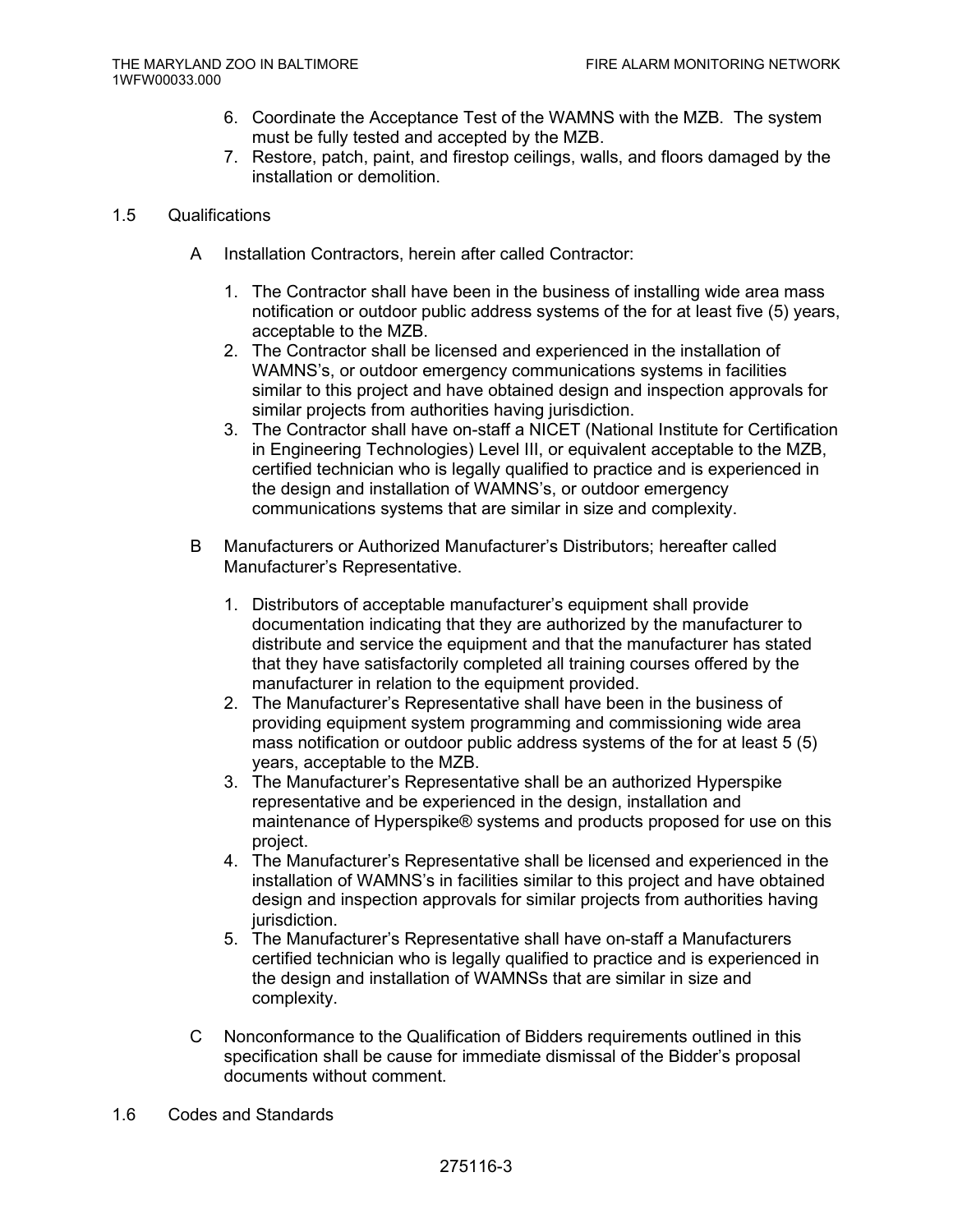6. Coordinate the Acceptance Test of the WAMNS with the MZB. The system must be fully tested and accepted by the MZB.
7. Restore, patch, paint, and firestop ceilings, walls, and floors damaged by the installation or demolition.

## 1.5 Qualifications

A Installation Contractors, herein after called Contractor:

1. The Contractor shall have been in the business of installing wide area mass notification or outdoor public address systems of the for at least five (5) years, acceptable to the MZB.
2. The Contractor shall be licensed and experienced in the installation of WAMNS's, or outdoor emergency communications systems in facilities similar to this project and have obtained design and inspection approvals for similar projects from authorities having jurisdiction.
3. The Contractor shall have on-staff a NICET (National Institute for Certification in Engineering Technologies) Level III, or equivalent acceptable to the MZB, certified technician who is legally qualified to practice and is experienced in the design and installation of WAMNS's, or outdoor emergency communications systems that are similar in size and complexity.

B Manufacturers or Authorized Manufacturer's Distributors; hereafter called Manufacturer's Representative.

1. Distributors of acceptable manufacturer's equipment shall provide documentation indicating that they are authorized by the manufacturer to distribute and service the equipment and that the manufacturer has stated that they have satisfactorily completed all training courses offered by the manufacturer in relation to the equipment provided.
2. The Manufacturer's Representative shall have been in the business of providing equipment system programming and commissioning wide area mass notification or outdoor public address systems of the for at least 5 (5) years, acceptable to the MZB.
3. The Manufacturer's Representative shall be an authorized Hyperspike representative and be experienced in the design, installation and maintenance of Hyperspike® systems and products proposed for use on this project.
4. The Manufacturer's Representative shall be licensed and experienced in the installation of WAMNS's in facilities similar to this project and have obtained design and inspection approvals for similar projects from authorities having jurisdiction.
5. The Manufacturer's Representative shall have on-staff a Manufacturers certified technician who is legally qualified to practice and is experienced in the design and installation of WAMNSs that are similar in size and complexity.

C Nonconformance to the Qualification of Bidders requirements outlined in this specification shall be cause for immediate dismissal of the Bidder's proposal documents without comment.

## 1.6 Codes and Standards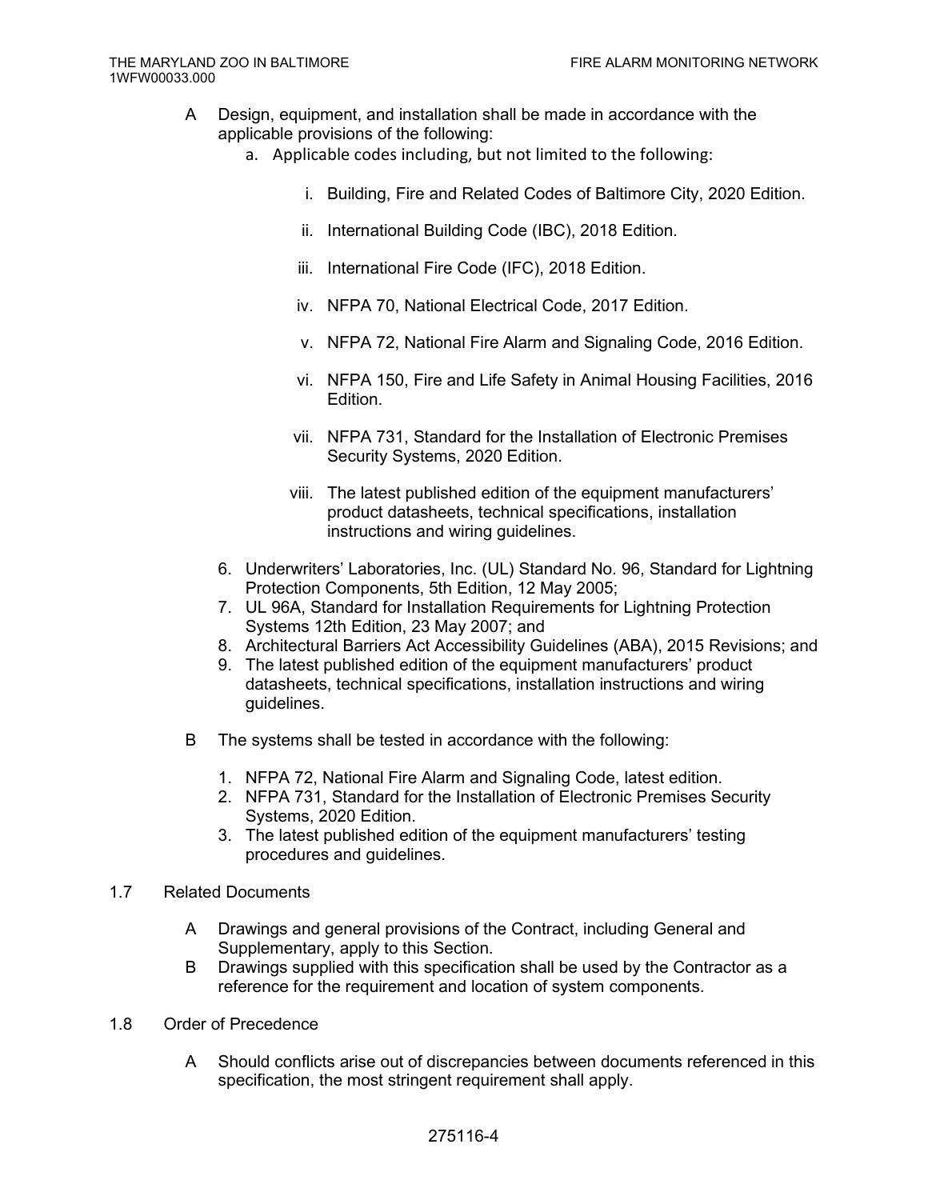A Design, equipment, and installation shall be made in accordance with the applicable provisions of the following:

   a. Applicable codes including, but not limited to the following:

      i. Building, Fire and Related Codes of Baltimore City, 2020 Edition.

      ii. International Building Code (IBC), 2018 Edition.

      iii. International Fire Code (IFC), 2018 Edition.

      iv. NFPA 70, National Electrical Code, 2017 Edition.

      v. NFPA 72, National Fire Alarm and Signaling Code, 2016 Edition.

      vi. NFPA 150, Fire and Life Safety in Animal Housing Facilities, 2016 Edition.

      vii. NFPA 731, Standard for the Installation of Electronic Premises Security Systems, 2020 Edition.

      viii. The latest published edition of the equipment manufacturers' product datasheets, technical specifications, installation instructions and wiring guidelines.

   6. Underwriters' Laboratories, Inc. (UL) Standard No. 96, Standard for Lightning Protection Components, 5th Edition, 12 May 2005;
   7. UL 96A, Standard for Installation Requirements for Lightning Protection Systems 12th Edition, 23 May 2007; and
   8. Architectural Barriers Act Accessibility Guidelines (ABA), 2015 Revisions; and
   9. The latest published edition of the equipment manufacturers' product datasheets, technical specifications, installation instructions and wiring guidelines.

B The systems shall be tested in accordance with the following:

   1. NFPA 72, National Fire Alarm and Signaling Code, latest edition.
   2. NFPA 731, Standard for the Installation of Electronic Premises Security Systems, 2020 Edition.
   3. The latest published edition of the equipment manufacturers' testing procedures and guidelines.

1.7 Related Documents

A Drawings and general provisions of the Contract, including General and Supplementary, apply to this Section.

B Drawings supplied with this specification shall be used by the Contractor as a reference for the requirement and location of system components.

1.8 Order of Precedence

A Should conflicts arise out of discrepancies between documents referenced in this specification, the most stringent requirement shall apply.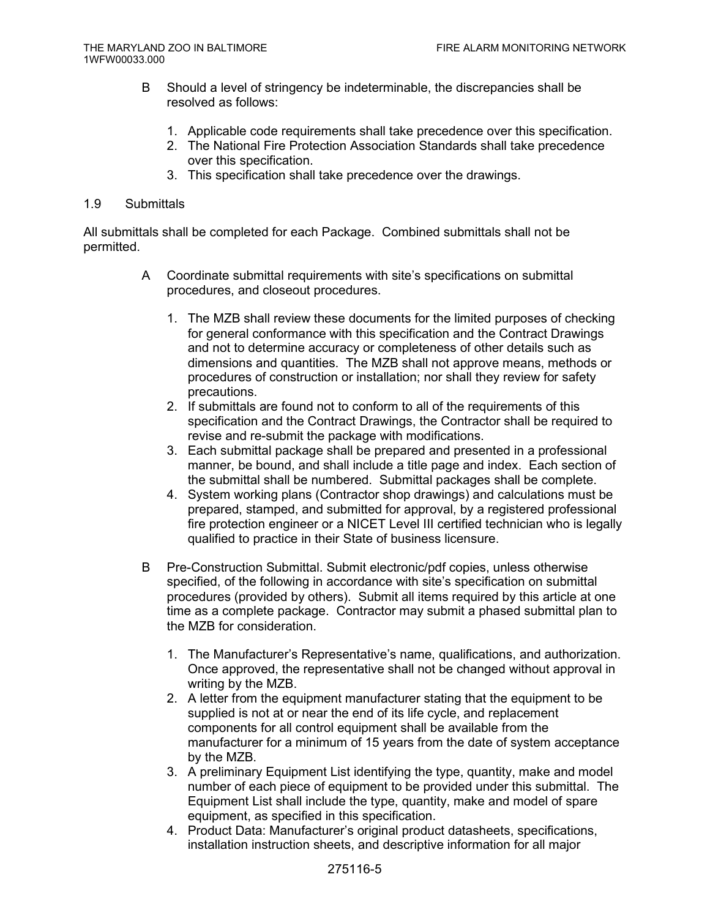B Should a level of stringency be indeterminable, the discrepancies shall be resolved as follows:

1. Applicable code requirements shall take precedence over this specification.
2. The National Fire Protection Association Standards shall take precedence over this specification.
3. This specification shall take precedence over the drawings.

## 1.9 Submittals

All submittals shall be completed for each Package. Combined submittals shall not be permitted.

A Coordinate submittal requirements with site's specifications on submittal procedures, and closeout procedures.

1. The MZB shall review these documents for the limited purposes of checking for general conformance with this specification and the Contract Drawings and not to determine accuracy or completeness of other details such as dimensions and quantities. The MZB shall not approve means, methods or procedures of construction or installation; nor shall they review for safety precautions.
2. If submittals are found not to conform to all of the requirements of this specification and the Contract Drawings, the Contractor shall be required to revise and re-submit the package with modifications.
3. Each submittal package shall be prepared and presented in a professional manner, be bound, and shall include a title page and index. Each section of the submittal shall be numbered. Submittal packages shall be complete.
4. System working plans (Contractor shop drawings) and calculations must be prepared, stamped, and submitted for approval, by a registered professional fire protection engineer or a NICET Level III certified technician who is legally qualified to practice in their State of business licensure.

B Pre-Construction Submittal. Submit electronic/pdf copies, unless otherwise specified, of the following in accordance with site's specification on submittal procedures (provided by others). Submit all items required by this article at one time as a complete package. Contractor may submit a phased submittal plan to the MZB for consideration.

1. The Manufacturer's Representative's name, qualifications, and authorization. Once approved, the representative shall not be changed without approval in writing by the MZB.
2. A letter from the equipment manufacturer stating that the equipment to be supplied is not at or near the end of its life cycle, and replacement components for all control equipment shall be available from the manufacturer for a minimum of 15 years from the date of system acceptance by the MZB.
3. A preliminary Equipment List identifying the type, quantity, make and model number of each piece of equipment to be provided under this submittal. The Equipment List shall include the type, quantity, make and model of spare equipment, as specified in this specification.
4. Product Data: Manufacturer's original product datasheets, specifications, installation instruction sheets, and descriptive information for all major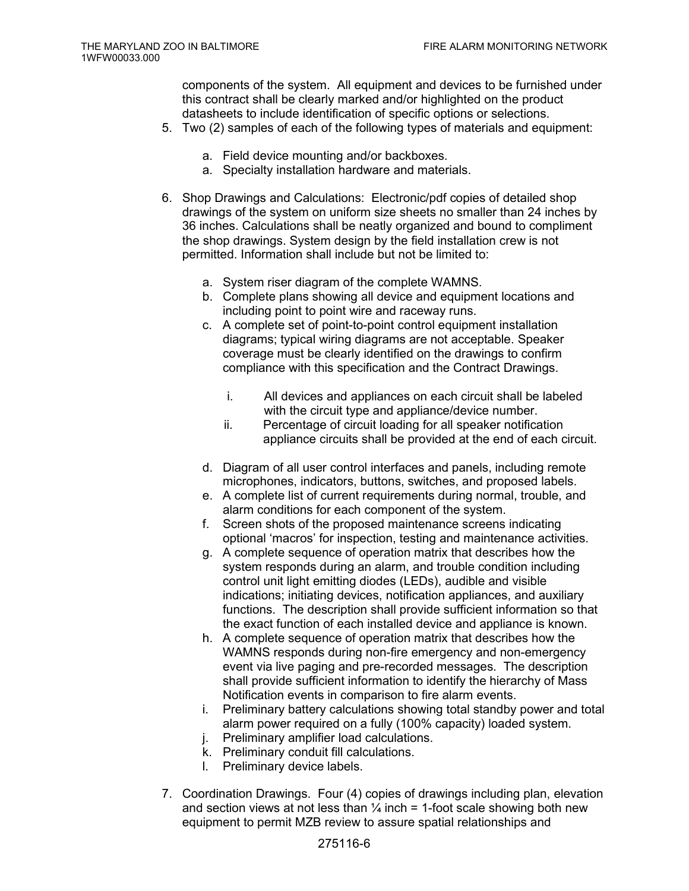components of the system. All equipment and devices to be furnished under this contract shall be clearly marked and/or highlighted on the product datasheets to include identification of specific options or selections.

5. Two (2) samples of each of the following types of materials and equipment:

   a. Field device mounting and/or backboxes.
   a. Specialty installation hardware and materials.

6. Shop Drawings and Calculations: Electronic/pdf copies of detailed shop drawings of the system on uniform size sheets no smaller than 24 inches by 36 inches. Calculations shall be neatly organized and bound to compliment the shop drawings. System design by the field installation crew is not permitted. Information shall include but not be limited to:

   a. System riser diagram of the complete WAMNS.
   b. Complete plans showing all device and equipment locations and including point to point wire and raceway runs.
   c. A complete set of point-to-point control equipment installation diagrams; typical wiring diagrams are not acceptable. Speaker coverage must be clearly identified on the drawings to confirm compliance with this specification and the Contract Drawings.

      i. All devices and appliances on each circuit shall be labeled with the circuit type and appliance/device number.
      ii. Percentage of circuit loading for all speaker notification appliance circuits shall be provided at the end of each circuit.

   d. Diagram of all user control interfaces and panels, including remote microphones, indicators, buttons, switches, and proposed labels.
   e. A complete list of current requirements during normal, trouble, and alarm conditions for each component of the system.
   f. Screen shots of the proposed maintenance screens indicating optional 'macros' for inspection, testing and maintenance activities.
   g. A complete sequence of operation matrix that describes how the system responds during an alarm, and trouble condition including control unit light emitting diodes (LEDs), audible and visible indications; initiating devices, notification appliances, and auxiliary functions. The description shall provide sufficient information so that the exact function of each installed device and appliance is known.
   h. A complete sequence of operation matrix that describes how the WAMNS responds during non-fire emergency and non-emergency event via live paging and pre-recorded messages. The description shall provide sufficient information to identify the hierarchy of Mass Notification events in comparison to fire alarm events.
   i. Preliminary battery calculations showing total standby power and total alarm power required on a fully (100% capacity) loaded system.
   j. Preliminary amplifier load calculations.
   k. Preliminary conduit fill calculations.
   l. Preliminary device labels.

7. Coordination Drawings. Four (4) copies of drawings including plan, elevation and section views at not less than ¼ inch = 1-foot scale showing both new equipment to permit MZB review to assure spatial relationships and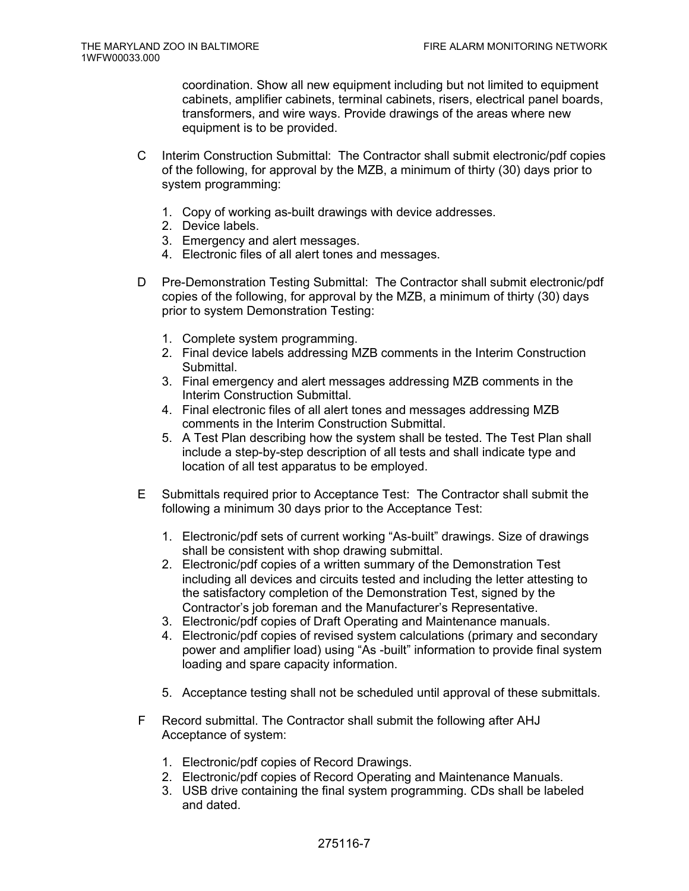coordination. Show all new equipment including but not limited to equipment cabinets, amplifier cabinets, terminal cabinets, risers, electrical panel boards, transformers, and wire ways. Provide drawings of the areas where new equipment is to be provided.

C Interim Construction Submittal: The Contractor shall submit electronic/pdf copies of the following, for approval by the MZB, a minimum of thirty (30) days prior to system programming:

1. Copy of working as-built drawings with device addresses.
2. Device labels.
3. Emergency and alert messages.
4. Electronic files of all alert tones and messages.

D Pre-Demonstration Testing Submittal: The Contractor shall submit electronic/pdf copies of the following, for approval by the MZB, a minimum of thirty (30) days prior to system Demonstration Testing:

1. Complete system programming.
2. Final device labels addressing MZB comments in the Interim Construction Submittal.
3. Final emergency and alert messages addressing MZB comments in the Interim Construction Submittal.
4. Final electronic files of all alert tones and messages addressing MZB comments in the Interim Construction Submittal.
5. A Test Plan describing how the system shall be tested. The Test Plan shall include a step-by-step description of all tests and shall indicate type and location of all test apparatus to be employed.

E Submittals required prior to Acceptance Test: The Contractor shall submit the following a minimum 30 days prior to the Acceptance Test:

1. Electronic/pdf sets of current working "As-built" drawings. Size of drawings shall be consistent with shop drawing submittal.
2. Electronic/pdf copies of a written summary of the Demonstration Test including all devices and circuits tested and including the letter attesting to the satisfactory completion of the Demonstration Test, signed by the Contractor's job foreman and the Manufacturer's Representative.
3. Electronic/pdf copies of Draft Operating and Maintenance manuals.
4. Electronic/pdf copies of revised system calculations (primary and secondary power and amplifier load) using "As -built" information to provide final system loading and spare capacity information.

5. Acceptance testing shall not be scheduled until approval of these submittals.

F Record submittal. The Contractor shall submit the following after AHJ Acceptance of system:

1. Electronic/pdf copies of Record Drawings.
2. Electronic/pdf copies of Record Operating and Maintenance Manuals.
3. USB drive containing the final system programming. CDs shall be labeled and dated.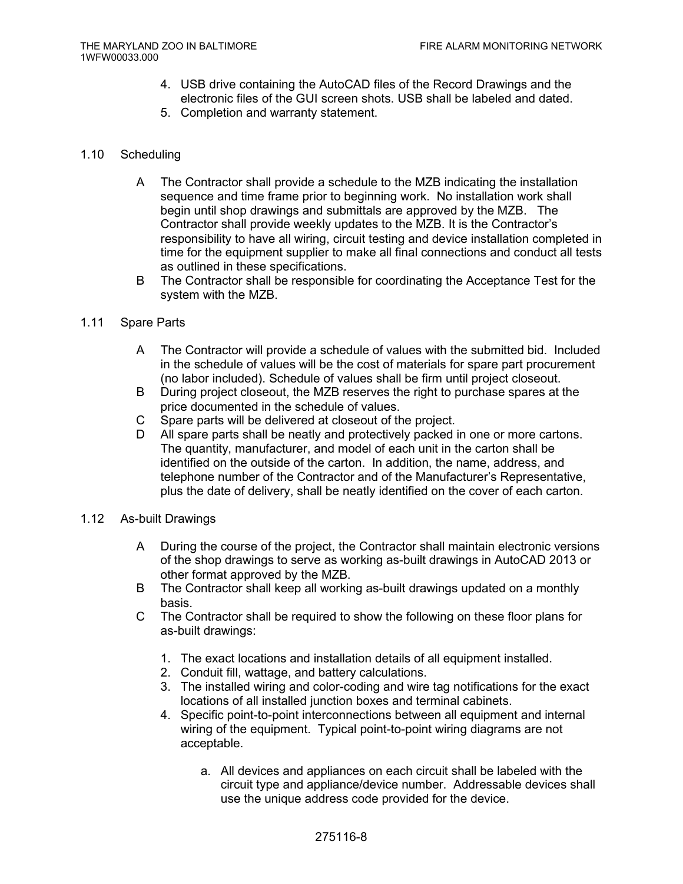4. USB drive containing the AutoCAD files of the Record Drawings and the electronic files of the GUI screen shots. USB shall be labeled and dated.
5. Completion and warranty statement.

## 1.10 Scheduling

A The Contractor shall provide a schedule to the MZB indicating the installation sequence and time frame prior to beginning work. No installation work shall begin until shop drawings and submittals are approved by the MZB. The Contractor shall provide weekly updates to the MZB. It is the Contractor's responsibility to have all wiring, circuit testing and device installation completed in time for the equipment supplier to make all final connections and conduct all tests as outlined in these specifications.

B The Contractor shall be responsible for coordinating the Acceptance Test for the system with the MZB.

## 1.11 Spare Parts

A The Contractor will provide a schedule of values with the submitted bid. Included in the schedule of values will be the cost of materials for spare part procurement (no labor included). Schedule of values shall be firm until project closeout.

B During project closeout, the MZB reserves the right to purchase spares at the price documented in the schedule of values.

C Spare parts will be delivered at closeout of the project.

D All spare parts shall be neatly and protectively packed in one or more cartons. The quantity, manufacturer, and model of each unit in the carton shall be identified on the outside of the carton. In addition, the name, address, and telephone number of the Contractor and of the Manufacturer's Representative, plus the date of delivery, shall be neatly identified on the cover of each carton.

## 1.12 As-built Drawings

A During the course of the project, the Contractor shall maintain electronic versions of the shop drawings to serve as working as-built drawings in AutoCAD 2013 or other format approved by the MZB.

B The Contractor shall keep all working as-built drawings updated on a monthly basis.

C The Contractor shall be required to show the following on these floor plans for as-built drawings:

1. The exact locations and installation details of all equipment installed.
2. Conduit fill, wattage, and battery calculations.
3. The installed wiring and color-coding and wire tag notifications for the exact locations of all installed junction boxes and terminal cabinets.
4. Specific point-to-point interconnections between all equipment and internal wiring of the equipment. Typical point-to-point wiring diagrams are not acceptable.

    a. All devices and appliances on each circuit shall be labeled with the circuit type and appliance/device number. Addressable devices shall use the unique address code provided for the device.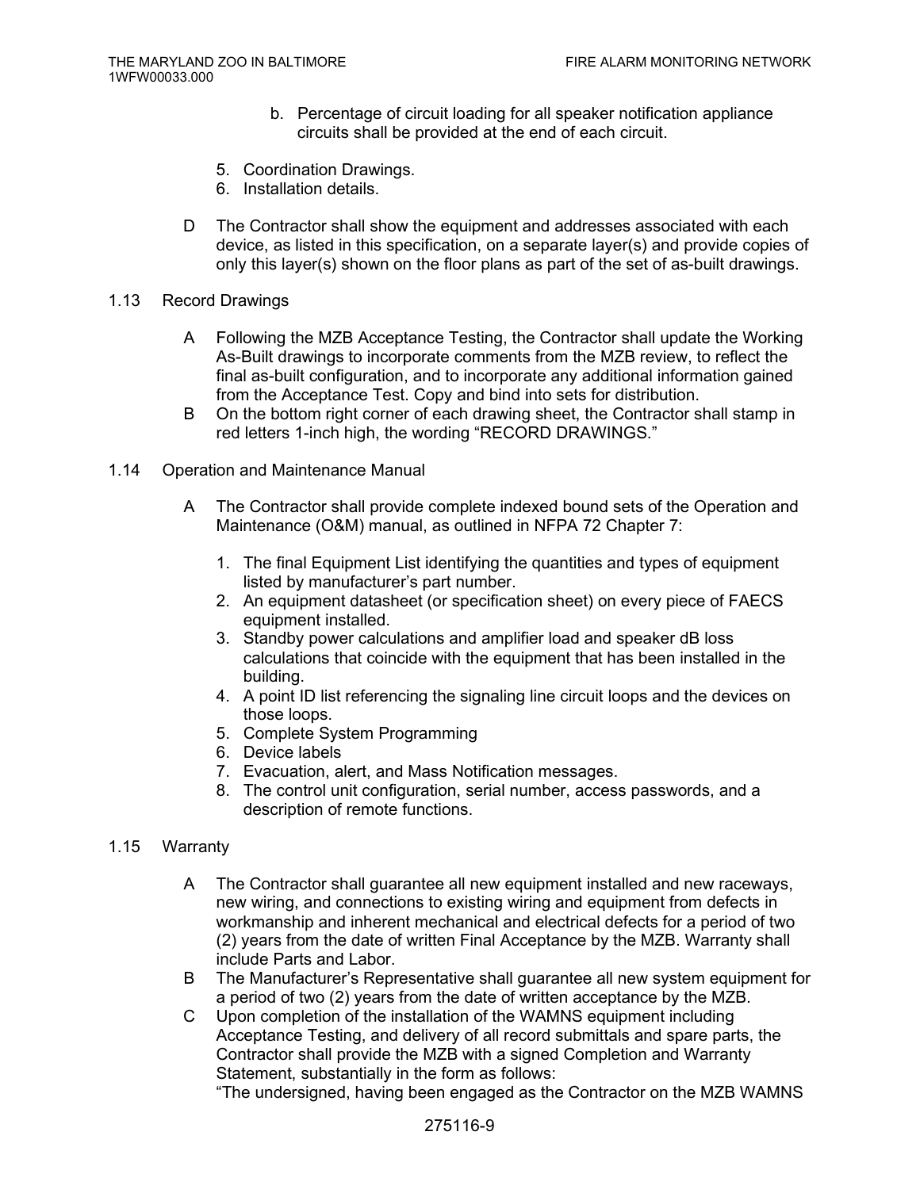b. Percentage of circuit loading for all speaker notification appliance circuits shall be provided at the end of each circuit.

5. Coordination Drawings.
6. Installation details.

D The Contractor shall show the equipment and addresses associated with each device, as listed in this specification, on a separate layer(s) and provide copies of only this layer(s) shown on the floor plans as part of the set of as-built drawings.

## 1.13 Record Drawings

A Following the MZB Acceptance Testing, the Contractor shall update the Working As-Built drawings to incorporate comments from the MZB review, to reflect the final as-built configuration, and to incorporate any additional information gained from the Acceptance Test. Copy and bind into sets for distribution.

B On the bottom right corner of each drawing sheet, the Contractor shall stamp in red letters 1-inch high, the wording "RECORD DRAWINGS."

## 1.14 Operation and Maintenance Manual

A The Contractor shall provide complete indexed bound sets of the Operation and Maintenance (O&M) manual, as outlined in NFPA 72 Chapter 7:

1. The final Equipment List identifying the quantities and types of equipment listed by manufacturer's part number.
2. An equipment datasheet (or specification sheet) on every piece of FAECS equipment installed.
3. Standby power calculations and amplifier load and speaker dB loss calculations that coincide with the equipment that has been installed in the building.
4. A point ID list referencing the signaling line circuit loops and the devices on those loops.
5. Complete System Programming
6. Device labels
7. Evacuation, alert, and Mass Notification messages.
8. The control unit configuration, serial number, access passwords, and a description of remote functions.

## 1.15 Warranty

A The Contractor shall guarantee all new equipment installed and new raceways, new wiring, and connections to existing wiring and equipment from defects in workmanship and inherent mechanical and electrical defects for a period of two (2) years from the date of written Final Acceptance by the MZB. Warranty shall include Parts and Labor.

B The Manufacturer's Representative shall guarantee all new system equipment for a period of two (2) years from the date of written acceptance by the MZB.

C Upon completion of the installation of the WAMNS equipment including Acceptance Testing, and delivery of all record submittals and spare parts, the Contractor shall provide the MZB with a signed Completion and Warranty Statement, substantially in the form as follows:
"The undersigned, having been engaged as the Contractor on the MZB WAMNS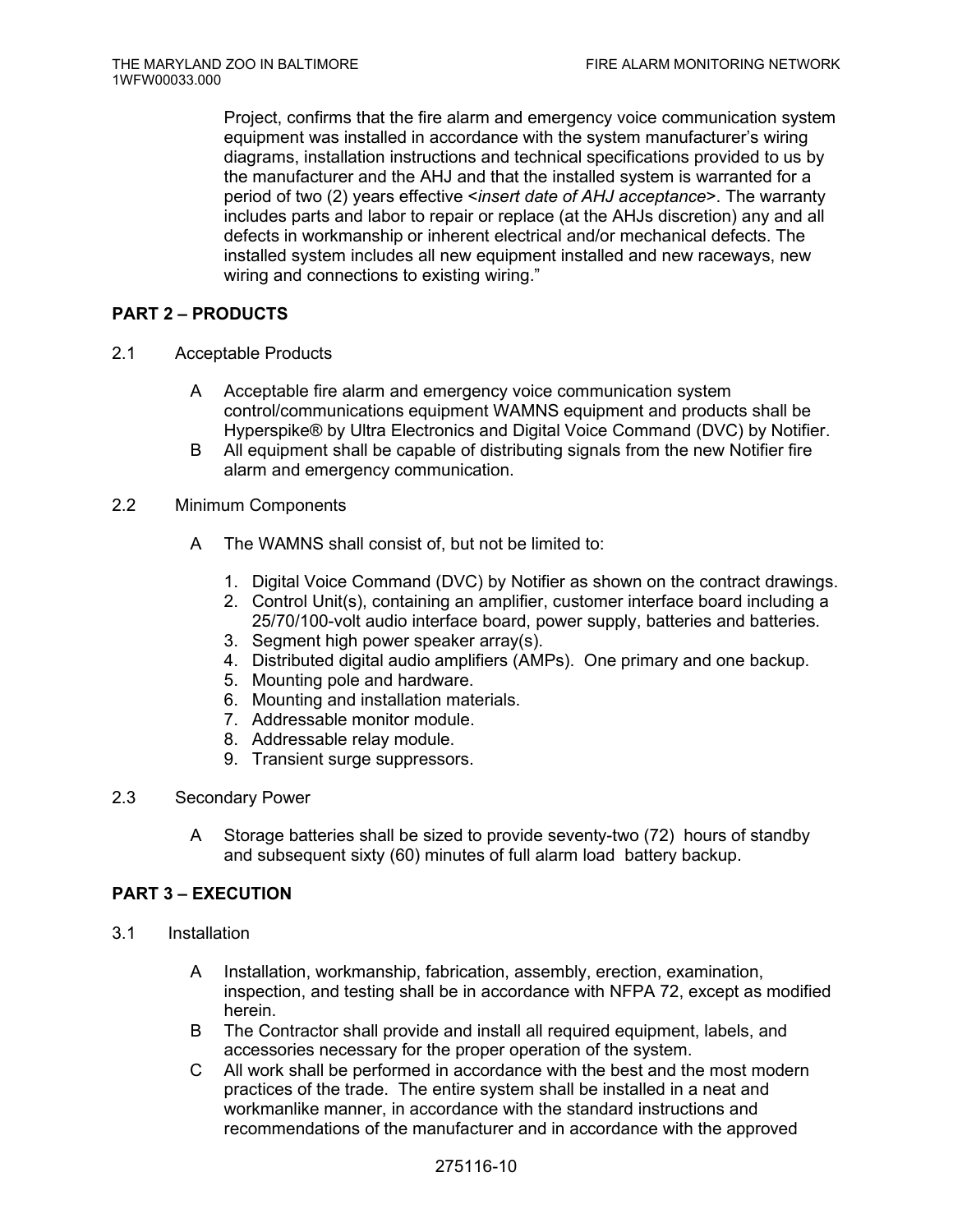Project, confirms that the fire alarm and emergency voice communication system equipment was installed in accordance with the system manufacturer's wiring diagrams, installation instructions and technical specifications provided to us by the manufacturer and the AHJ and that the installed system is warranted for a period of two (2) years effective <*insert date of AHJ acceptance*>. The warranty includes parts and labor to repair or replace (at the AHJs discretion) any and all defects in workmanship or inherent electrical and/or mechanical defects. The installed system includes all new equipment installed and new raceways, new wiring and connections to existing wiring."

## PART 2 – PRODUCTS

2.1 Acceptable Products

A Acceptable fire alarm and emergency voice communication system control/communications equipment WAMNS equipment and products shall be Hyperspike® by Ultra Electronics and Digital Voice Command (DVC) by Notifier.

B All equipment shall be capable of distributing signals from the new Notifier fire alarm and emergency communication.

2.2 Minimum Components

A The WAMNS shall consist of, but not be limited to:

1. Digital Voice Command (DVC) by Notifier as shown on the contract drawings.
2. Control Unit(s), containing an amplifier, customer interface board including a 25/70/100-volt audio interface board, power supply, batteries and batteries.
3. Segment high power speaker array(s).
4. Distributed digital audio amplifiers (AMPs). One primary and one backup.
5. Mounting pole and hardware.
6. Mounting and installation materials.
7. Addressable monitor module.
8. Addressable relay module.
9. Transient surge suppressors.

2.3 Secondary Power

A Storage batteries shall be sized to provide seventy-two (72) hours of standby and subsequent sixty (60) minutes of full alarm load battery backup.

## PART 3 – EXECUTION

3.1 Installation

A Installation, workmanship, fabrication, assembly, erection, examination, inspection, and testing shall be in accordance with NFPA 72, except as modified herein.

B The Contractor shall provide and install all required equipment, labels, and accessories necessary for the proper operation of the system.

C All work shall be performed in accordance with the best and the most modern practices of the trade. The entire system shall be installed in a neat and workmanlike manner, in accordance with the standard instructions and recommendations of the manufacturer and in accordance with the approved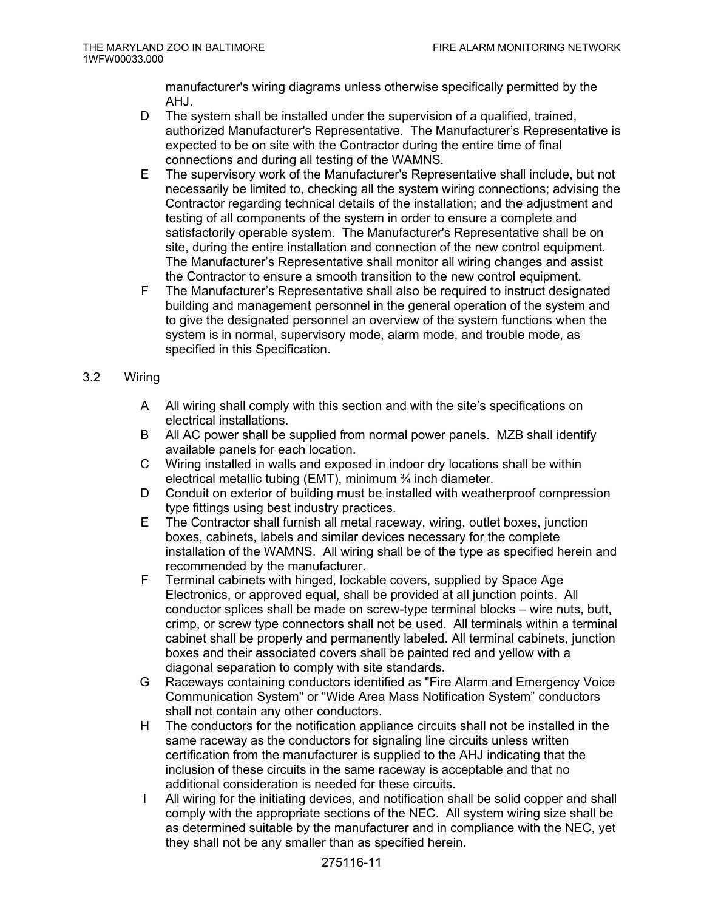manufacturer's wiring diagrams unless otherwise specifically permitted by the AHJ.

D The system shall be installed under the supervision of a qualified, trained, authorized Manufacturer's Representative. The Manufacturer's Representative is expected to be on site with the Contractor during the entire time of final connections and during all testing of the WAMNS.

E The supervisory work of the Manufacturer's Representative shall include, but not necessarily be limited to, checking all the system wiring connections; advising the Contractor regarding technical details of the installation; and the adjustment and testing of all components of the system in order to ensure a complete and satisfactorily operable system. The Manufacturer's Representative shall be on site, during the entire installation and connection of the new control equipment. The Manufacturer's Representative shall monitor all wiring changes and assist the Contractor to ensure a smooth transition to the new control equipment.

F The Manufacturer's Representative shall also be required to instruct designated building and management personnel in the general operation of the system and to give the designated personnel an overview of the system functions when the system is in normal, supervisory mode, alarm mode, and trouble mode, as specified in this Specification.

## 3.2 Wiring

A All wiring shall comply with this section and with the site's specifications on electrical installations.

B All AC power shall be supplied from normal power panels. MZB shall identify available panels for each location.

C Wiring installed in walls and exposed in indoor dry locations shall be within electrical metallic tubing (EMT), minimum ¾ inch diameter.

D Conduit on exterior of building must be installed with weatherproof compression type fittings using best industry practices.

E The Contractor shall furnish all metal raceway, wiring, outlet boxes, junction boxes, cabinets, labels and similar devices necessary for the complete installation of the WAMNS. All wiring shall be of the type as specified herein and recommended by the manufacturer.

F Terminal cabinets with hinged, lockable covers, supplied by Space Age Electronics, or approved equal, shall be provided at all junction points. All conductor splices shall be made on screw-type terminal blocks – wire nuts, butt, crimp, or screw type connectors shall not be used. All terminals within a terminal cabinet shall be properly and permanently labeled. All terminal cabinets, junction boxes and their associated covers shall be painted red and yellow with a diagonal separation to comply with site standards.

G Raceways containing conductors identified as "Fire Alarm and Emergency Voice Communication System" or "Wide Area Mass Notification System" conductors shall not contain any other conductors.

H The conductors for the notification appliance circuits shall not be installed in the same raceway as the conductors for signaling line circuits unless written certification from the manufacturer is supplied to the AHJ indicating that the inclusion of these circuits in the same raceway is acceptable and that no additional consideration is needed for these circuits.

I All wiring for the initiating devices, and notification shall be solid copper and shall comply with the appropriate sections of the NEC. All system wiring size shall be as determined suitable by the manufacturer and in compliance with the NEC, yet they shall not be any smaller than as specified herein.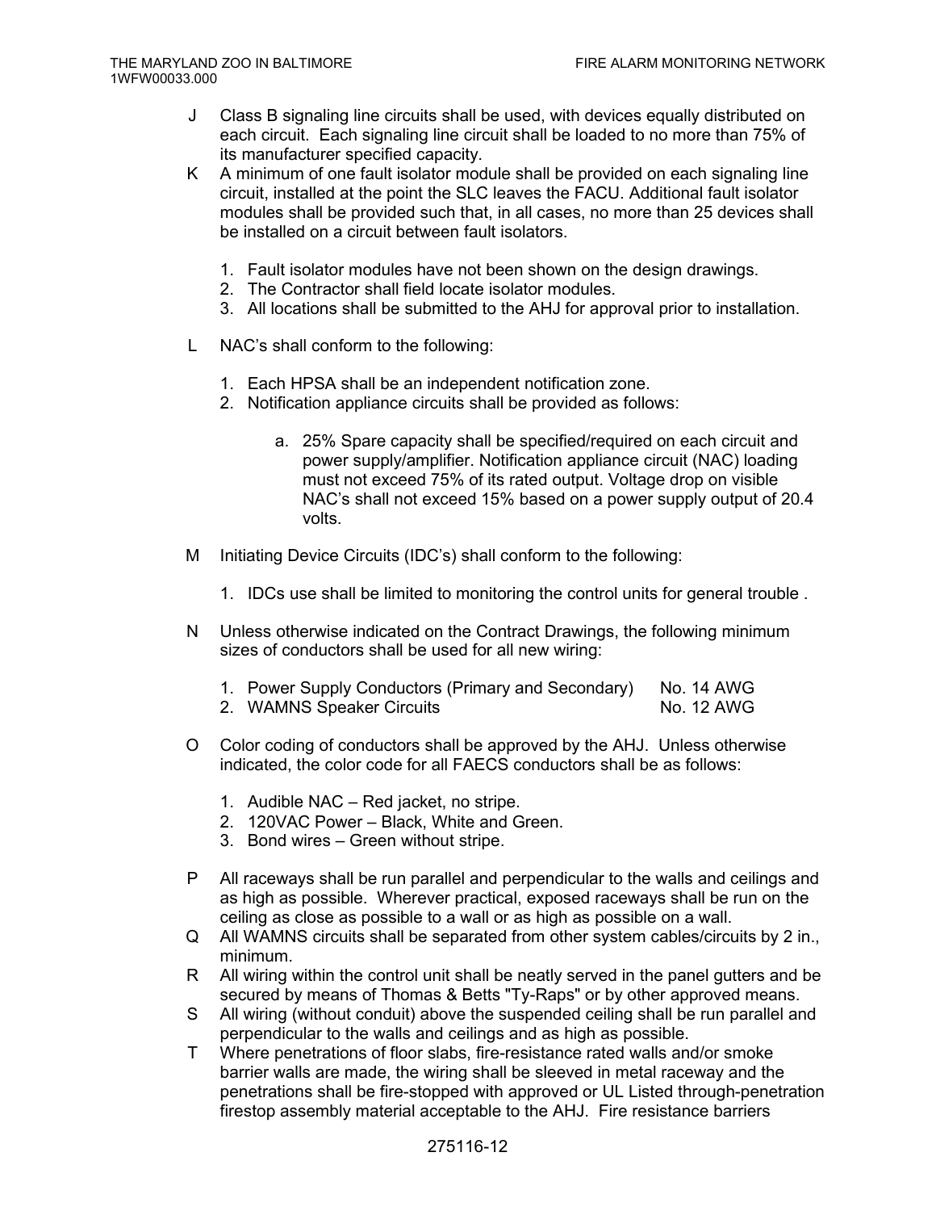J Class B signaling line circuits shall be used, with devices equally distributed on each circuit. Each signaling line circuit shall be loaded to no more than 75% of its manufacturer specified capacity.

K A minimum of one fault isolator module shall be provided on each signaling line circuit, installed at the point the SLC leaves the FACU. Additional fault isolator modules shall be provided such that, in all cases, no more than 25 devices shall be installed on a circuit between fault isolators.

1. Fault isolator modules have not been shown on the design drawings.
2. The Contractor shall field locate isolator modules.
3. All locations shall be submitted to the AHJ for approval prior to installation.

L NAC's shall conform to the following:

1. Each HPSA shall be an independent notification zone.
2. Notification appliance circuits shall be provided as follows:

   a. 25% Spare capacity shall be specified/required on each circuit and power supply/amplifier. Notification appliance circuit (NAC) loading must not exceed 75% of its rated output. Voltage drop on visible NAC's shall not exceed 15% based on a power supply output of 20.4 volts.

M Initiating Device Circuits (IDC's) shall conform to the following:

1. IDCs use shall be limited to monitoring the control units for general trouble .

N Unless otherwise indicated on the Contract Drawings, the following minimum sizes of conductors shall be used for all new wiring:

1. Power Supply Conductors (Primary and Secondary) No. 14 AWG
2. WAMNS Speaker Circuits No. 12 AWG

O Color coding of conductors shall be approved by the AHJ. Unless otherwise indicated, the color code for all FAECS conductors shall be as follows:

1. Audible NAC – Red jacket, no stripe.
2. 120VAC Power – Black, White and Green.
3. Bond wires – Green without stripe.

P All raceways shall be run parallel and perpendicular to the walls and ceilings and as high as possible. Wherever practical, exposed raceways shall be run on the ceiling as close as possible to a wall or as high as possible on a wall.

Q All WAMNS circuits shall be separated from other system cables/circuits by 2 in., minimum.

R All wiring within the control unit shall be neatly served in the panel gutters and be secured by means of Thomas & Betts "Ty-Raps" or by other approved means.

S All wiring (without conduit) above the suspended ceiling shall be run parallel and perpendicular to the walls and ceilings and as high as possible.

T Where penetrations of floor slabs, fire-resistance rated walls and/or smoke barrier walls are made, the wiring shall be sleeved in metal raceway and the penetrations shall be fire-stopped with approved or UL Listed through-penetration firestop assembly material acceptable to the AHJ. Fire resistance barriers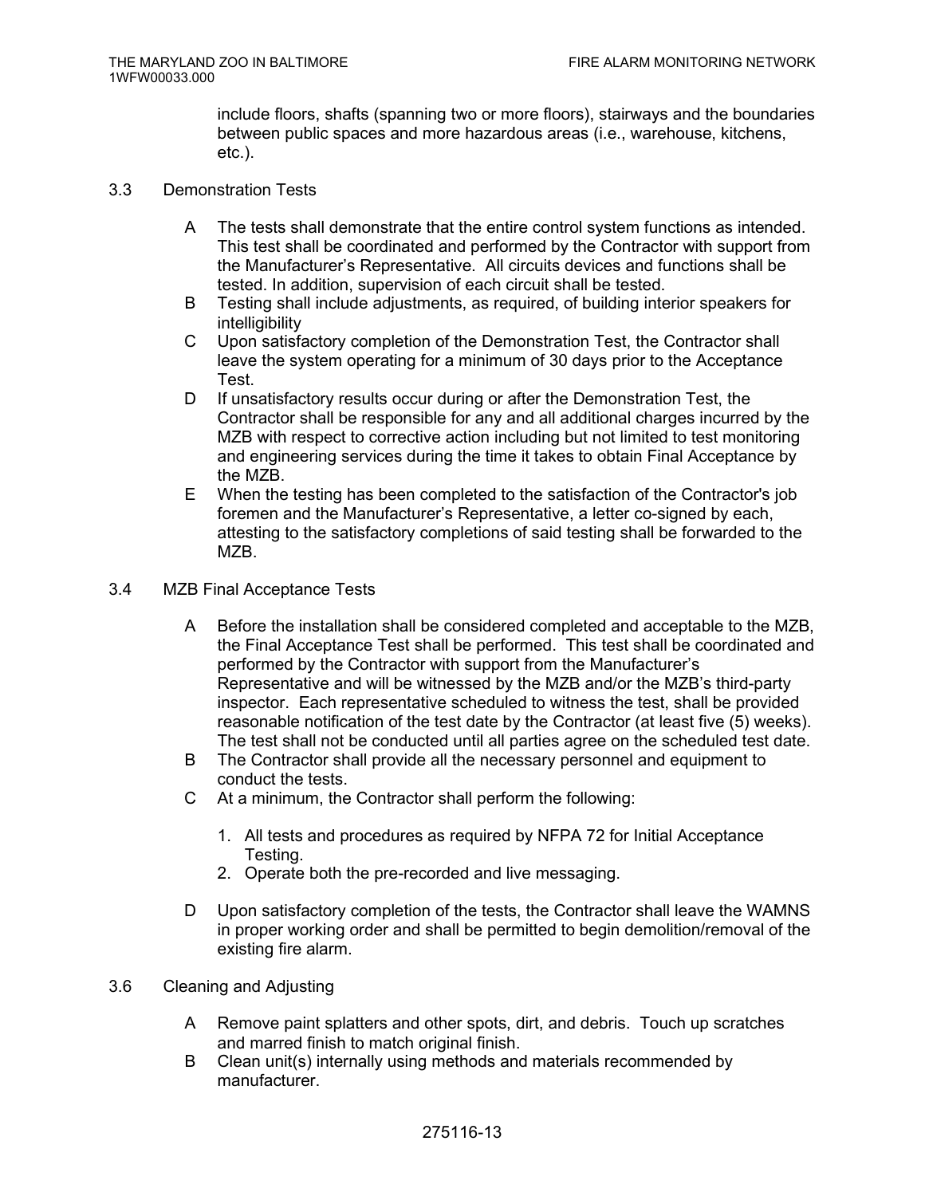include floors, shafts (spanning two or more floors), stairways and the boundaries between public spaces and more hazardous areas (i.e., warehouse, kitchens, etc.).

## 3.3 Demonstration Tests

A The tests shall demonstrate that the entire control system functions as intended. This test shall be coordinated and performed by the Contractor with support from the Manufacturer's Representative. All circuits devices and functions shall be tested. In addition, supervision of each circuit shall be tested.

B Testing shall include adjustments, as required, of building interior speakers for intelligibility

C Upon satisfactory completion of the Demonstration Test, the Contractor shall leave the system operating for a minimum of 30 days prior to the Acceptance Test.

D If unsatisfactory results occur during or after the Demonstration Test, the Contractor shall be responsible for any and all additional charges incurred by the MZB with respect to corrective action including but not limited to test monitoring and engineering services during the time it takes to obtain Final Acceptance by the MZB.

E When the testing has been completed to the satisfaction of the Contractor's job foremen and the Manufacturer's Representative, a letter co-signed by each, attesting to the satisfactory completions of said testing shall be forwarded to the MZB.

## 3.4 MZB Final Acceptance Tests

A Before the installation shall be considered completed and acceptable to the MZB, the Final Acceptance Test shall be performed. This test shall be coordinated and performed by the Contractor with support from the Manufacturer's Representative and will be witnessed by the MZB and/or the MZB's third-party inspector. Each representative scheduled to witness the test, shall be provided reasonable notification of the test date by the Contractor (at least five (5) weeks). The test shall not be conducted until all parties agree on the scheduled test date.

B The Contractor shall provide all the necessary personnel and equipment to conduct the tests.

C At a minimum, the Contractor shall perform the following:

1. All tests and procedures as required by NFPA 72 for Initial Acceptance Testing.
2. Operate both the pre-recorded and live messaging.

D Upon satisfactory completion of the tests, the Contractor shall leave the WAMNS in proper working order and shall be permitted to begin demolition/removal of the existing fire alarm.

## 3.6 Cleaning and Adjusting

A Remove paint splatters and other spots, dirt, and debris. Touch up scratches and marred finish to match original finish.

B Clean unit(s) internally using methods and materials recommended by manufacturer.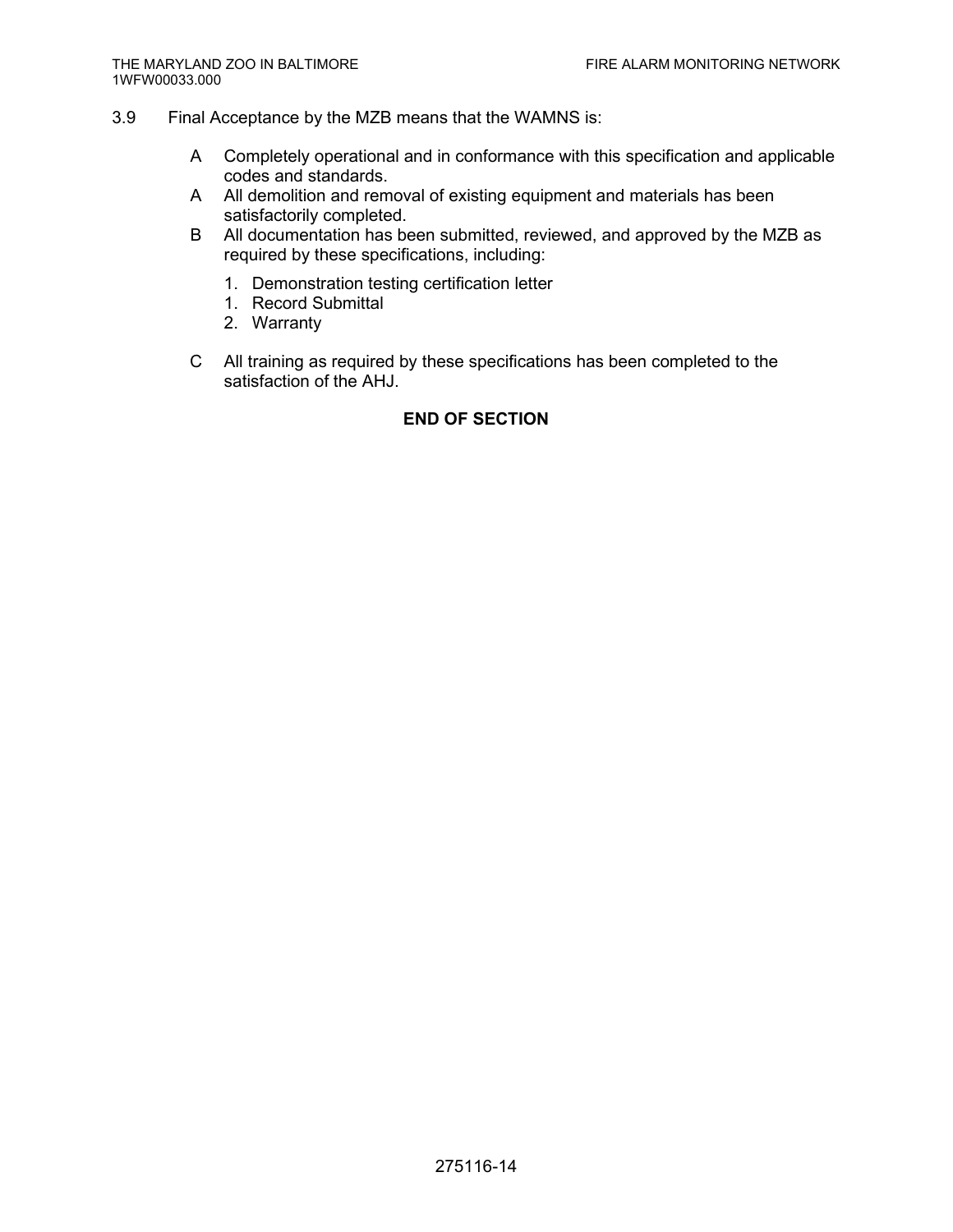3.9 Final Acceptance by the MZB means that the WAMNS is:

A Completely operational and in conformance with this specification and applicable codes and standards.

A All demolition and removal of existing equipment and materials has been satisfactorily completed.

B All documentation has been submitted, reviewed, and approved by the MZB as required by these specifications, including:

1. Demonstration testing certification letter
1. Record Submittal
2. Warranty

C All training as required by these specifications has been completed to the satisfaction of the AHJ.

**END OF SECTION**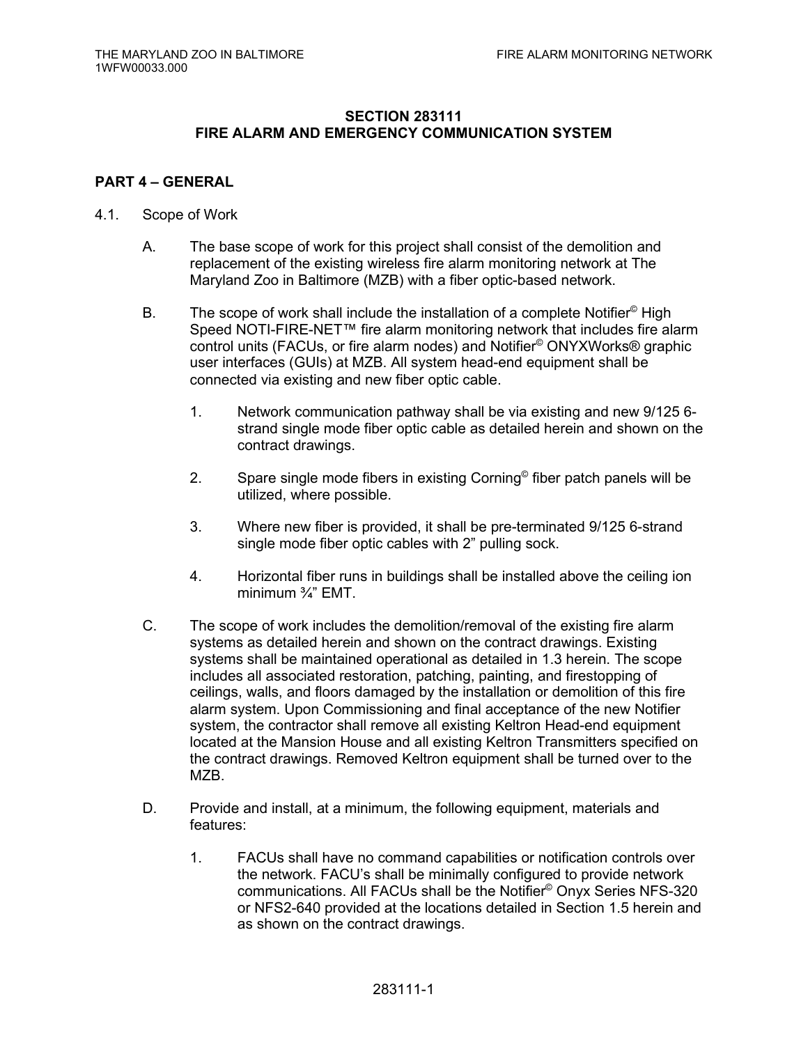## SECTION 283111
## FIRE ALARM AND EMERGENCY COMMUNICATION SYSTEM

### PART 4 – GENERAL

4.1. Scope of Work

A. The base scope of work for this project shall consist of the demolition and replacement of the existing wireless fire alarm monitoring network at The Maryland Zoo in Baltimore (MZB) with a fiber optic-based network.

B. The scope of work shall include the installation of a complete Notifier© High Speed NOTI-FIRE-NET™ fire alarm monitoring network that includes fire alarm control units (FACUs, or fire alarm nodes) and Notifier© ONYXWorks® graphic user interfaces (GUIs) at MZB. All system head-end equipment shall be connected via existing and new fiber optic cable.

1. Network communication pathway shall be via existing and new 9/125 6-strand single mode fiber optic cable as detailed herein and shown on the contract drawings.

2. Spare single mode fibers in existing Corning© fiber patch panels will be utilized, where possible.

3. Where new fiber is provided, it shall be pre-terminated 9/125 6-strand single mode fiber optic cables with 2” pulling sock.

4. Horizontal fiber runs in buildings shall be installed above the ceiling ion minimum ¾” EMT.

C. The scope of work includes the demolition/removal of the existing fire alarm systems as detailed herein and shown on the contract drawings. Existing systems shall be maintained operational as detailed in 1.3 herein. The scope includes all associated restoration, patching, painting, and firestopping of ceilings, walls, and floors damaged by the installation or demolition of this fire alarm system. Upon Commissioning and final acceptance of the new Notifier system, the contractor shall remove all existing Keltron Head-end equipment located at the Mansion House and all existing Keltron Transmitters specified on the contract drawings. Removed Keltron equipment shall be turned over to the MZB.

D. Provide and install, at a minimum, the following equipment, materials and features:

1. FACUs shall have no command capabilities or notification controls over the network. FACU’s shall be minimally configured to provide network communications. All FACUs shall be the Notifier© Onyx Series NFS-320 or NFS2-640 provided at the locations detailed in Section 1.5 herein and as shown on the contract drawings.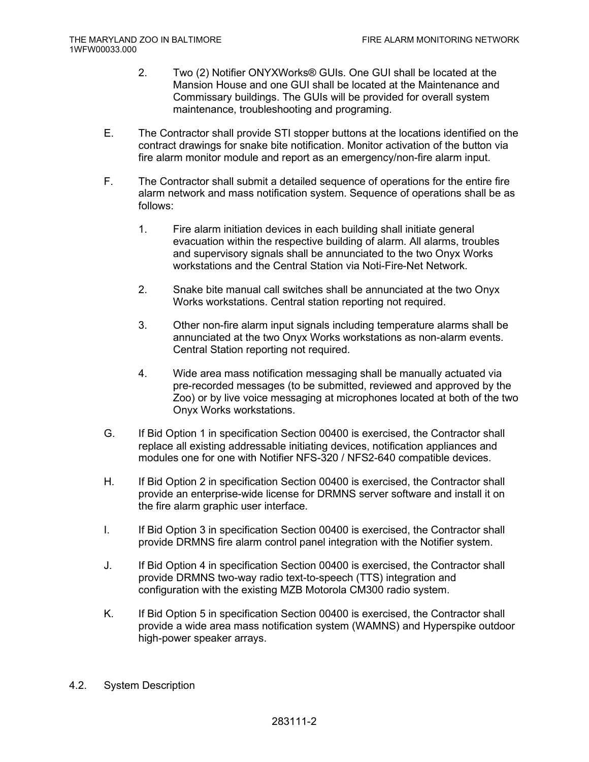2. Two (2) Notifier ONYXWorks® GUIs. One GUI shall be located at the Mansion House and one GUI shall be located at the Maintenance and Commissary buildings. The GUIs will be provided for overall system maintenance, troubleshooting and programing.

E. The Contractor shall provide STI stopper buttons at the locations identified on the contract drawings for snake bite notification. Monitor activation of the button via fire alarm monitor module and report as an emergency/non-fire alarm input.

F. The Contractor shall submit a detailed sequence of operations for the entire fire alarm network and mass notification system. Sequence of operations shall be as follows:

1. Fire alarm initiation devices in each building shall initiate general evacuation within the respective building of alarm. All alarms, troubles and supervisory signals shall be annunciated to the two Onyx Works workstations and the Central Station via Noti-Fire-Net Network.

2. Snake bite manual call switches shall be annunciated at the two Onyx Works workstations. Central station reporting not required.

3. Other non-fire alarm input signals including temperature alarms shall be annunciated at the two Onyx Works workstations as non-alarm events. Central Station reporting not required.

4. Wide area mass notification messaging shall be manually actuated via pre-recorded messages (to be submitted, reviewed and approved by the Zoo) or by live voice messaging at microphones located at both of the two Onyx Works workstations.

G. If Bid Option 1 in specification Section 00400 is exercised, the Contractor shall replace all existing addressable initiating devices, notification appliances and modules one for one with Notifier NFS-320 / NFS2-640 compatible devices.

H. If Bid Option 2 in specification Section 00400 is exercised, the Contractor shall provide an enterprise-wide license for DRMNS server software and install it on the fire alarm graphic user interface.

I. If Bid Option 3 in specification Section 00400 is exercised, the Contractor shall provide DRMNS fire alarm control panel integration with the Notifier system.

J. If Bid Option 4 in specification Section 00400 is exercised, the Contractor shall provide DRMNS two-way radio text-to-speech (TTS) integration and configuration with the existing MZB Motorola CM300 radio system.

K. If Bid Option 5 in specification Section 00400 is exercised, the Contractor shall provide a wide area mass notification system (WAMNS) and Hyperspike outdoor high-power speaker arrays.

## 4.2. System Description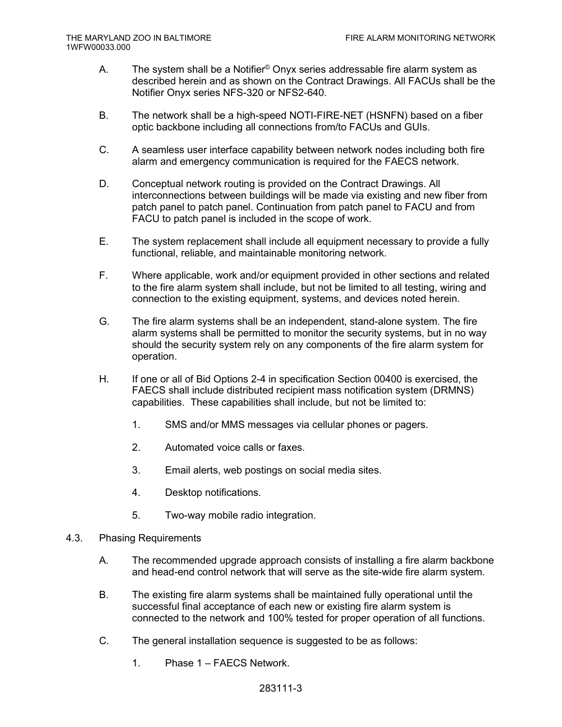A. The system shall be a Notifier© Onyx series addressable fire alarm system as described herein and as shown on the Contract Drawings. All FACUs shall be the Notifier Onyx series NFS-320 or NFS2-640.

B. The network shall be a high-speed NOTI-FIRE-NET (HSNFN) based on a fiber optic backbone including all connections from/to FACUs and GUIs.

C. A seamless user interface capability between network nodes including both fire alarm and emergency communication is required for the FAECS network.

D. Conceptual network routing is provided on the Contract Drawings. All interconnections between buildings will be made via existing and new fiber from patch panel to patch panel. Continuation from patch panel to FACU and from FACU to patch panel is included in the scope of work.

E. The system replacement shall include all equipment necessary to provide a fully functional, reliable, and maintainable monitoring network.

F. Where applicable, work and/or equipment provided in other sections and related to the fire alarm system shall include, but not be limited to all testing, wiring and connection to the existing equipment, systems, and devices noted herein.

G. The fire alarm systems shall be an independent, stand-alone system. The fire alarm systems shall be permitted to monitor the security systems, but in no way should the security system rely on any components of the fire alarm system for operation.

H. If one or all of Bid Options 2-4 in specification Section 00400 is exercised, the FAECS shall include distributed recipient mass notification system (DRMNS) capabilities. These capabilities shall include, but not be limited to:

1. SMS and/or MMS messages via cellular phones or pagers.
2. Automated voice calls or faxes.
3. Email alerts, web postings on social media sites.
4. Desktop notifications.
5. Two-way mobile radio integration.

## 4.3. Phasing Requirements

A. The recommended upgrade approach consists of installing a fire alarm backbone and head-end control network that will serve as the site-wide fire alarm system.

B. The existing fire alarm systems shall be maintained fully operational until the successful final acceptance of each new or existing fire alarm system is connected to the network and 100% tested for proper operation of all functions.

C. The general installation sequence is suggested to be as follows:

1. Phase 1 – FAECS Network.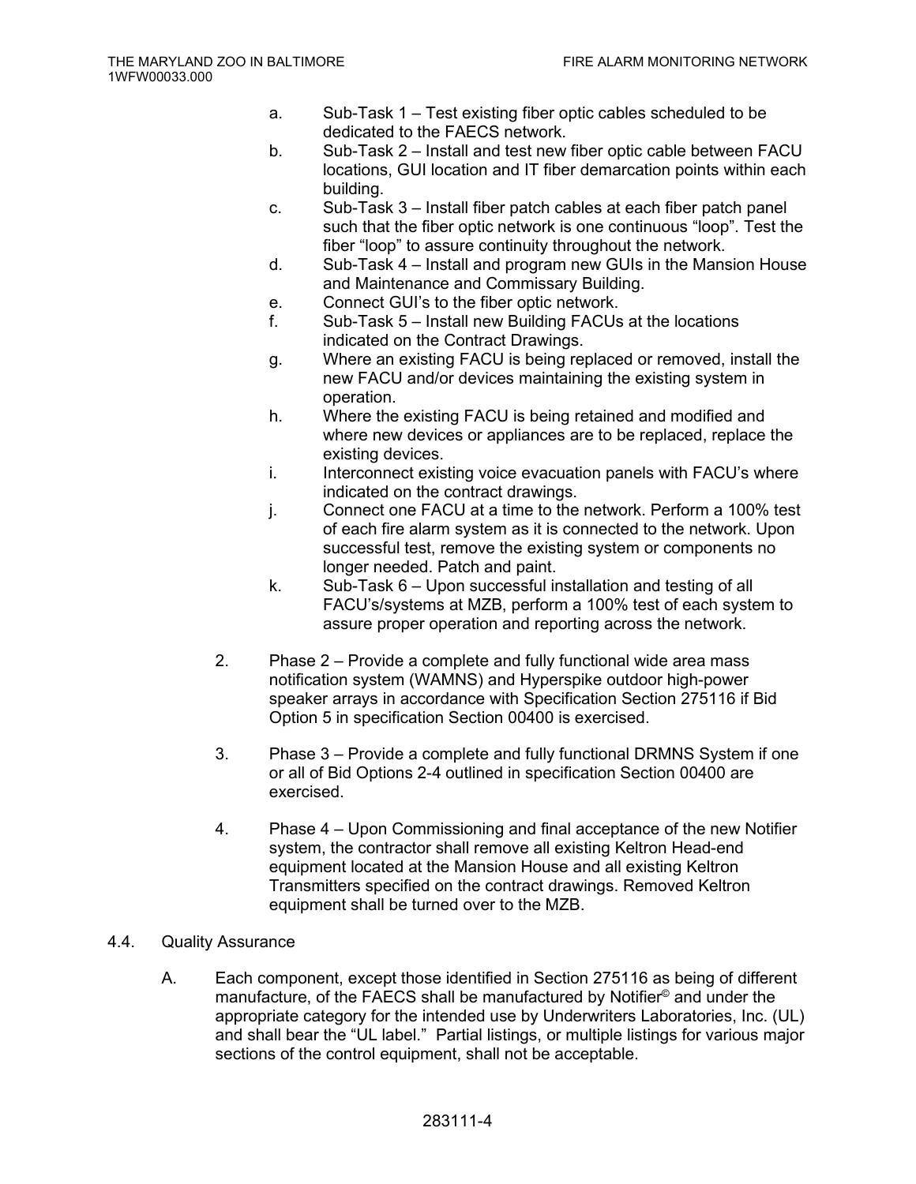a. Sub-Task 1 – Test existing fiber optic cables scheduled to be dedicated to the FAECS network.

b. Sub-Task 2 – Install and test new fiber optic cable between FACU locations, GUI location and IT fiber demarcation points within each building.

c. Sub-Task 3 – Install fiber patch cables at each fiber patch panel such that the fiber optic network is one continuous "loop". Test the fiber "loop" to assure continuity throughout the network.

d. Sub-Task 4 – Install and program new GUIs in the Mansion House and Maintenance and Commissary Building.

e. Connect GUI's to the fiber optic network.

f. Sub-Task 5 – Install new Building FACUs at the locations indicated on the Contract Drawings.

g. Where an existing FACU is being replaced or removed, install the new FACU and/or devices maintaining the existing system in operation.

h. Where the existing FACU is being retained and modified and where new devices or appliances are to be replaced, replace the existing devices.

i. Interconnect existing voice evacuation panels with FACU's where indicated on the contract drawings.

j. Connect one FACU at a time to the network. Perform a 100% test of each fire alarm system as it is connected to the network. Upon successful test, remove the existing system or components no longer needed. Patch and paint.

k. Sub-Task 6 – Upon successful installation and testing of all FACU's/systems at MZB, perform a 100% test of each system to assure proper operation and reporting across the network.

2. Phase 2 – Provide a complete and fully functional wide area mass notification system (WAMNS) and Hyperspike outdoor high-power speaker arrays in accordance with Specification Section 275116 if Bid Option 5 in specification Section 00400 is exercised.

3. Phase 3 – Provide a complete and fully functional DRMNS System if one or all of Bid Options 2-4 outlined in specification Section 00400 are exercised.

4. Phase 4 – Upon Commissioning and final acceptance of the new Notifier system, the contractor shall remove all existing Keltron Head-end equipment located at the Mansion House and all existing Keltron Transmitters specified on the contract drawings. Removed Keltron equipment shall be turned over to the MZB.

4.4. Quality Assurance

A. Each component, except those identified in Section 275116 as being of different manufacture, of the FAECS shall be manufactured by Notifier© and under the appropriate category for the intended use by Underwriters Laboratories, Inc. (UL) and shall bear the "UL label." Partial listings, or multiple listings for various major sections of the control equipment, shall not be acceptable.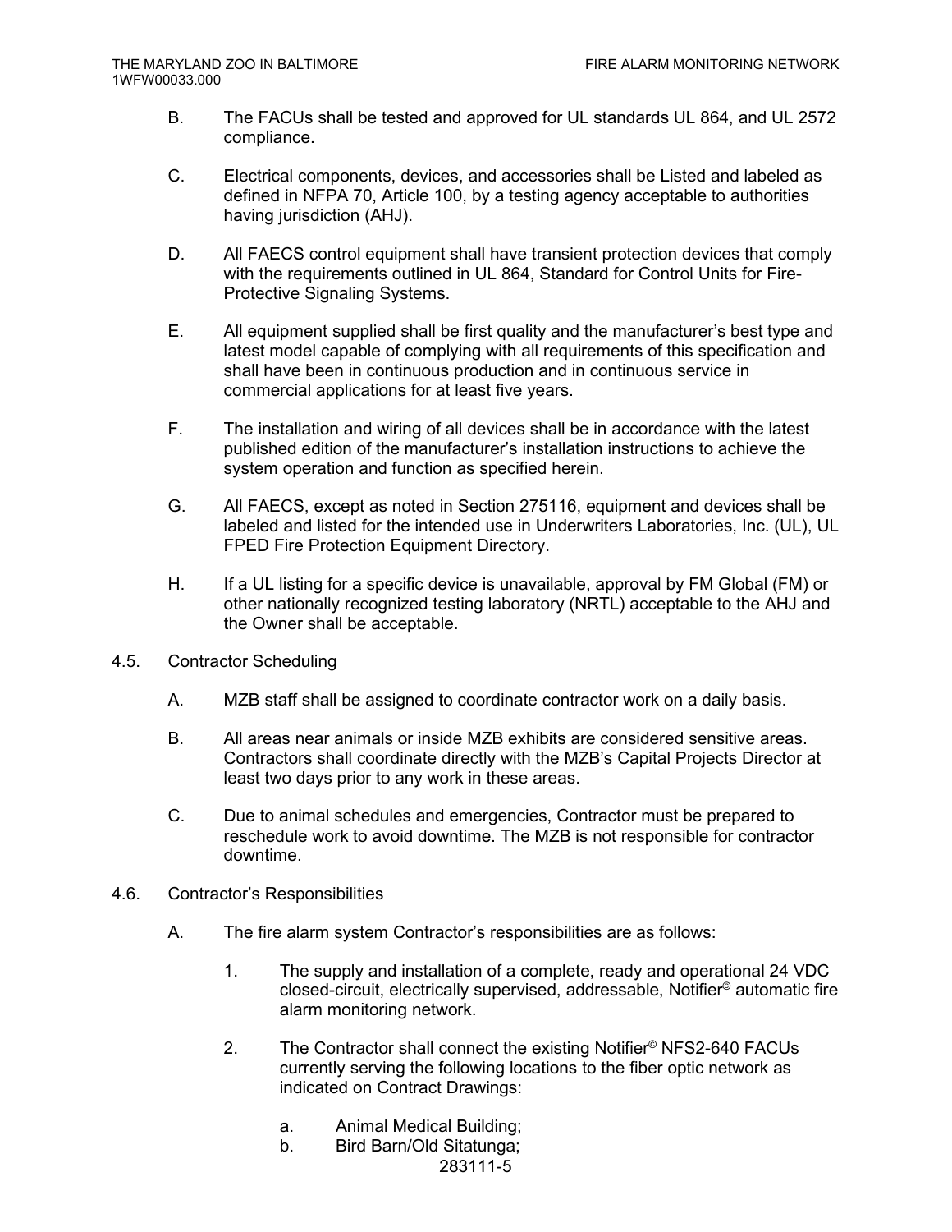B. The FACUs shall be tested and approved for UL standards UL 864, and UL 2572 compliance.

C. Electrical components, devices, and accessories shall be Listed and labeled as defined in NFPA 70, Article 100, by a testing agency acceptable to authorities having jurisdiction (AHJ).

D. All FAECS control equipment shall have transient protection devices that comply with the requirements outlined in UL 864, Standard for Control Units for Fire-Protective Signaling Systems.

E. All equipment supplied shall be first quality and the manufacturer's best type and latest model capable of complying with all requirements of this specification and shall have been in continuous production and in continuous service in commercial applications for at least five years.

F. The installation and wiring of all devices shall be in accordance with the latest published edition of the manufacturer's installation instructions to achieve the system operation and function as specified herein.

G. All FAECS, except as noted in Section 275116, equipment and devices shall be labeled and listed for the intended use in Underwriters Laboratories, Inc. (UL), UL FPED Fire Protection Equipment Directory.

H. If a UL listing for a specific device is unavailable, approval by FM Global (FM) or other nationally recognized testing laboratory (NRTL) acceptable to the AHJ and the Owner shall be acceptable.

4.5. Contractor Scheduling

A. MZB staff shall be assigned to coordinate contractor work on a daily basis.

B. All areas near animals or inside MZB exhibits are considered sensitive areas. Contractors shall coordinate directly with the MZB's Capital Projects Director at least two days prior to any work in these areas.

C. Due to animal schedules and emergencies, Contractor must be prepared to reschedule work to avoid downtime. The MZB is not responsible for contractor downtime.

4.6. Contractor's Responsibilities

A. The fire alarm system Contractor's responsibilities are as follows:

1. The supply and installation of a complete, ready and operational 24 VDC closed-circuit, electrically supervised, addressable, Notifier© automatic fire alarm monitoring network.

2. The Contractor shall connect the existing Notifier© NFS2-640 FACUs currently serving the following locations to the fiber optic network as indicated on Contract Drawings:

   a. Animal Medical Building;
   b. Bird Barn/Old Sitatunga;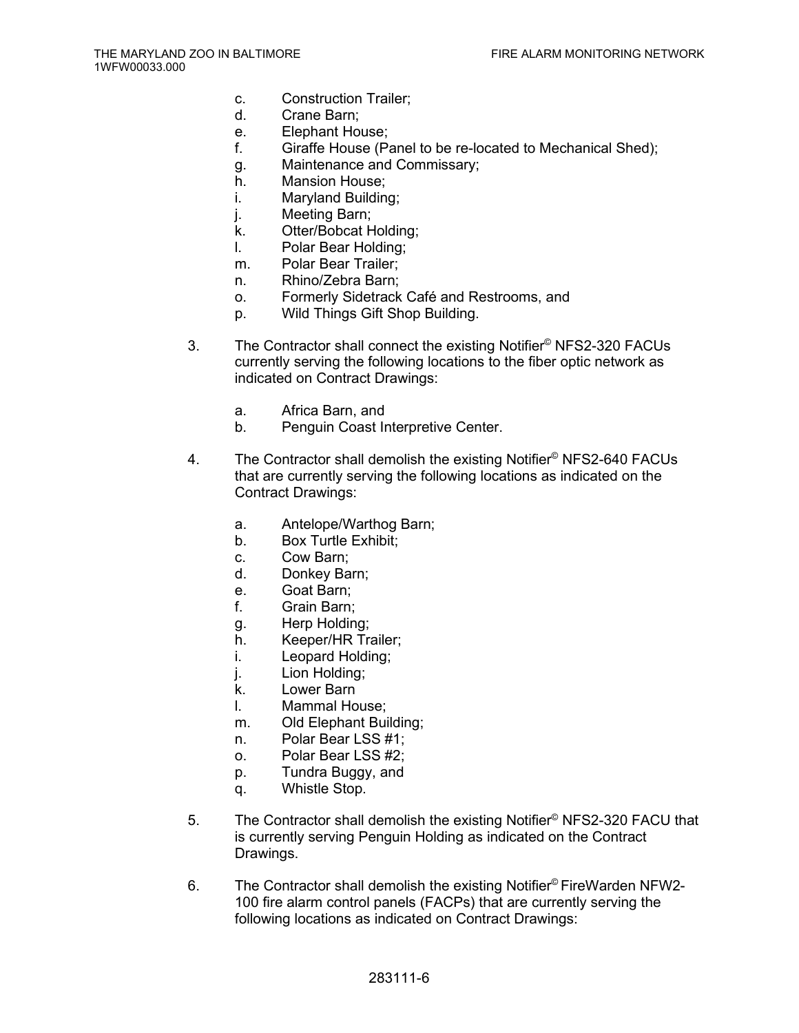c. Construction Trailer;
d. Crane Barn;
e. Elephant House;
f. Giraffe House (Panel to be re-located to Mechanical Shed);
g. Maintenance and Commissary;
h. Mansion House;
i. Maryland Building;
j. Meeting Barn;
k. Otter/Bobcat Holding;
l. Polar Bear Holding;
m. Polar Bear Trailer;
n. Rhino/Zebra Barn;
o. Formerly Sidetrack Café and Restrooms, and
p. Wild Things Gift Shop Building.

3. The Contractor shall connect the existing Notifier© NFS2-320 FACUs currently serving the following locations to the fiber optic network as indicated on Contract Drawings:

   a. Africa Barn, and
   b. Penguin Coast Interpretive Center.

4. The Contractor shall demolish the existing Notifier© NFS2-640 FACUs that are currently serving the following locations as indicated on the Contract Drawings:

   a. Antelope/Warthog Barn;
   b. Box Turtle Exhibit;
   c. Cow Barn;
   d. Donkey Barn;
   e. Goat Barn;
   f. Grain Barn;
   g. Herp Holding;
   h. Keeper/HR Trailer;
   i. Leopard Holding;
   j. Lion Holding;
   k. Lower Barn
   l. Mammal House;
   m. Old Elephant Building;
   n. Polar Bear LSS #1;
   o. Polar Bear LSS #2;
   p. Tundra Buggy, and
   q. Whistle Stop.

5. The Contractor shall demolish the existing Notifier© NFS2-320 FACU that is currently serving Penguin Holding as indicated on the Contract Drawings.

6. The Contractor shall demolish the existing Notifier© FireWarden NFW2-100 fire alarm control panels (FACPs) that are currently serving the following locations as indicated on Contract Drawings: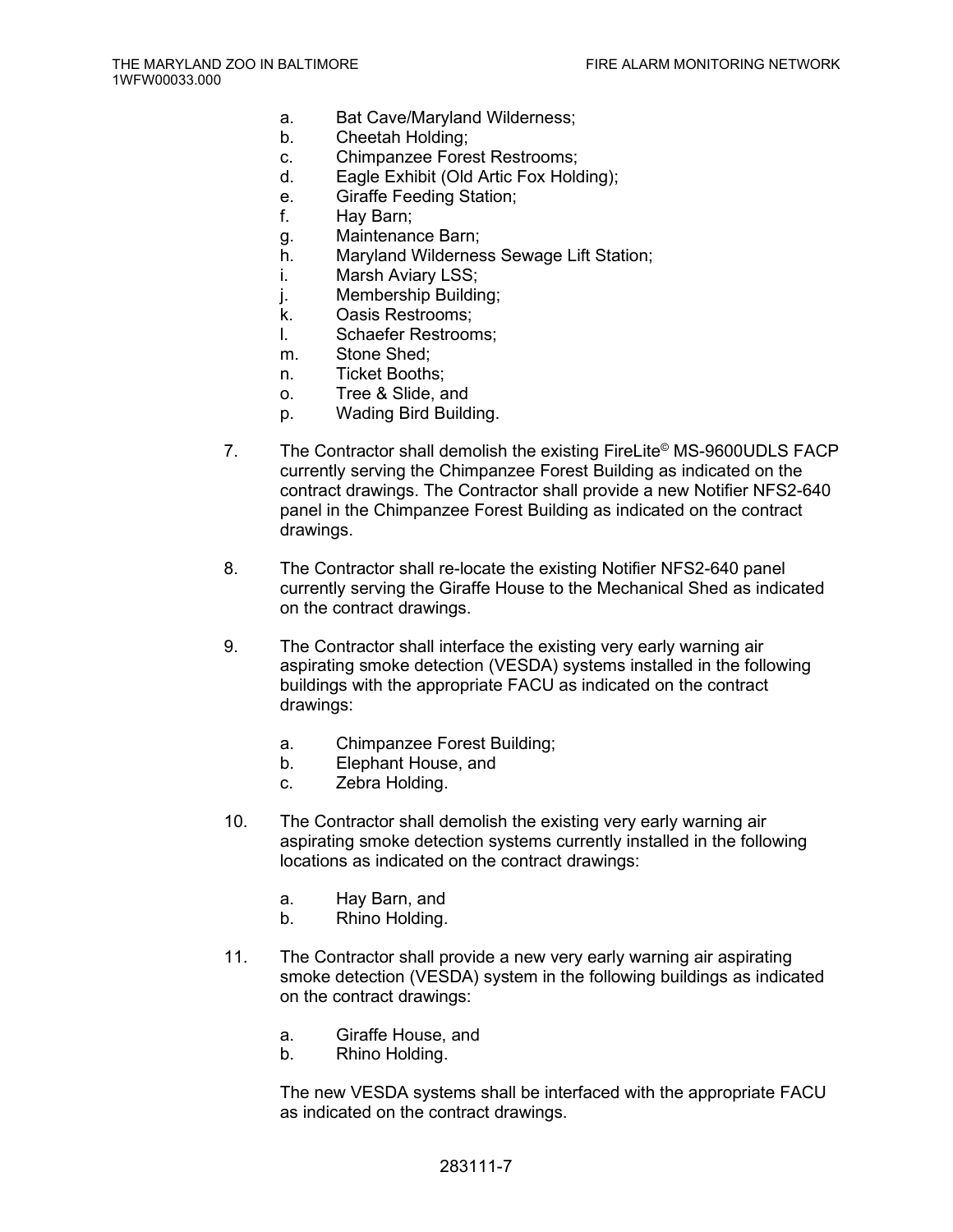a. Bat Cave/Maryland Wilderness;
b. Cheetah Holding;
c. Chimpanzee Forest Restrooms;
d. Eagle Exhibit (Old Artic Fox Holding);
e. Giraffe Feeding Station;
f. Hay Barn;
g. Maintenance Barn;
h. Maryland Wilderness Sewage Lift Station;
i. Marsh Aviary LSS;
j. Membership Building;
k. Oasis Restrooms;
l. Schaefer Restrooms;
m. Stone Shed;
n. Ticket Booths;
o. Tree & Slide, and
p. Wading Bird Building.

7. The Contractor shall demolish the existing FireLite© MS-9600UDLS FACP currently serving the Chimpanzee Forest Building as indicated on the contract drawings. The Contractor shall provide a new Notifier NFS2-640 panel in the Chimpanzee Forest Building as indicated on the contract drawings.

8. The Contractor shall re-locate the existing Notifier NFS2-640 panel currently serving the Giraffe House to the Mechanical Shed as indicated on the contract drawings.

9. The Contractor shall interface the existing very early warning air aspirating smoke detection (VESDA) systems installed in the following buildings with the appropriate FACU as indicated on the contract drawings:

   a. Chimpanzee Forest Building;
   b. Elephant House, and
   c. Zebra Holding.

10. The Contractor shall demolish the existing very early warning air aspirating smoke detection systems currently installed in the following locations as indicated on the contract drawings:

    a. Hay Barn, and
    b. Rhino Holding.

11. The Contractor shall provide a new very early warning air aspirating smoke detection (VESDA) system in the following buildings as indicated on the contract drawings:

    a. Giraffe House, and
    b. Rhino Holding.

    The new VESDA systems shall be interfaced with the appropriate FACU as indicated on the contract drawings.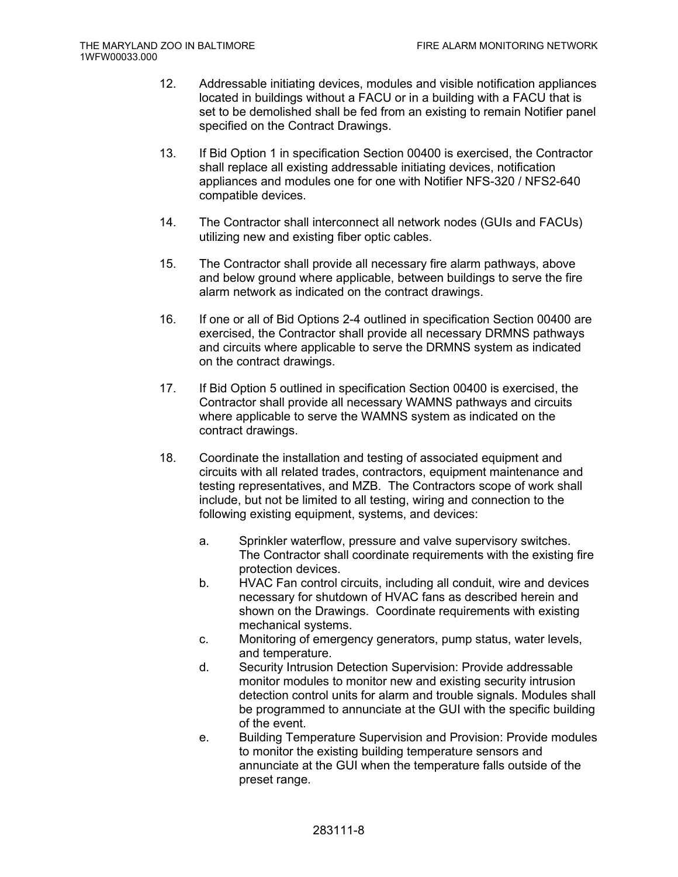12. Addressable initiating devices, modules and visible notification appliances located in buildings without a FACU or in a building with a FACU that is set to be demolished shall be fed from an existing to remain Notifier panel specified on the Contract Drawings.

13. If Bid Option 1 in specification Section 00400 is exercised, the Contractor shall replace all existing addressable initiating devices, notification appliances and modules one for one with Notifier NFS-320 / NFS2-640 compatible devices.

14. The Contractor shall interconnect all network nodes (GUIs and FACUs) utilizing new and existing fiber optic cables.

15. The Contractor shall provide all necessary fire alarm pathways, above and below ground where applicable, between buildings to serve the fire alarm network as indicated on the contract drawings.

16. If one or all of Bid Options 2-4 outlined in specification Section 00400 are exercised, the Contractor shall provide all necessary DRMNS pathways and circuits where applicable to serve the DRMNS system as indicated on the contract drawings.

17. If Bid Option 5 outlined in specification Section 00400 is exercised, the Contractor shall provide all necessary WAMNS pathways and circuits where applicable to serve the WAMNS system as indicated on the contract drawings.

18. Coordinate the installation and testing of associated equipment and circuits with all related trades, contractors, equipment maintenance and testing representatives, and MZB. The Contractors scope of work shall include, but not be limited to all testing, wiring and connection to the following existing equipment, systems, and devices:

    a. Sprinkler waterflow, pressure and valve supervisory switches. The Contractor shall coordinate requirements with the existing fire protection devices.
    b. HVAC Fan control circuits, including all conduit, wire and devices necessary for shutdown of HVAC fans as described herein and shown on the Drawings. Coordinate requirements with existing mechanical systems.
    c. Monitoring of emergency generators, pump status, water levels, and temperature.
    d. Security Intrusion Detection Supervision: Provide addressable monitor modules to monitor new and existing security intrusion detection control units for alarm and trouble signals. Modules shall be programmed to annunciate at the GUI with the specific building of the event.
    e. Building Temperature Supervision and Provision: Provide modules to monitor the existing building temperature sensors and annunciate at the GUI when the temperature falls outside of the preset range.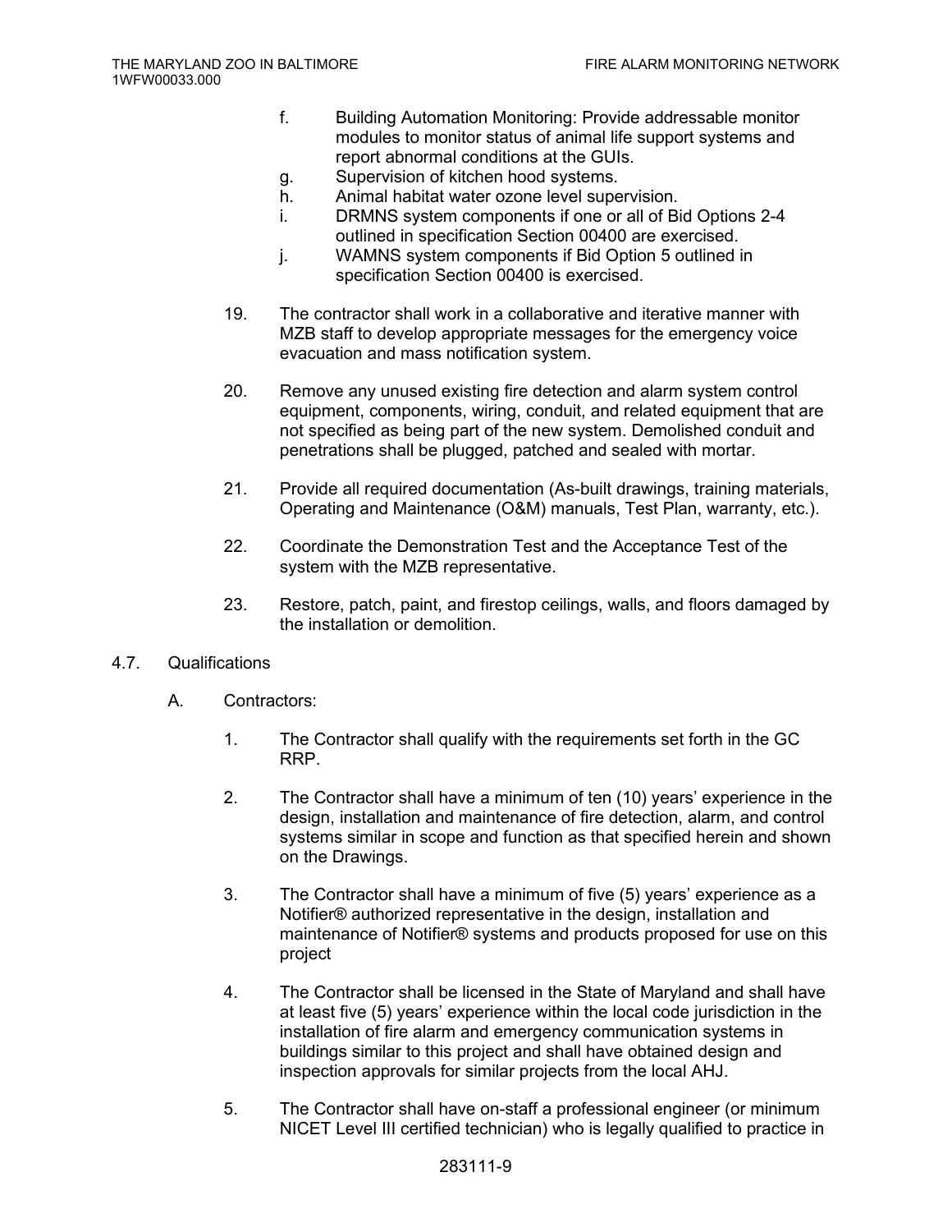f. Building Automation Monitoring: Provide addressable monitor modules to monitor status of animal life support systems and report abnormal conditions at the GUIs.

g. Supervision of kitchen hood systems.

h. Animal habitat water ozone level supervision.

i. DRMNS system components if one or all of Bid Options 2-4 outlined in specification Section 00400 are exercised.

j. WAMNS system components if Bid Option 5 outlined in specification Section 00400 is exercised.

19. The contractor shall work in a collaborative and iterative manner with MZB staff to develop appropriate messages for the emergency voice evacuation and mass notification system.

20. Remove any unused existing fire detection and alarm system control equipment, components, wiring, conduit, and related equipment that are not specified as being part of the new system. Demolished conduit and penetrations shall be plugged, patched and sealed with mortar.

21. Provide all required documentation (As-built drawings, training materials, Operating and Maintenance (O&M) manuals, Test Plan, warranty, etc.).

22. Coordinate the Demonstration Test and the Acceptance Test of the system with the MZB representative.

23. Restore, patch, paint, and firestop ceilings, walls, and floors damaged by the installation or demolition.

## 4.7. Qualifications

A. Contractors:

1. The Contractor shall qualify with the requirements set forth in the GC RRP.

2. The Contractor shall have a minimum of ten (10) years' experience in the design, installation and maintenance of fire detection, alarm, and control systems similar in scope and function as that specified herein and shown on the Drawings.

3. The Contractor shall have a minimum of five (5) years' experience as a Notifier® authorized representative in the design, installation and maintenance of Notifier® systems and products proposed for use on this project

4. The Contractor shall be licensed in the State of Maryland and shall have at least five (5) years' experience within the local code jurisdiction in the installation of fire alarm and emergency communication systems in buildings similar to this project and shall have obtained design and inspection approvals for similar projects from the local AHJ.

5. The Contractor shall have on-staff a professional engineer (or minimum NICET Level III certified technician) who is legally qualified to practice in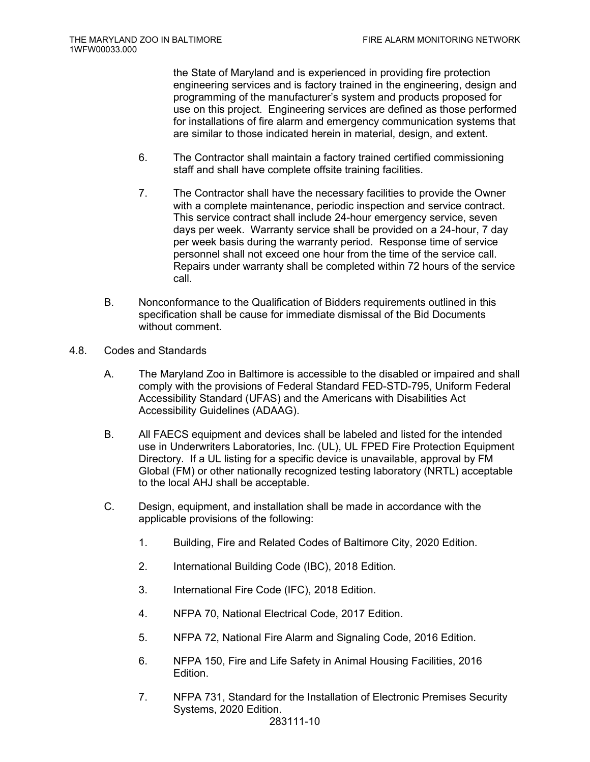the State of Maryland and is experienced in providing fire protection engineering services and is factory trained in the engineering, design and programming of the manufacturer's system and products proposed for use on this project. Engineering services are defined as those performed for installations of fire alarm and emergency communication systems that are similar to those indicated herein in material, design, and extent.

6. The Contractor shall maintain a factory trained certified commissioning staff and shall have complete offsite training facilities.

7. The Contractor shall have the necessary facilities to provide the Owner with a complete maintenance, periodic inspection and service contract. This service contract shall include 24-hour emergency service, seven days per week. Warranty service shall be provided on a 24-hour, 7 day per week basis during the warranty period. Response time of service personnel shall not exceed one hour from the time of the service call. Repairs under warranty shall be completed within 72 hours of the service call.

B. Nonconformance to the Qualification of Bidders requirements outlined in this specification shall be cause for immediate dismissal of the Bid Documents without comment.

4.8. Codes and Standards

A. The Maryland Zoo in Baltimore is accessible to the disabled or impaired and shall comply with the provisions of Federal Standard FED-STD-795, Uniform Federal Accessibility Standard (UFAS) and the Americans with Disabilities Act Accessibility Guidelines (ADAAG).

B. All FAECS equipment and devices shall be labeled and listed for the intended use in Underwriters Laboratories, Inc. (UL), UL FPED Fire Protection Equipment Directory. If a UL listing for a specific device is unavailable, approval by FM Global (FM) or other nationally recognized testing laboratory (NRTL) acceptable to the local AHJ shall be acceptable.

C. Design, equipment, and installation shall be made in accordance with the applicable provisions of the following:

1. Building, Fire and Related Codes of Baltimore City, 2020 Edition.

2. International Building Code (IBC), 2018 Edition.

3. International Fire Code (IFC), 2018 Edition.

4. NFPA 70, National Electrical Code, 2017 Edition.

5. NFPA 72, National Fire Alarm and Signaling Code, 2016 Edition.

6. NFPA 150, Fire and Life Safety in Animal Housing Facilities, 2016 Edition.

7. NFPA 731, Standard for the Installation of Electronic Premises Security Systems, 2020 Edition.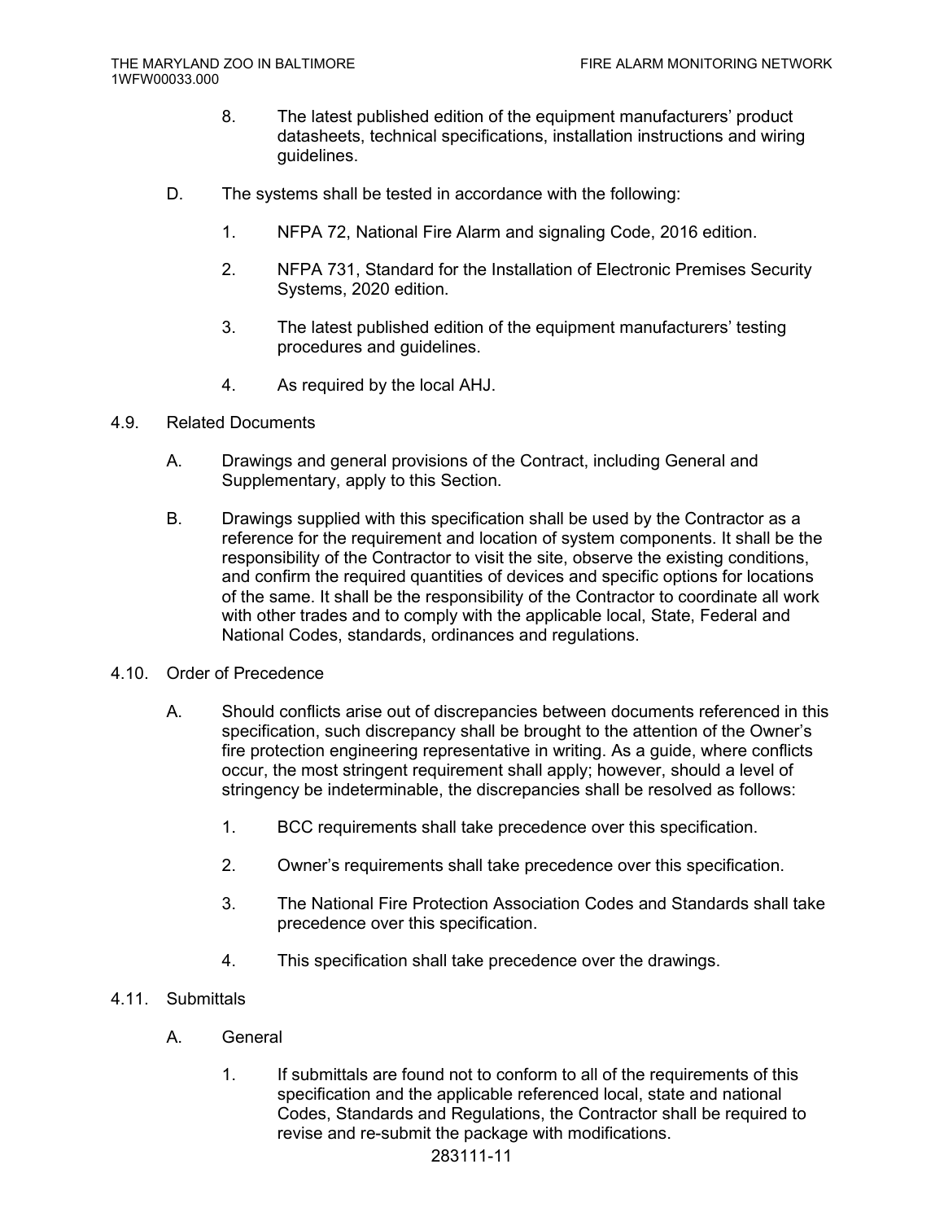8. The latest published edition of the equipment manufacturers' product datasheets, technical specifications, installation instructions and wiring guidelines.

D. The systems shall be tested in accordance with the following:

1. NFPA 72, National Fire Alarm and signaling Code, 2016 edition.

2. NFPA 731, Standard for the Installation of Electronic Premises Security Systems, 2020 edition.

3. The latest published edition of the equipment manufacturers' testing procedures and guidelines.

4. As required by the local AHJ.

4.9. Related Documents

A. Drawings and general provisions of the Contract, including General and Supplementary, apply to this Section.

B. Drawings supplied with this specification shall be used by the Contractor as a reference for the requirement and location of system components. It shall be the responsibility of the Contractor to visit the site, observe the existing conditions, and confirm the required quantities of devices and specific options for locations of the same. It shall be the responsibility of the Contractor to coordinate all work with other trades and to comply with the applicable local, State, Federal and National Codes, standards, ordinances and regulations.

4.10. Order of Precedence

A. Should conflicts arise out of discrepancies between documents referenced in this specification, such discrepancy shall be brought to the attention of the Owner's fire protection engineering representative in writing. As a guide, where conflicts occur, the most stringent requirement shall apply; however, should a level of stringency be indeterminable, the discrepancies shall be resolved as follows:

1. BCC requirements shall take precedence over this specification.

2. Owner's requirements shall take precedence over this specification.

3. The National Fire Protection Association Codes and Standards shall take precedence over this specification.

4. This specification shall take precedence over the drawings.

4.11. Submittals

A. General

1. If submittals are found not to conform to all of the requirements of this specification and the applicable referenced local, state and national Codes, Standards and Regulations, the Contractor shall be required to revise and re-submit the package with modifications.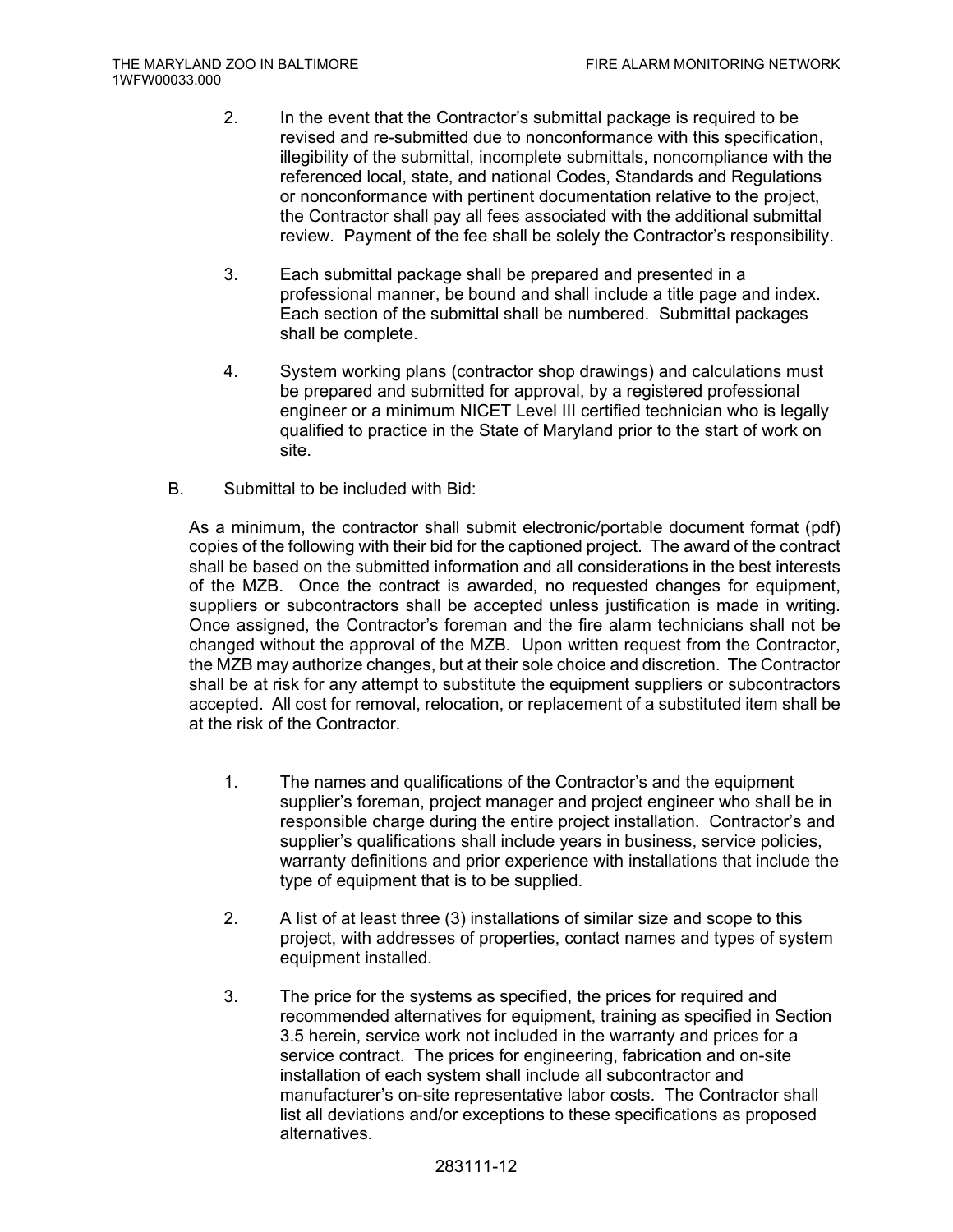2. In the event that the Contractor's submittal package is required to be revised and re-submitted due to nonconformance with this specification, illegibility of the submittal, incomplete submittals, noncompliance with the referenced local, state, and national Codes, Standards and Regulations or nonconformance with pertinent documentation relative to the project, the Contractor shall pay all fees associated with the additional submittal review. Payment of the fee shall be solely the Contractor's responsibility.

3. Each submittal package shall be prepared and presented in a professional manner, be bound and shall include a title page and index. Each section of the submittal shall be numbered. Submittal packages shall be complete.

4. System working plans (contractor shop drawings) and calculations must be prepared and submitted for approval, by a registered professional engineer or a minimum NICET Level III certified technician who is legally qualified to practice in the State of Maryland prior to the start of work on site.

B. Submittal to be included with Bid:

As a minimum, the contractor shall submit electronic/portable document format (pdf) copies of the following with their bid for the captioned project. The award of the contract shall be based on the submitted information and all considerations in the best interests of the MZB. Once the contract is awarded, no requested changes for equipment, suppliers or subcontractors shall be accepted unless justification is made in writing. Once assigned, the Contractor's foreman and the fire alarm technicians shall not be changed without the approval of the MZB. Upon written request from the Contractor, the MZB may authorize changes, but at their sole choice and discretion. The Contractor shall be at risk for any attempt to substitute the equipment suppliers or subcontractors accepted. All cost for removal, relocation, or replacement of a substituted item shall be at the risk of the Contractor.

1. The names and qualifications of the Contractor's and the equipment supplier's foreman, project manager and project engineer who shall be in responsible charge during the entire project installation. Contractor's and supplier's qualifications shall include years in business, service policies, warranty definitions and prior experience with installations that include the type of equipment that is to be supplied.

2. A list of at least three (3) installations of similar size and scope to this project, with addresses of properties, contact names and types of system equipment installed.

3. The price for the systems as specified, the prices for required and recommended alternatives for equipment, training as specified in Section 3.5 herein, service work not included in the warranty and prices for a service contract. The prices for engineering, fabrication and on-site installation of each system shall include all subcontractor and manufacturer's on-site representative labor costs. The Contractor shall list all deviations and/or exceptions to these specifications as proposed alternatives.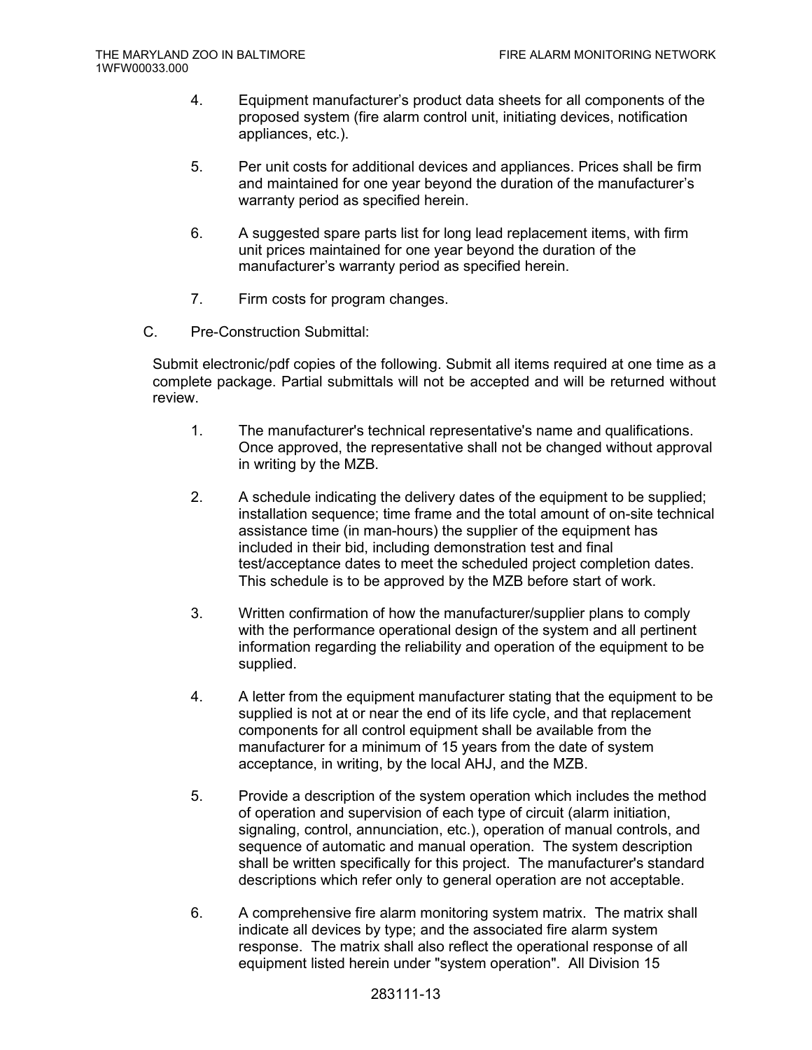4. Equipment manufacturer's product data sheets for all components of the proposed system (fire alarm control unit, initiating devices, notification appliances, etc.).

5. Per unit costs for additional devices and appliances. Prices shall be firm and maintained for one year beyond the duration of the manufacturer's warranty period as specified herein.

6. A suggested spare parts list for long lead replacement items, with firm unit prices maintained for one year beyond the duration of the manufacturer's warranty period as specified herein.

7. Firm costs for program changes.

C. Pre-Construction Submittal:

Submit electronic/pdf copies of the following. Submit all items required at one time as a complete package. Partial submittals will not be accepted and will be returned without review.

1. The manufacturer's technical representative's name and qualifications. Once approved, the representative shall not be changed without approval in writing by the MZB.

2. A schedule indicating the delivery dates of the equipment to be supplied; installation sequence; time frame and the total amount of on-site technical assistance time (in man-hours) the supplier of the equipment has included in their bid, including demonstration test and final test/acceptance dates to meet the scheduled project completion dates. This schedule is to be approved by the MZB before start of work.

3. Written confirmation of how the manufacturer/supplier plans to comply with the performance operational design of the system and all pertinent information regarding the reliability and operation of the equipment to be supplied.

4. A letter from the equipment manufacturer stating that the equipment to be supplied is not at or near the end of its life cycle, and that replacement components for all control equipment shall be available from the manufacturer for a minimum of 15 years from the date of system acceptance, in writing, by the local AHJ, and the MZB.

5. Provide a description of the system operation which includes the method of operation and supervision of each type of circuit (alarm initiation, signaling, control, annunciation, etc.), operation of manual controls, and sequence of automatic and manual operation. The system description shall be written specifically for this project. The manufacturer's standard descriptions which refer only to general operation are not acceptable.

6. A comprehensive fire alarm monitoring system matrix. The matrix shall indicate all devices by type; and the associated fire alarm system response. The matrix shall also reflect the operational response of all equipment listed herein under "system operation". All Division 15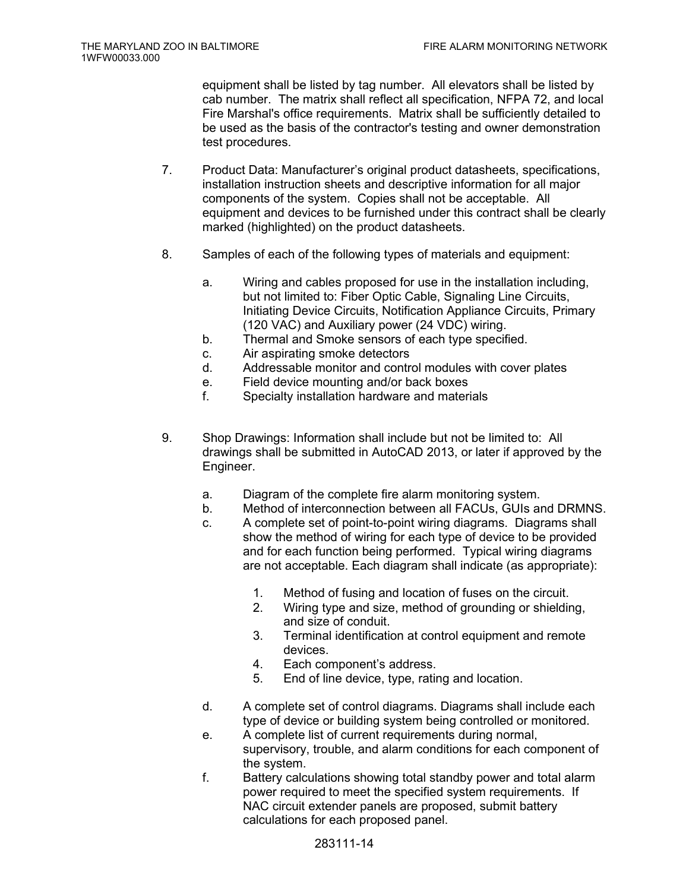equipment shall be listed by tag number. All elevators shall be listed by cab number. The matrix shall reflect all specification, NFPA 72, and local Fire Marshal's office requirements. Matrix shall be sufficiently detailed to be used as the basis of the contractor's testing and owner demonstration test procedures.

7. Product Data: Manufacturer's original product datasheets, specifications, installation instruction sheets and descriptive information for all major components of the system. Copies shall not be acceptable. All equipment and devices to be furnished under this contract shall be clearly marked (highlighted) on the product datasheets.

8. Samples of each of the following types of materials and equipment:

   a. Wiring and cables proposed for use in the installation including, but not limited to: Fiber Optic Cable, Signaling Line Circuits, Initiating Device Circuits, Notification Appliance Circuits, Primary (120 VAC) and Auxiliary power (24 VDC) wiring.
   b. Thermal and Smoke sensors of each type specified.
   c. Air aspirating smoke detectors
   d. Addressable monitor and control modules with cover plates
   e. Field device mounting and/or back boxes
   f. Specialty installation hardware and materials

9. Shop Drawings: Information shall include but not be limited to: All drawings shall be submitted in AutoCAD 2013, or later if approved by the Engineer.

   a. Diagram of the complete fire alarm monitoring system.
   b. Method of interconnection between all FACUs, GUIs and DRMNS.
   c. A complete set of point-to-point wiring diagrams. Diagrams shall show the method of wiring for each type of device to be provided and for each function being performed. Typical wiring diagrams are not acceptable. Each diagram shall indicate (as appropriate):

      1. Method of fusing and location of fuses on the circuit.
      2. Wiring type and size, method of grounding or shielding, and size of conduit.
      3. Terminal identification at control equipment and remote devices.
      4. Each component's address.
      5. End of line device, type, rating and location.

   d. A complete set of control diagrams. Diagrams shall include each type of device or building system being controlled or monitored.
   e. A complete list of current requirements during normal, supervisory, trouble, and alarm conditions for each component of the system.
   f. Battery calculations showing total standby power and total alarm power required to meet the specified system requirements. If NAC circuit extender panels are proposed, submit battery calculations for each proposed panel.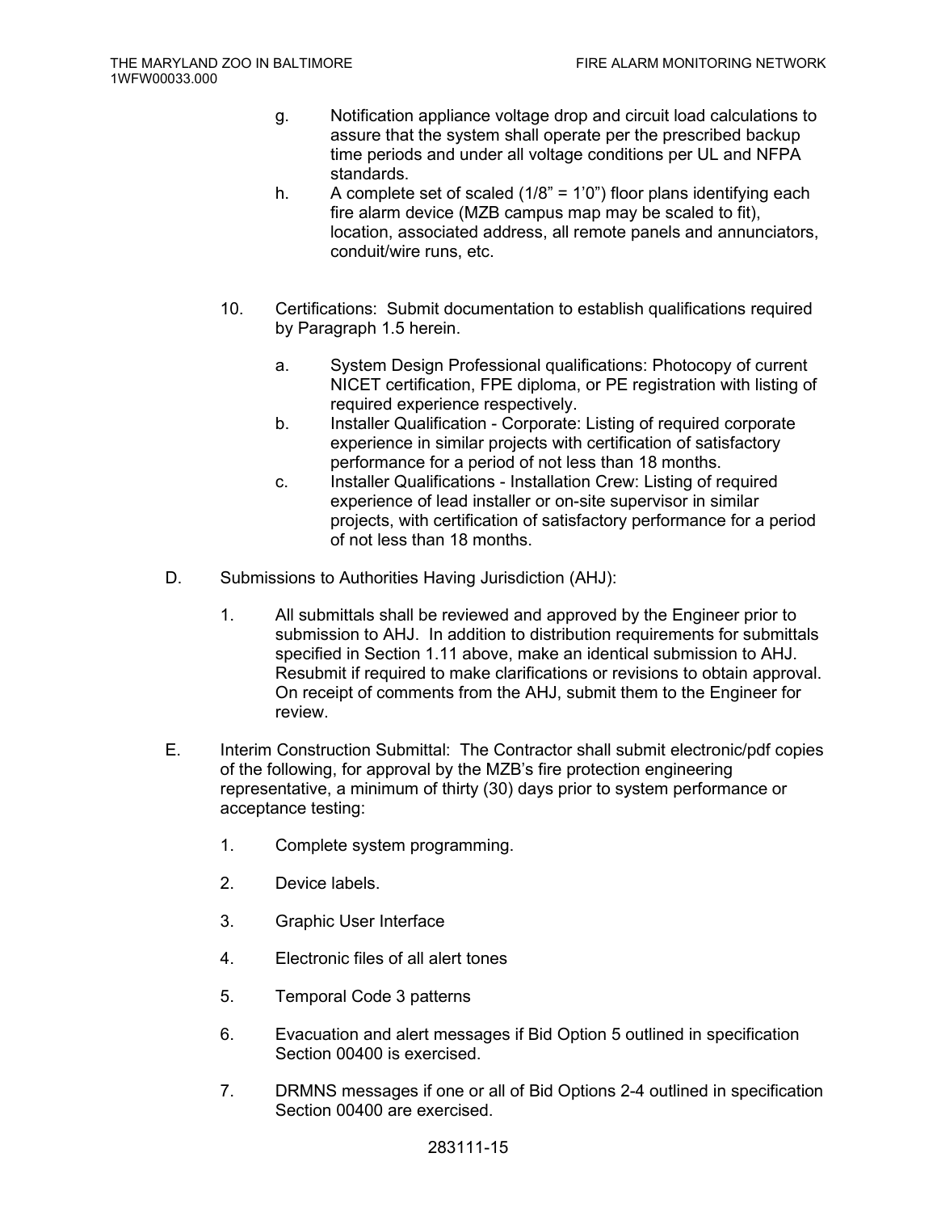g. Notification appliance voltage drop and circuit load calculations to assure that the system shall operate per the prescribed backup time periods and under all voltage conditions per UL and NFPA standards.

h. A complete set of scaled (1/8" = 1'0") floor plans identifying each fire alarm device (MZB campus map may be scaled to fit), location, associated address, all remote panels and annunciators, conduit/wire runs, etc.

10. Certifications: Submit documentation to establish qualifications required by Paragraph 1.5 herein.

    a. System Design Professional qualifications: Photocopy of current NICET certification, FPE diploma, or PE registration with listing of required experience respectively.

    b. Installer Qualification - Corporate: Listing of required corporate experience in similar projects with certification of satisfactory performance for a period of not less than 18 months.

    c. Installer Qualifications - Installation Crew: Listing of required experience of lead installer or on-site supervisor in similar projects, with certification of satisfactory performance for a period of not less than 18 months.

D. Submissions to Authorities Having Jurisdiction (AHJ):

1. All submittals shall be reviewed and approved by the Engineer prior to submission to AHJ. In addition to distribution requirements for submittals specified in Section 1.11 above, make an identical submission to AHJ. Resubmit if required to make clarifications or revisions to obtain approval. On receipt of comments from the AHJ, submit them to the Engineer for review.

E. Interim Construction Submittal: The Contractor shall submit electronic/pdf copies of the following, for approval by the MZB's fire protection engineering representative, a minimum of thirty (30) days prior to system performance or acceptance testing:

1. Complete system programming.

2. Device labels.

3. Graphic User Interface

4. Electronic files of all alert tones

5. Temporal Code 3 patterns

6. Evacuation and alert messages if Bid Option 5 outlined in specification Section 00400 is exercised.

7. DRMNS messages if one or all of Bid Options 2-4 outlined in specification Section 00400 are exercised.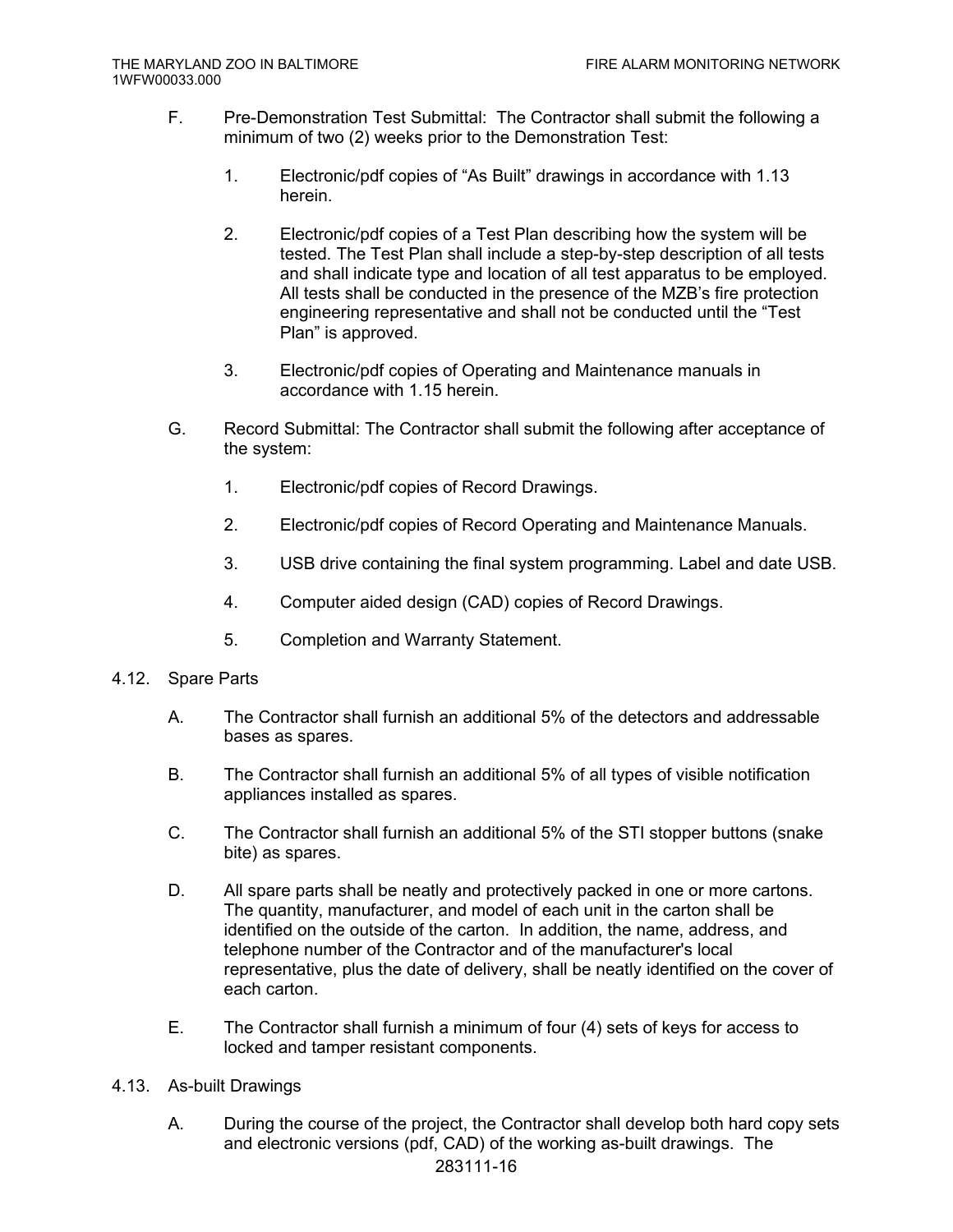F. Pre-Demonstration Test Submittal: The Contractor shall submit the following a minimum of two (2) weeks prior to the Demonstration Test:

1. Electronic/pdf copies of "As Built" drawings in accordance with 1.13 herein.

2. Electronic/pdf copies of a Test Plan describing how the system will be tested. The Test Plan shall include a step-by-step description of all tests and shall indicate type and location of all test apparatus to be employed. All tests shall be conducted in the presence of the MZB's fire protection engineering representative and shall not be conducted until the "Test Plan" is approved.

3. Electronic/pdf copies of Operating and Maintenance manuals in accordance with 1.15 herein.

G. Record Submittal: The Contractor shall submit the following after acceptance of the system:

1. Electronic/pdf copies of Record Drawings.

2. Electronic/pdf copies of Record Operating and Maintenance Manuals.

3. USB drive containing the final system programming. Label and date USB.

4. Computer aided design (CAD) copies of Record Drawings.

5. Completion and Warranty Statement.

## 4.12. Spare Parts

A. The Contractor shall furnish an additional 5% of the detectors and addressable bases as spares.

B. The Contractor shall furnish an additional 5% of all types of visible notification appliances installed as spares.

C. The Contractor shall furnish an additional 5% of the STI stopper buttons (snake bite) as spares.

D. All spare parts shall be neatly and protectively packed in one or more cartons. The quantity, manufacturer, and model of each unit in the carton shall be identified on the outside of the carton. In addition, the name, address, and telephone number of the Contractor and of the manufacturer's local representative, plus the date of delivery, shall be neatly identified on the cover of each carton.

E. The Contractor shall furnish a minimum of four (4) sets of keys for access to locked and tamper resistant components.

## 4.13. As-built Drawings

A. During the course of the project, the Contractor shall develop both hard copy sets and electronic versions (pdf, CAD) of the working as-built drawings. The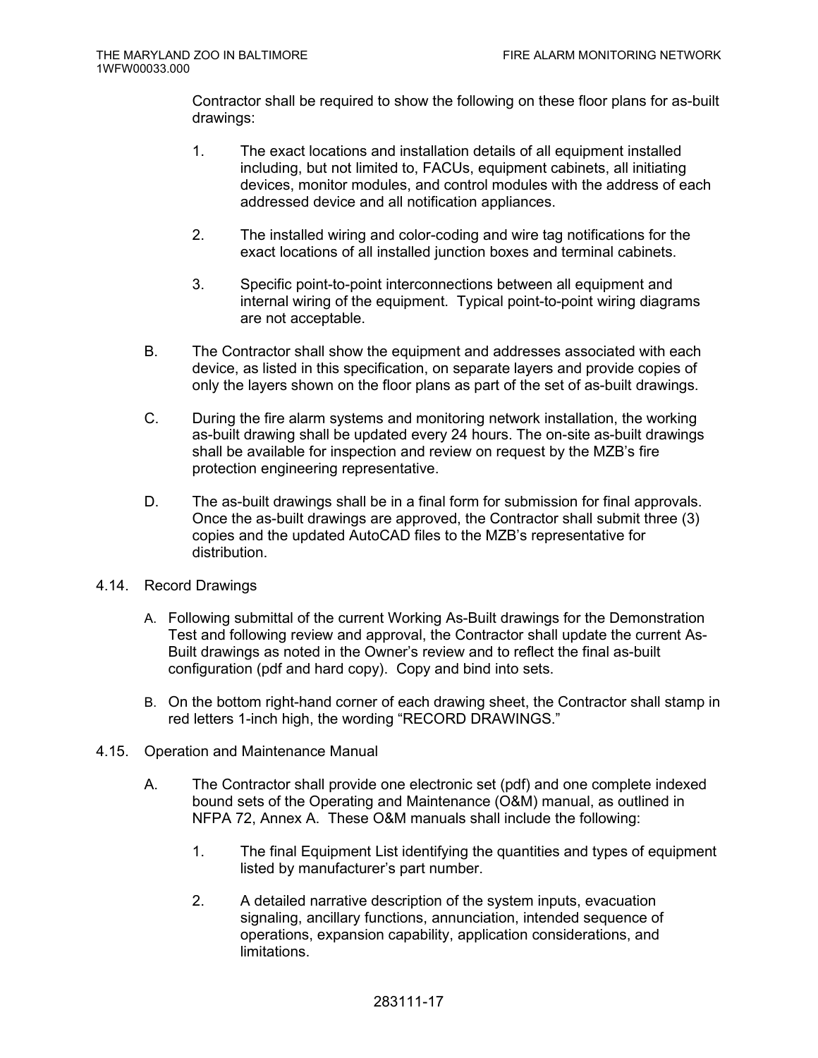Contractor shall be required to show the following on these floor plans for as-built drawings:

1. The exact locations and installation details of all equipment installed including, but not limited to, FACUs, equipment cabinets, all initiating devices, monitor modules, and control modules with the address of each addressed device and all notification appliances.

2. The installed wiring and color-coding and wire tag notifications for the exact locations of all installed junction boxes and terminal cabinets.

3. Specific point-to-point interconnections between all equipment and internal wiring of the equipment. Typical point-to-point wiring diagrams are not acceptable.

B. The Contractor shall show the equipment and addresses associated with each device, as listed in this specification, on separate layers and provide copies of only the layers shown on the floor plans as part of the set of as-built drawings.

C. During the fire alarm systems and monitoring network installation, the working as-built drawing shall be updated every 24 hours. The on-site as-built drawings shall be available for inspection and review on request by the MZB's fire protection engineering representative.

D. The as-built drawings shall be in a final form for submission for final approvals. Once the as-built drawings are approved, the Contractor shall submit three (3) copies and the updated AutoCAD files to the MZB's representative for distribution.

4.14. Record Drawings

A. Following submittal of the current Working As-Built drawings for the Demonstration Test and following review and approval, the Contractor shall update the current As-Built drawings as noted in the Owner's review and to reflect the final as-built configuration (pdf and hard copy). Copy and bind into sets.

B. On the bottom right-hand corner of each drawing sheet, the Contractor shall stamp in red letters 1-inch high, the wording "RECORD DRAWINGS."

4.15. Operation and Maintenance Manual

A. The Contractor shall provide one electronic set (pdf) and one complete indexed bound sets of the Operating and Maintenance (O&M) manual, as outlined in NFPA 72, Annex A. These O&M manuals shall include the following:

1. The final Equipment List identifying the quantities and types of equipment listed by manufacturer's part number.

2. A detailed narrative description of the system inputs, evacuation signaling, ancillary functions, annunciation, intended sequence of operations, expansion capability, application considerations, and limitations.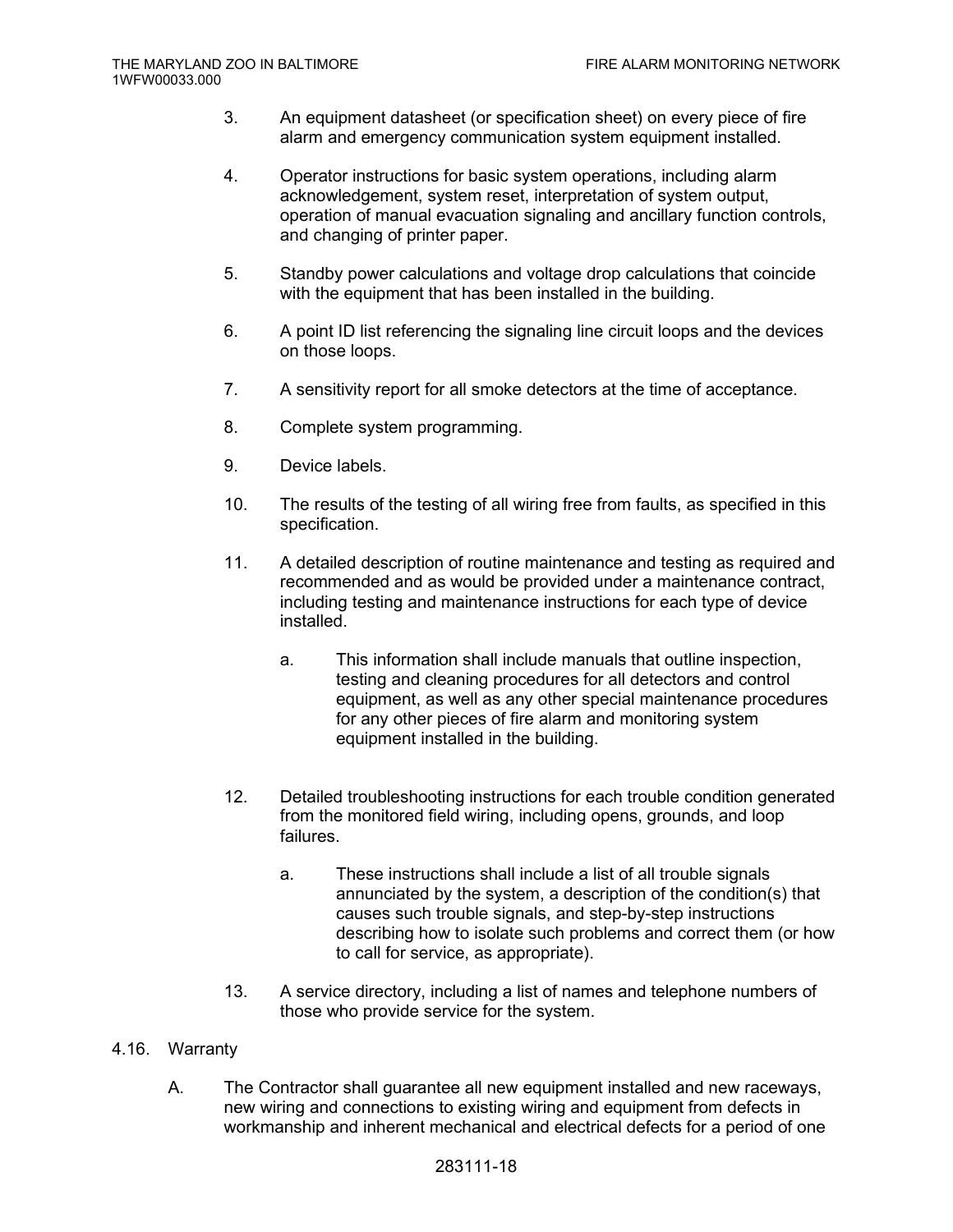3. An equipment datasheet (or specification sheet) on every piece of fire alarm and emergency communication system equipment installed.

4. Operator instructions for basic system operations, including alarm acknowledgement, system reset, interpretation of system output, operation of manual evacuation signaling and ancillary function controls, and changing of printer paper.

5. Standby power calculations and voltage drop calculations that coincide with the equipment that has been installed in the building.

6. A point ID list referencing the signaling line circuit loops and the devices on those loops.

7. A sensitivity report for all smoke detectors at the time of acceptance.

8. Complete system programming.

9. Device labels.

10. The results of the testing of all wiring free from faults, as specified in this specification.

11. A detailed description of routine maintenance and testing as required and recommended and as would be provided under a maintenance contract, including testing and maintenance instructions for each type of device installed.

    a. This information shall include manuals that outline inspection, testing and cleaning procedures for all detectors and control equipment, as well as any other special maintenance procedures for any other pieces of fire alarm and monitoring system equipment installed in the building.

12. Detailed troubleshooting instructions for each trouble condition generated from the monitored field wiring, including opens, grounds, and loop failures.

    a. These instructions shall include a list of all trouble signals annunciated by the system, a description of the condition(s) that causes such trouble signals, and step-by-step instructions describing how to isolate such problems and correct them (or how to call for service, as appropriate).

13. A service directory, including a list of names and telephone numbers of those who provide service for the system.

## 4.16. Warranty

A. The Contractor shall guarantee all new equipment installed and new raceways, new wiring and connections to existing wiring and equipment from defects in workmanship and inherent mechanical and electrical defects for a period of one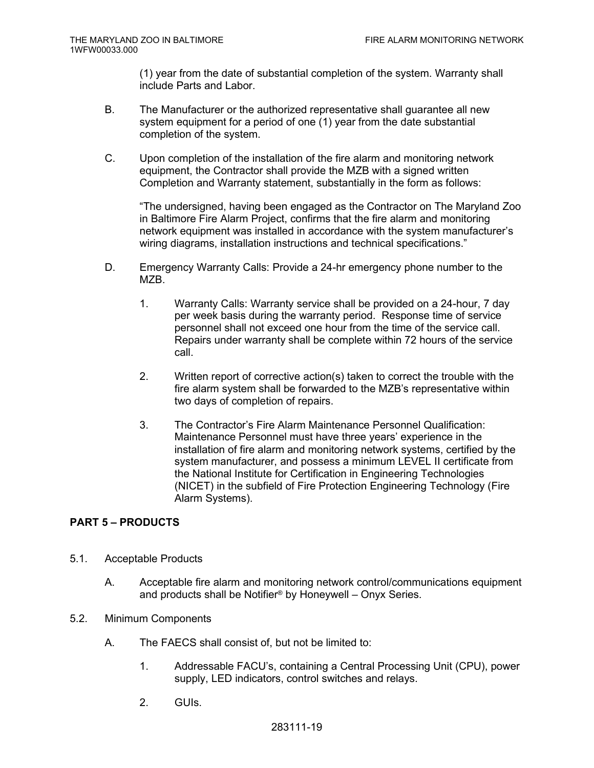(1) year from the date of substantial completion of the system. Warranty shall include Parts and Labor.

B. The Manufacturer or the authorized representative shall guarantee all new system equipment for a period of one (1) year from the date substantial completion of the system.

C. Upon completion of the installation of the fire alarm and monitoring network equipment, the Contractor shall provide the MZB with a signed written Completion and Warranty statement, substantially in the form as follows:

"The undersigned, having been engaged as the Contractor on The Maryland Zoo in Baltimore Fire Alarm Project, confirms that the fire alarm and monitoring network equipment was installed in accordance with the system manufacturer's wiring diagrams, installation instructions and technical specifications."

D. Emergency Warranty Calls: Provide a 24-hr emergency phone number to the MZB.

1. Warranty Calls: Warranty service shall be provided on a 24-hour, 7 day per week basis during the warranty period. Response time of service personnel shall not exceed one hour from the time of the service call. Repairs under warranty shall be complete within 72 hours of the service call.

2. Written report of corrective action(s) taken to correct the trouble with the fire alarm system shall be forwarded to the MZB's representative within two days of completion of repairs.

3. The Contractor's Fire Alarm Maintenance Personnel Qualification: Maintenance Personnel must have three years' experience in the installation of fire alarm and monitoring network systems, certified by the system manufacturer, and possess a minimum LEVEL II certificate from the National Institute for Certification in Engineering Technologies (NICET) in the subfield of Fire Protection Engineering Technology (Fire Alarm Systems).

## PART 5 – PRODUCTS

5.1. Acceptable Products

A. Acceptable fire alarm and monitoring network control/communications equipment and products shall be Notifier® by Honeywell – Onyx Series.

5.2. Minimum Components

A. The FAECS shall consist of, but not be limited to:

1. Addressable FACU's, containing a Central Processing Unit (CPU), power supply, LED indicators, control switches and relays.

2. GUIs.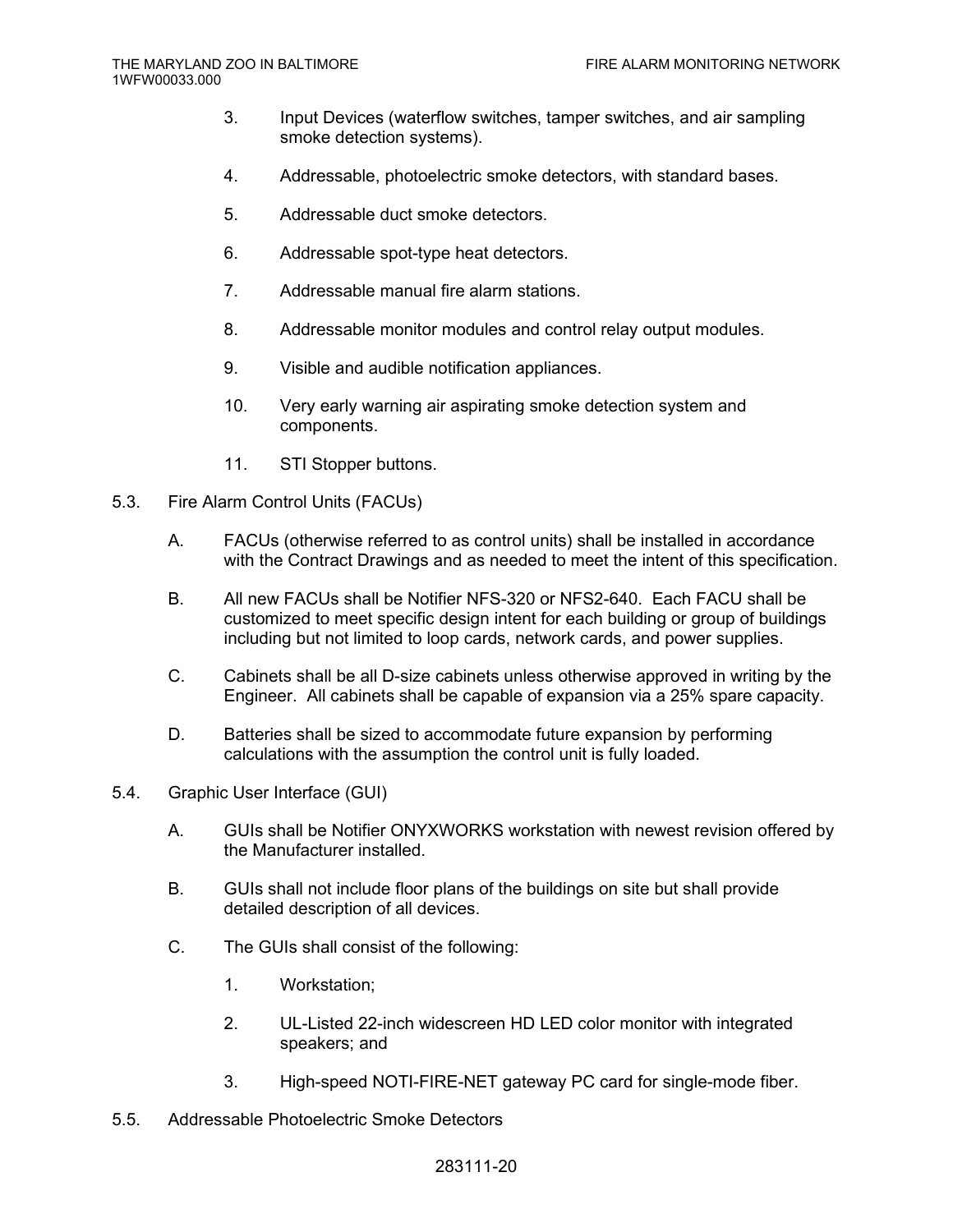3. Input Devices (waterflow switches, tamper switches, and air sampling smoke detection systems).

4. Addressable, photoelectric smoke detectors, with standard bases.

5. Addressable duct smoke detectors.

6. Addressable spot-type heat detectors.

7. Addressable manual fire alarm stations.

8. Addressable monitor modules and control relay output modules.

9. Visible and audible notification appliances.

10. Very early warning air aspirating smoke detection system and components.

11. STI Stopper buttons.

5.3. Fire Alarm Control Units (FACUs)

A. FACUs (otherwise referred to as control units) shall be installed in accordance with the Contract Drawings and as needed to meet the intent of this specification.

B. All new FACUs shall be Notifier NFS-320 or NFS2-640. Each FACU shall be customized to meet specific design intent for each building or group of buildings including but not limited to loop cards, network cards, and power supplies.

C. Cabinets shall be all D-size cabinets unless otherwise approved in writing by the Engineer. All cabinets shall be capable of expansion via a 25% spare capacity.

D. Batteries shall be sized to accommodate future expansion by performing calculations with the assumption the control unit is fully loaded.

5.4. Graphic User Interface (GUI)

A. GUIs shall be Notifier ONYXWORKS workstation with newest revision offered by the Manufacturer installed.

B. GUIs shall not include floor plans of the buildings on site but shall provide detailed description of all devices.

C. The GUIs shall consist of the following:

1. Workstation;

2. UL-Listed 22-inch widescreen HD LED color monitor with integrated speakers; and

3. High-speed NOTI-FIRE-NET gateway PC card for single-mode fiber.

5.5. Addressable Photoelectric Smoke Detectors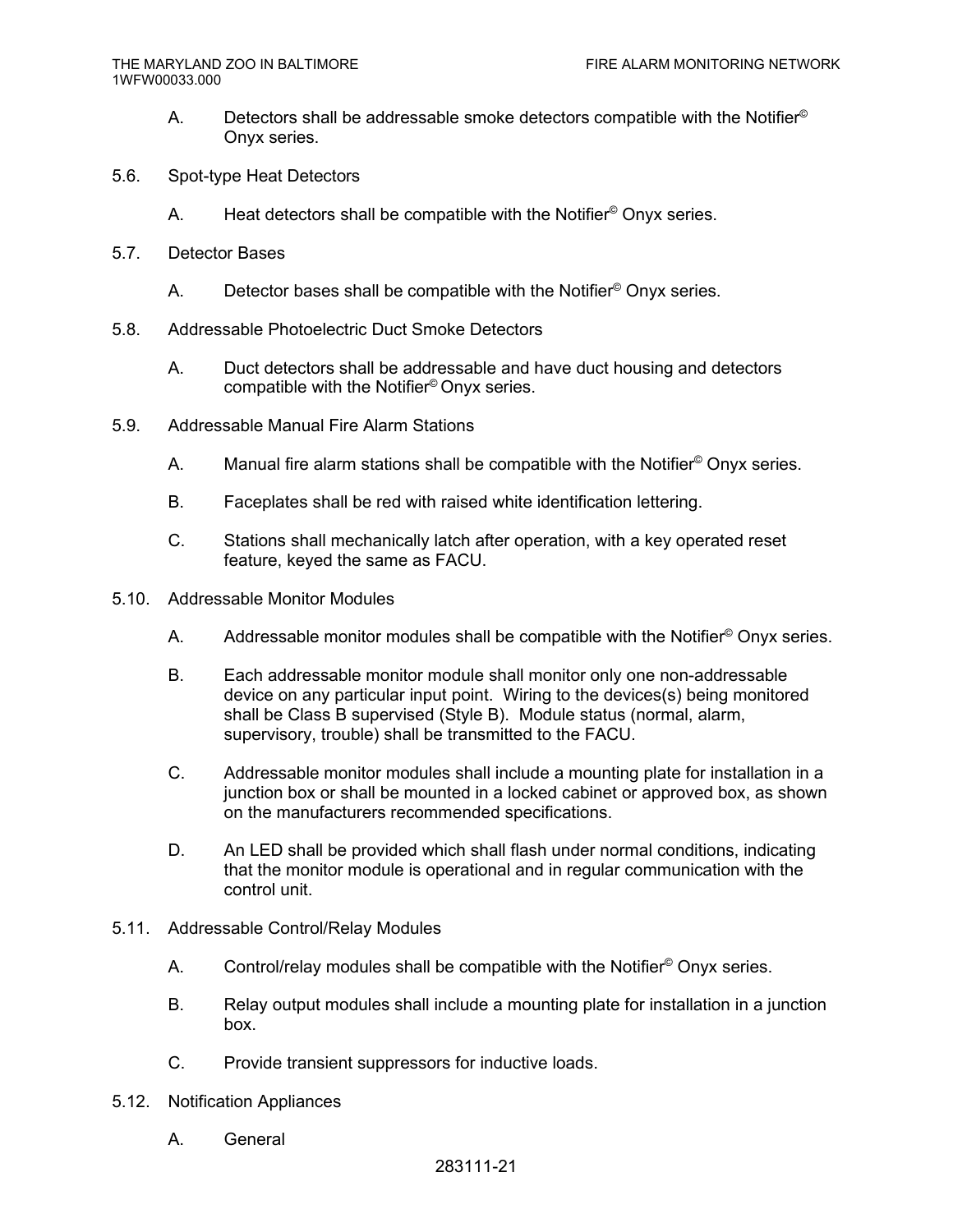A. Detectors shall be addressable smoke detectors compatible with the Notifier© Onyx series.

5.6. Spot-type Heat Detectors

A. Heat detectors shall be compatible with the Notifier© Onyx series.

5.7. Detector Bases

A. Detector bases shall be compatible with the Notifier© Onyx series.

5.8. Addressable Photoelectric Duct Smoke Detectors

A. Duct detectors shall be addressable and have duct housing and detectors compatible with the Notifier© Onyx series.

5.9. Addressable Manual Fire Alarm Stations

A. Manual fire alarm stations shall be compatible with the Notifier© Onyx series.

B. Faceplates shall be red with raised white identification lettering.

C. Stations shall mechanically latch after operation, with a key operated reset feature, keyed the same as FACU.

5.10. Addressable Monitor Modules

A. Addressable monitor modules shall be compatible with the Notifier© Onyx series.

B. Each addressable monitor module shall monitor only one non-addressable device on any particular input point. Wiring to the devices(s) being monitored shall be Class B supervised (Style B). Module status (normal, alarm, supervisory, trouble) shall be transmitted to the FACU.

C. Addressable monitor modules shall include a mounting plate for installation in a junction box or shall be mounted in a locked cabinet or approved box, as shown on the manufacturers recommended specifications.

D. An LED shall be provided which shall flash under normal conditions, indicating that the monitor module is operational and in regular communication with the control unit.

5.11. Addressable Control/Relay Modules

A. Control/relay modules shall be compatible with the Notifier© Onyx series.

B. Relay output modules shall include a mounting plate for installation in a junction box.

C. Provide transient suppressors for inductive loads.

5.12. Notification Appliances

A. General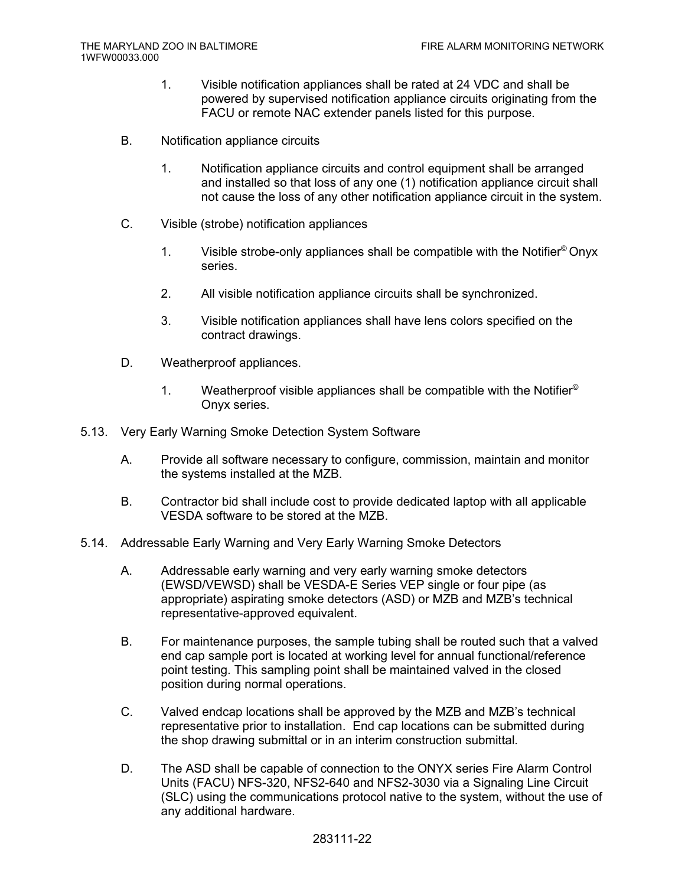1. Visible notification appliances shall be rated at 24 VDC and shall be powered by supervised notification appliance circuits originating from the FACU or remote NAC extender panels listed for this purpose.

B. Notification appliance circuits

1. Notification appliance circuits and control equipment shall be arranged and installed so that loss of any one (1) notification appliance circuit shall not cause the loss of any other notification appliance circuit in the system.

C. Visible (strobe) notification appliances

1. Visible strobe-only appliances shall be compatible with the Notifier© Onyx series.

2. All visible notification appliance circuits shall be synchronized.

3. Visible notification appliances shall have lens colors specified on the contract drawings.

D. Weatherproof appliances.

1. Weatherproof visible appliances shall be compatible with the Notifier© Onyx series.

5.13. Very Early Warning Smoke Detection System Software

A. Provide all software necessary to configure, commission, maintain and monitor the systems installed at the MZB.

B. Contractor bid shall include cost to provide dedicated laptop with all applicable VESDA software to be stored at the MZB.

5.14. Addressable Early Warning and Very Early Warning Smoke Detectors

A. Addressable early warning and very early warning smoke detectors (EWSD/VEWSD) shall be VESDA-E Series VEP single or four pipe (as appropriate) aspirating smoke detectors (ASD) or MZB and MZB's technical representative-approved equivalent.

B. For maintenance purposes, the sample tubing shall be routed such that a valved end cap sample port is located at working level for annual functional/reference point testing. This sampling point shall be maintained valved in the closed position during normal operations.

C. Valved endcap locations shall be approved by the MZB and MZB's technical representative prior to installation. End cap locations can be submitted during the shop drawing submittal or in an interim construction submittal.

D. The ASD shall be capable of connection to the ONYX series Fire Alarm Control Units (FACU) NFS-320, NFS2-640 and NFS2-3030 via a Signaling Line Circuit (SLC) using the communications protocol native to the system, without the use of any additional hardware.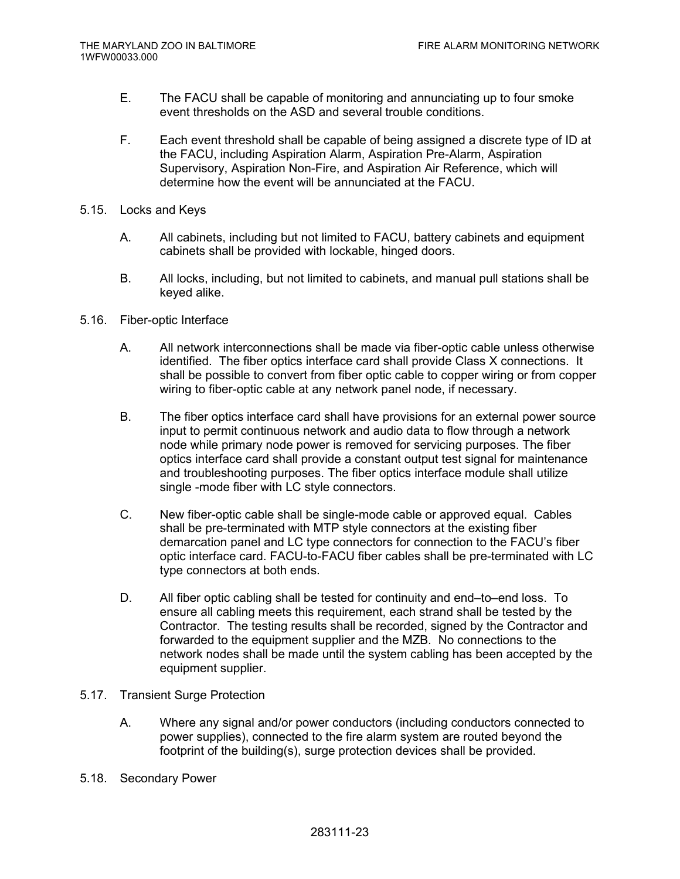E. The FACU shall be capable of monitoring and annunciating up to four smoke event thresholds on the ASD and several trouble conditions.

F. Each event threshold shall be capable of being assigned a discrete type of ID at the FACU, including Aspiration Alarm, Aspiration Pre-Alarm, Aspiration Supervisory, Aspiration Non-Fire, and Aspiration Air Reference, which will determine how the event will be annunciated at the FACU.

5.15. Locks and Keys

A. All cabinets, including but not limited to FACU, battery cabinets and equipment cabinets shall be provided with lockable, hinged doors.

B. All locks, including, but not limited to cabinets, and manual pull stations shall be keyed alike.

5.16. Fiber-optic Interface

A. All network interconnections shall be made via fiber-optic cable unless otherwise identified. The fiber optics interface card shall provide Class X connections. It shall be possible to convert from fiber optic cable to copper wiring or from copper wiring to fiber-optic cable at any network panel node, if necessary.

B. The fiber optics interface card shall have provisions for an external power source input to permit continuous network and audio data to flow through a network node while primary node power is removed for servicing purposes. The fiber optics interface card shall provide a constant output test signal for maintenance and troubleshooting purposes. The fiber optics interface module shall utilize single -mode fiber with LC style connectors.

C. New fiber-optic cable shall be single-mode cable or approved equal. Cables shall be pre-terminated with MTP style connectors at the existing fiber demarcation panel and LC type connectors for connection to the FACU's fiber optic interface card. FACU-to-FACU fiber cables shall be pre-terminated with LC type connectors at both ends.

D. All fiber optic cabling shall be tested for continuity and end–to–end loss. To ensure all cabling meets this requirement, each strand shall be tested by the Contractor. The testing results shall be recorded, signed by the Contractor and forwarded to the equipment supplier and the MZB. No connections to the network nodes shall be made until the system cabling has been accepted by the equipment supplier.

5.17. Transient Surge Protection

A. Where any signal and/or power conductors (including conductors connected to power supplies), connected to the fire alarm system are routed beyond the footprint of the building(s), surge protection devices shall be provided.

5.18. Secondary Power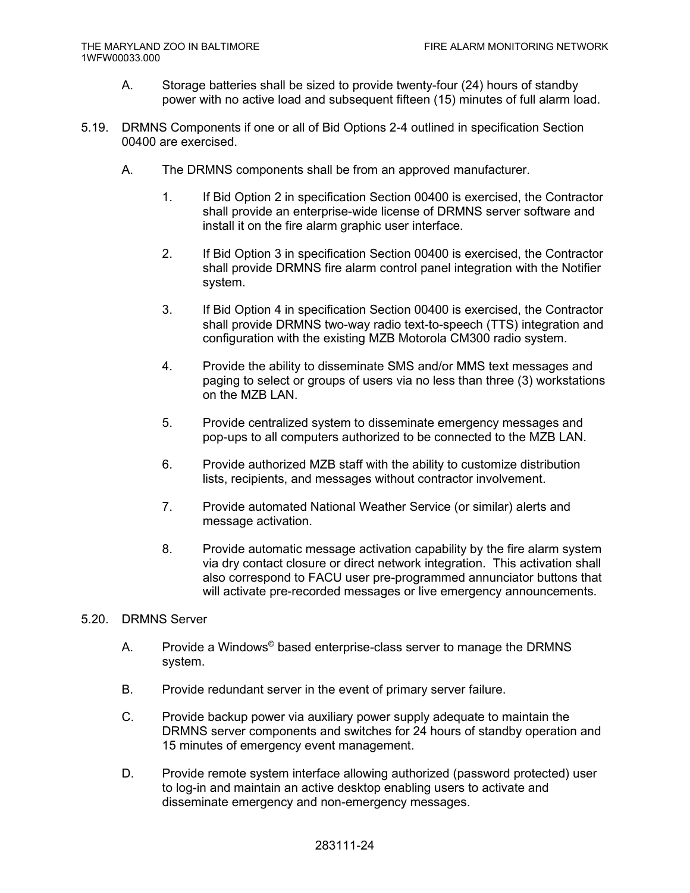A. Storage batteries shall be sized to provide twenty-four (24) hours of standby power with no active load and subsequent fifteen (15) minutes of full alarm load.

5.19. DRMNS Components if one or all of Bid Options 2-4 outlined in specification Section 00400 are exercised.

A. The DRMNS components shall be from an approved manufacturer.

1. If Bid Option 2 in specification Section 00400 is exercised, the Contractor shall provide an enterprise-wide license of DRMNS server software and install it on the fire alarm graphic user interface.

2. If Bid Option 3 in specification Section 00400 is exercised, the Contractor shall provide DRMNS fire alarm control panel integration with the Notifier system.

3. If Bid Option 4 in specification Section 00400 is exercised, the Contractor shall provide DRMNS two-way radio text-to-speech (TTS) integration and configuration with the existing MZB Motorola CM300 radio system.

4. Provide the ability to disseminate SMS and/or MMS text messages and paging to select or groups of users via no less than three (3) workstations on the MZB LAN.

5. Provide centralized system to disseminate emergency messages and pop-ups to all computers authorized to be connected to the MZB LAN.

6. Provide authorized MZB staff with the ability to customize distribution lists, recipients, and messages without contractor involvement.

7. Provide automated National Weather Service (or similar) alerts and message activation.

8. Provide automatic message activation capability by the fire alarm system via dry contact closure or direct network integration. This activation shall also correspond to FACU user pre-programmed annunciator buttons that will activate pre-recorded messages or live emergency announcements.

5.20. DRMNS Server

A. Provide a Windows© based enterprise-class server to manage the DRMNS system.

B. Provide redundant server in the event of primary server failure.

C. Provide backup power via auxiliary power supply adequate to maintain the DRMNS server components and switches for 24 hours of standby operation and 15 minutes of emergency event management.

D. Provide remote system interface allowing authorized (password protected) user to log-in and maintain an active desktop enabling users to activate and disseminate emergency and non-emergency messages.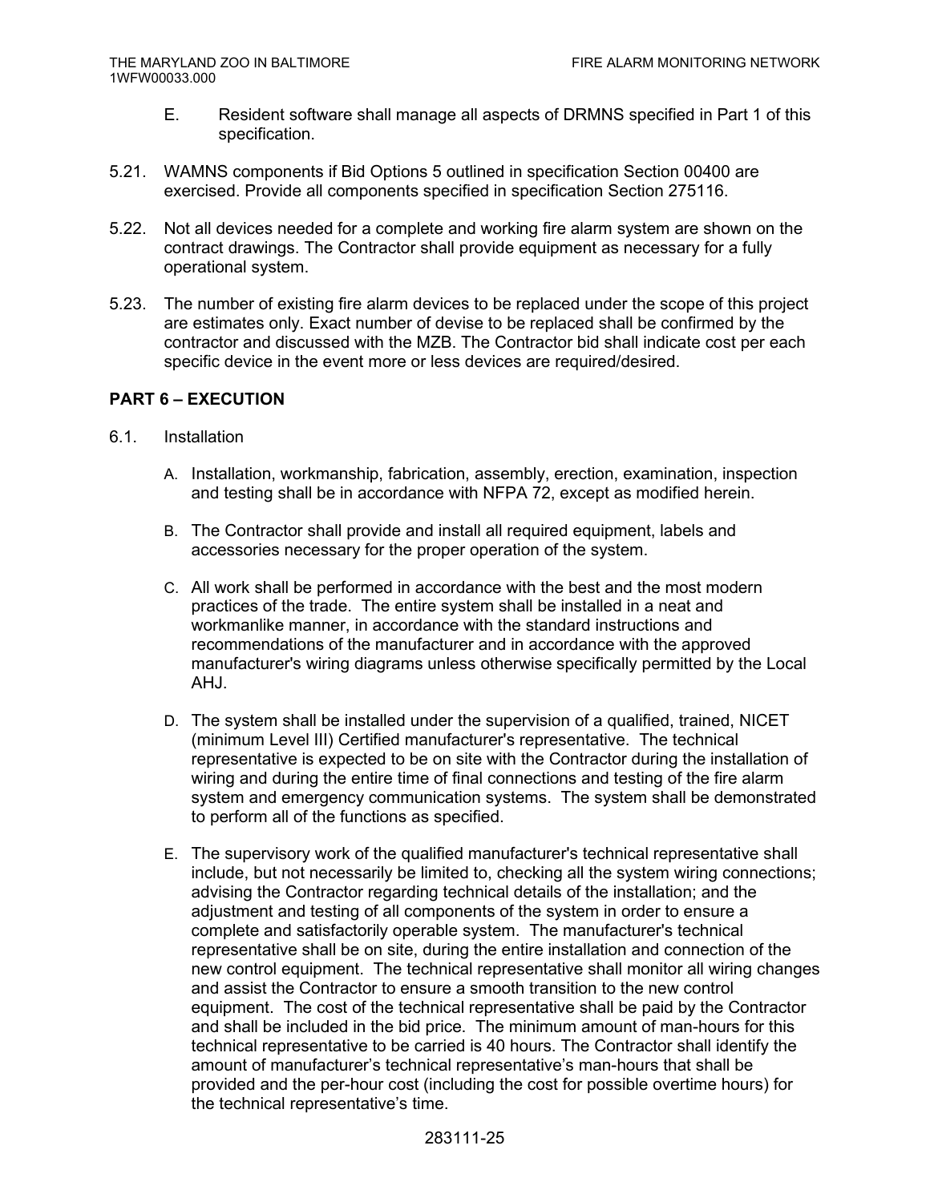E. Resident software shall manage all aspects of DRMNS specified in Part 1 of this specification.

5.21. WAMNS components if Bid Options 5 outlined in specification Section 00400 are exercised. Provide all components specified in specification Section 275116.

5.22. Not all devices needed for a complete and working fire alarm system are shown on the contract drawings. The Contractor shall provide equipment as necessary for a fully operational system.

5.23. The number of existing fire alarm devices to be replaced under the scope of this project are estimates only. Exact number of devise to be replaced shall be confirmed by the contractor and discussed with the MZB. The Contractor bid shall indicate cost per each specific device in the event more or less devices are required/desired.

## PART 6 – EXECUTION

6.1. Installation

A. Installation, workmanship, fabrication, assembly, erection, examination, inspection and testing shall be in accordance with NFPA 72, except as modified herein.

B. The Contractor shall provide and install all required equipment, labels and accessories necessary for the proper operation of the system.

C. All work shall be performed in accordance with the best and the most modern practices of the trade. The entire system shall be installed in a neat and workmanlike manner, in accordance with the standard instructions and recommendations of the manufacturer and in accordance with the approved manufacturer's wiring diagrams unless otherwise specifically permitted by the Local AHJ.

D. The system shall be installed under the supervision of a qualified, trained, NICET (minimum Level III) Certified manufacturer's representative. The technical representative is expected to be on site with the Contractor during the installation of wiring and during the entire time of final connections and testing of the fire alarm system and emergency communication systems. The system shall be demonstrated to perform all of the functions as specified.

E. The supervisory work of the qualified manufacturer's technical representative shall include, but not necessarily be limited to, checking all the system wiring connections; advising the Contractor regarding technical details of the installation; and the adjustment and testing of all components of the system in order to ensure a complete and satisfactorily operable system. The manufacturer's technical representative shall be on site, during the entire installation and connection of the new control equipment. The technical representative shall monitor all wiring changes and assist the Contractor to ensure a smooth transition to the new control equipment. The cost of the technical representative shall be paid by the Contractor and shall be included in the bid price. The minimum amount of man-hours for this technical representative to be carried is 40 hours. The Contractor shall identify the amount of manufacturer's technical representative's man-hours that shall be provided and the per-hour cost (including the cost for possible overtime hours) for the technical representative's time.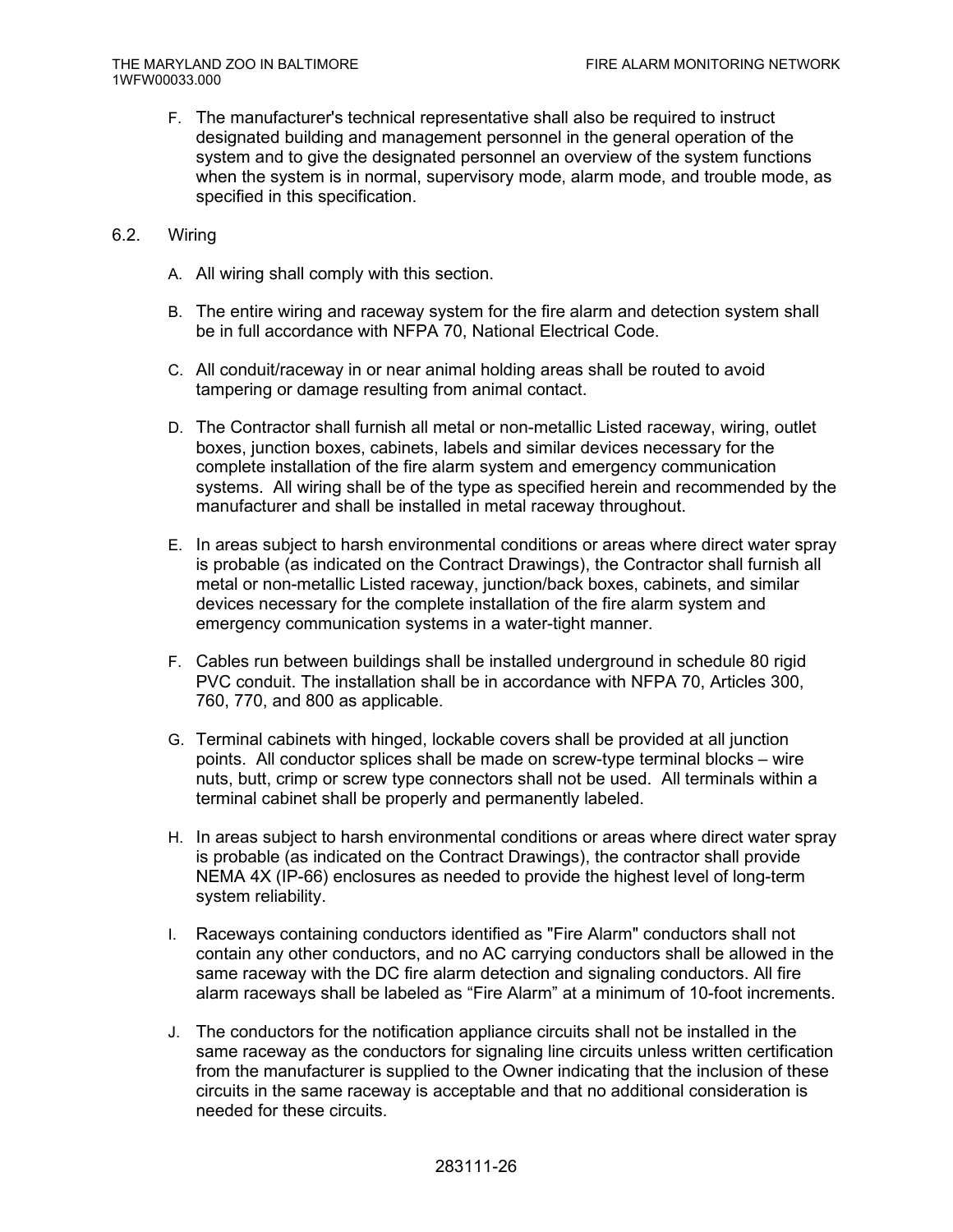F. The manufacturer's technical representative shall also be required to instruct designated building and management personnel in the general operation of the system and to give the designated personnel an overview of the system functions when the system is in normal, supervisory mode, alarm mode, and trouble mode, as specified in this specification.

## 6.2. Wiring

A. All wiring shall comply with this section.

B. The entire wiring and raceway system for the fire alarm and detection system shall be in full accordance with NFPA 70, National Electrical Code.

C. All conduit/raceway in or near animal holding areas shall be routed to avoid tampering or damage resulting from animal contact.

D. The Contractor shall furnish all metal or non-metallic Listed raceway, wiring, outlet boxes, junction boxes, cabinets, labels and similar devices necessary for the complete installation of the fire alarm system and emergency communication systems. All wiring shall be of the type as specified herein and recommended by the manufacturer and shall be installed in metal raceway throughout.

E. In areas subject to harsh environmental conditions or areas where direct water spray is probable (as indicated on the Contract Drawings), the Contractor shall furnish all metal or non-metallic Listed raceway, junction/back boxes, cabinets, and similar devices necessary for the complete installation of the fire alarm system and emergency communication systems in a water-tight manner.

F. Cables run between buildings shall be installed underground in schedule 80 rigid PVC conduit. The installation shall be in accordance with NFPA 70, Articles 300, 760, 770, and 800 as applicable.

G. Terminal cabinets with hinged, lockable covers shall be provided at all junction points. All conductor splices shall be made on screw-type terminal blocks – wire nuts, butt, crimp or screw type connectors shall not be used. All terminals within a terminal cabinet shall be properly and permanently labeled.

H. In areas subject to harsh environmental conditions or areas where direct water spray is probable (as indicated on the Contract Drawings), the contractor shall provide NEMA 4X (IP-66) enclosures as needed to provide the highest level of long-term system reliability.

I. Raceways containing conductors identified as "Fire Alarm" conductors shall not contain any other conductors, and no AC carrying conductors shall be allowed in the same raceway with the DC fire alarm detection and signaling conductors. All fire alarm raceways shall be labeled as "Fire Alarm" at a minimum of 10-foot increments.

J. The conductors for the notification appliance circuits shall not be installed in the same raceway as the conductors for signaling line circuits unless written certification from the manufacturer is supplied to the Owner indicating that the inclusion of these circuits in the same raceway is acceptable and that no additional consideration is needed for these circuits.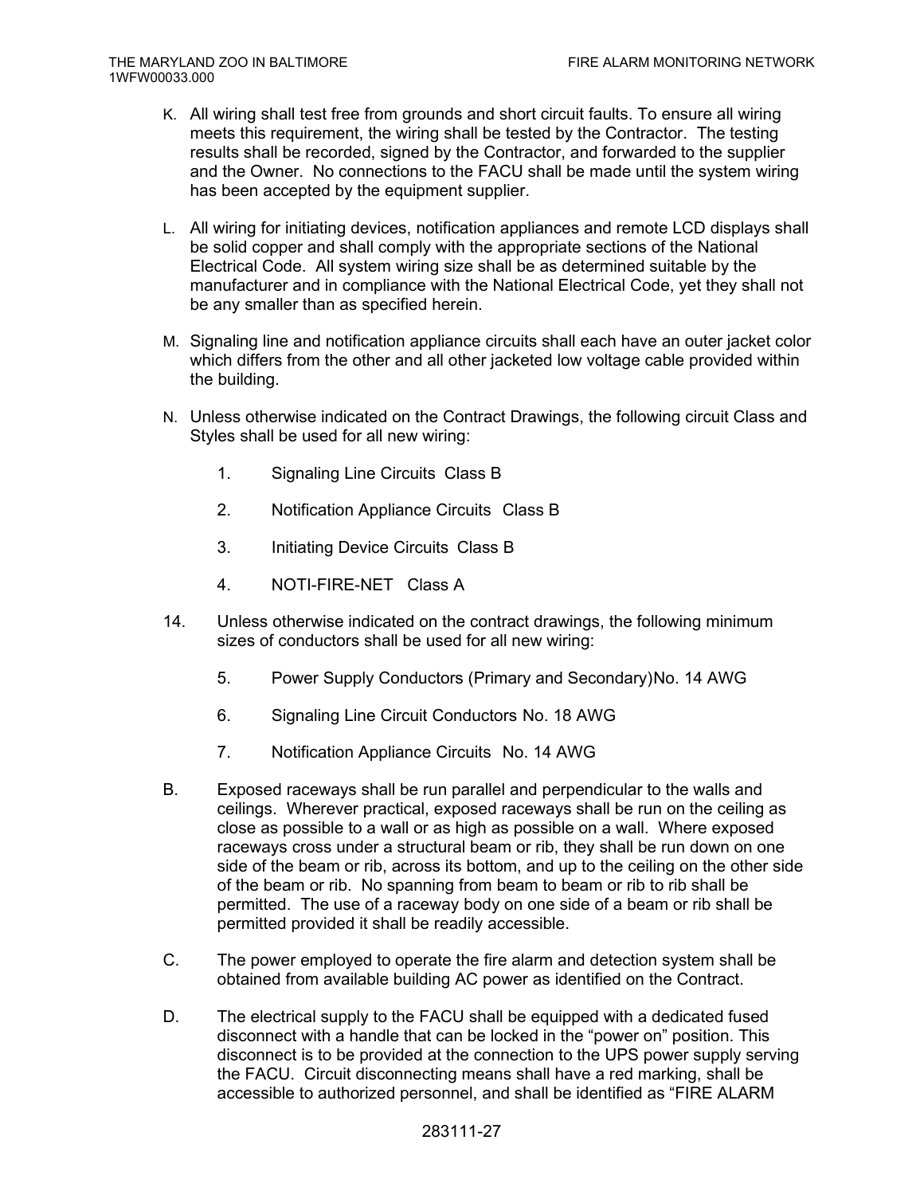K. All wiring shall test free from grounds and short circuit faults. To ensure all wiring meets this requirement, the wiring shall be tested by the Contractor. The testing results shall be recorded, signed by the Contractor, and forwarded to the supplier and the Owner. No connections to the FACU shall be made until the system wiring has been accepted by the equipment supplier.

L. All wiring for initiating devices, notification appliances and remote LCD displays shall be solid copper and shall comply with the appropriate sections of the National Electrical Code. All system wiring size shall be as determined suitable by the manufacturer and in compliance with the National Electrical Code, yet they shall not be any smaller than as specified herein.

M. Signaling line and notification appliance circuits shall each have an outer jacket color which differs from the other and all other jacketed low voltage cable provided within the building.

N. Unless otherwise indicated on the Contract Drawings, the following circuit Class and Styles shall be used for all new wiring:

1. Signaling Line Circuits Class B

2. Notification Appliance Circuits Class B

3. Initiating Device Circuits Class B

4. NOTI-FIRE-NET Class A

14. Unless otherwise indicated on the contract drawings, the following minimum sizes of conductors shall be used for all new wiring:

5. Power Supply Conductors (Primary and Secondary)No. 14 AWG

6. Signaling Line Circuit Conductors No. 18 AWG

7. Notification Appliance Circuits No. 14 AWG

B. Exposed raceways shall be run parallel and perpendicular to the walls and ceilings. Wherever practical, exposed raceways shall be run on the ceiling as close as possible to a wall or as high as possible on a wall. Where exposed raceways cross under a structural beam or rib, they shall be run down on one side of the beam or rib, across its bottom, and up to the ceiling on the other side of the beam or rib. No spanning from beam to beam or rib to rib shall be permitted. The use of a raceway body on one side of a beam or rib shall be permitted provided it shall be readily accessible.

C. The power employed to operate the fire alarm and detection system shall be obtained from available building AC power as identified on the Contract.

D. The electrical supply to the FACU shall be equipped with a dedicated fused disconnect with a handle that can be locked in the "power on" position. This disconnect is to be provided at the connection to the UPS power supply serving the FACU. Circuit disconnecting means shall have a red marking, shall be accessible to authorized personnel, and shall be identified as "FIRE ALARM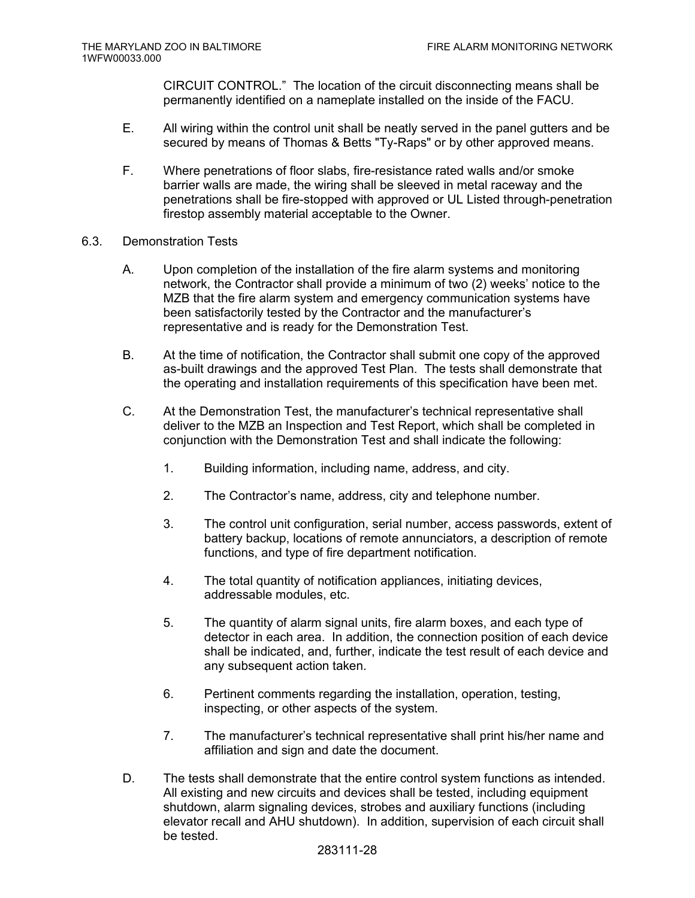CIRCUIT CONTROL." The location of the circuit disconnecting means shall be permanently identified on a nameplate installed on the inside of the FACU.

E. All wiring within the control unit shall be neatly served in the panel gutters and be secured by means of Thomas & Betts "Ty-Raps" or by other approved means.

F. Where penetrations of floor slabs, fire-resistance rated walls and/or smoke barrier walls are made, the wiring shall be sleeved in metal raceway and the penetrations shall be fire-stopped with approved or UL Listed through-penetration firestop assembly material acceptable to the Owner.

6.3. Demonstration Tests

A. Upon completion of the installation of the fire alarm systems and monitoring network, the Contractor shall provide a minimum of two (2) weeks' notice to the MZB that the fire alarm system and emergency communication systems have been satisfactorily tested by the Contractor and the manufacturer's representative and is ready for the Demonstration Test.

B. At the time of notification, the Contractor shall submit one copy of the approved as-built drawings and the approved Test Plan. The tests shall demonstrate that the operating and installation requirements of this specification have been met.

C. At the Demonstration Test, the manufacturer's technical representative shall deliver to the MZB an Inspection and Test Report, which shall be completed in conjunction with the Demonstration Test and shall indicate the following:

1. Building information, including name, address, and city.

2. The Contractor's name, address, city and telephone number.

3. The control unit configuration, serial number, access passwords, extent of battery backup, locations of remote annunciators, a description of remote functions, and type of fire department notification.

4. The total quantity of notification appliances, initiating devices, addressable modules, etc.

5. The quantity of alarm signal units, fire alarm boxes, and each type of detector in each area. In addition, the connection position of each device shall be indicated, and, further, indicate the test result of each device and any subsequent action taken.

6. Pertinent comments regarding the installation, operation, testing, inspecting, or other aspects of the system.

7. The manufacturer's technical representative shall print his/her name and affiliation and sign and date the document.

D. The tests shall demonstrate that the entire control system functions as intended. All existing and new circuits and devices shall be tested, including equipment shutdown, alarm signaling devices, strobes and auxiliary functions (including elevator recall and AHU shutdown). In addition, supervision of each circuit shall be tested.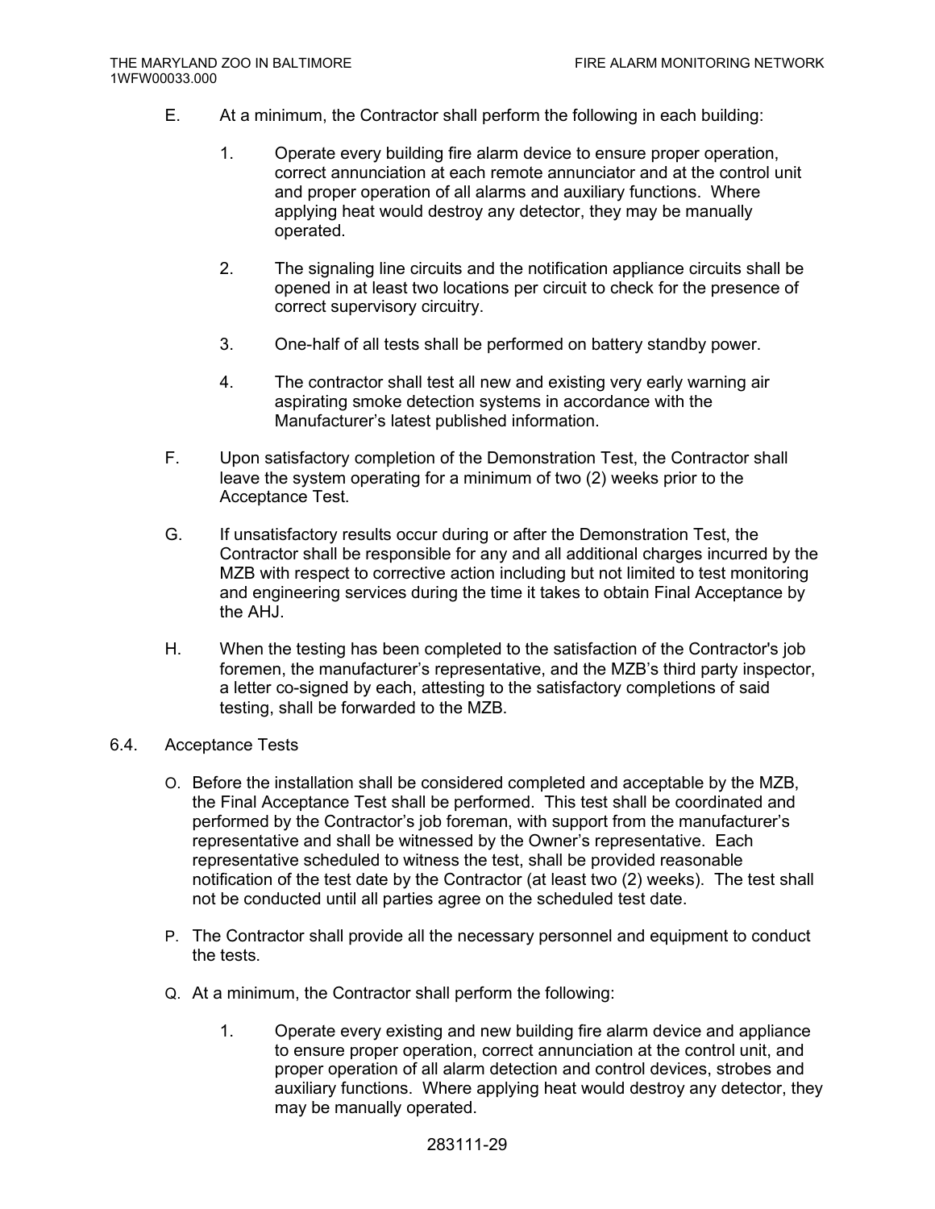E. At a minimum, the Contractor shall perform the following in each building:

   1. Operate every building fire alarm device to ensure proper operation, correct annunciation at each remote annunciator and at the control unit and proper operation of all alarms and auxiliary functions. Where applying heat would destroy any detector, they may be manually operated.

   2. The signaling line circuits and the notification appliance circuits shall be opened in at least two locations per circuit to check for the presence of correct supervisory circuitry.

   3. One-half of all tests shall be performed on battery standby power.

   4. The contractor shall test all new and existing very early warning air aspirating smoke detection systems in accordance with the Manufacturer's latest published information.

F. Upon satisfactory completion of the Demonstration Test, the Contractor shall leave the system operating for a minimum of two (2) weeks prior to the Acceptance Test.

G. If unsatisfactory results occur during or after the Demonstration Test, the Contractor shall be responsible for any and all additional charges incurred by the MZB with respect to corrective action including but not limited to test monitoring and engineering services during the time it takes to obtain Final Acceptance by the AHJ.

H. When the testing has been completed to the satisfaction of the Contractor's job foremen, the manufacturer's representative, and the MZB's third party inspector, a letter co-signed by each, attesting to the satisfactory completions of said testing, shall be forwarded to the MZB.

6.4. Acceptance Tests

O. Before the installation shall be considered completed and acceptable by the MZB, the Final Acceptance Test shall be performed. This test shall be coordinated and performed by the Contractor's job foreman, with support from the manufacturer's representative and shall be witnessed by the Owner's representative. Each representative scheduled to witness the test, shall be provided reasonable notification of the test date by the Contractor (at least two (2) weeks). The test shall not be conducted until all parties agree on the scheduled test date.

P. The Contractor shall provide all the necessary personnel and equipment to conduct the tests.

Q. At a minimum, the Contractor shall perform the following:

   1. Operate every existing and new building fire alarm device and appliance to ensure proper operation, correct annunciation at the control unit, and proper operation of all alarm detection and control devices, strobes and auxiliary functions. Where applying heat would destroy any detector, they may be manually operated.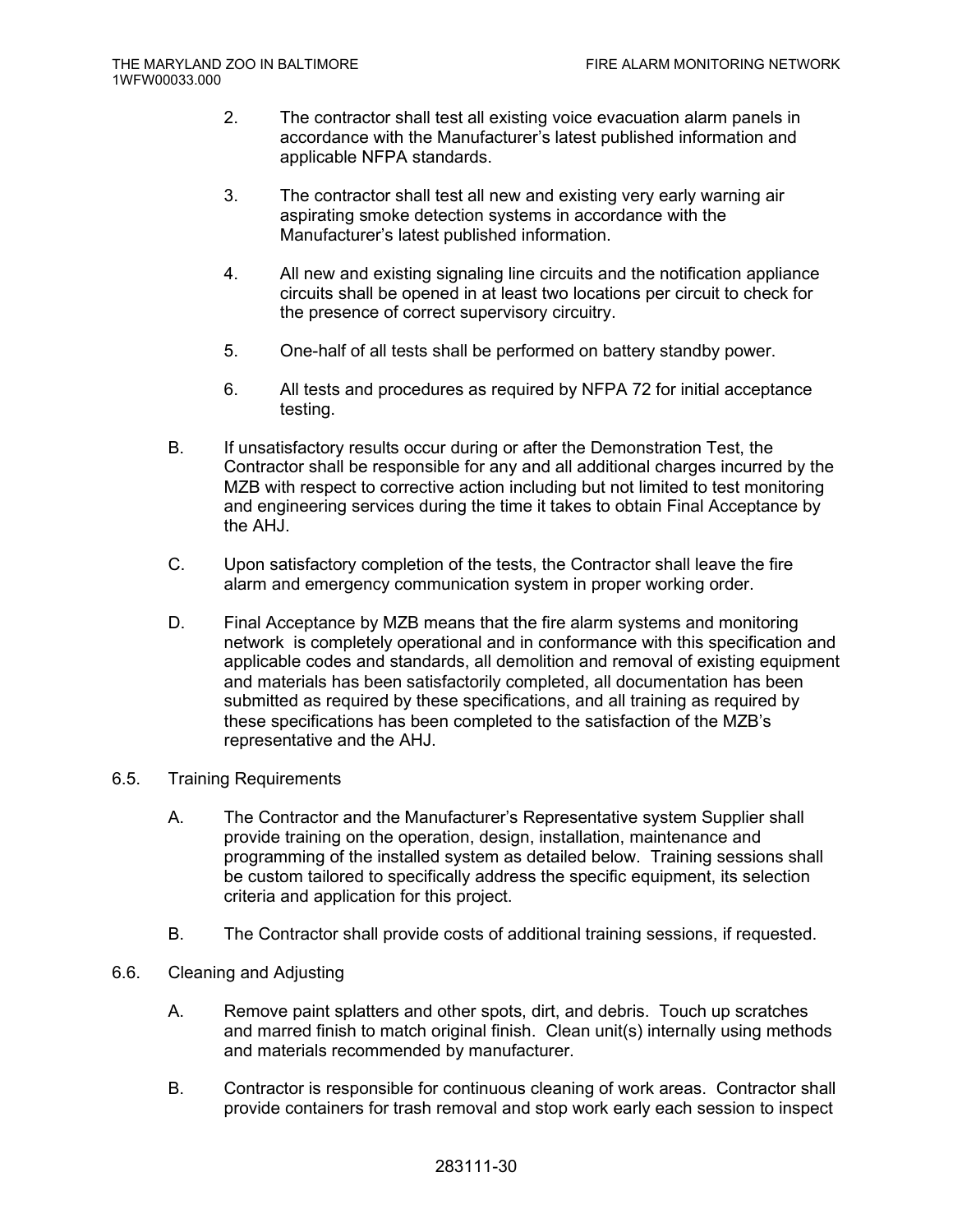2. The contractor shall test all existing voice evacuation alarm panels in accordance with the Manufacturer's latest published information and applicable NFPA standards.

3. The contractor shall test all new and existing very early warning air aspirating smoke detection systems in accordance with the Manufacturer's latest published information.

4. All new and existing signaling line circuits and the notification appliance circuits shall be opened in at least two locations per circuit to check for the presence of correct supervisory circuitry.

5. One-half of all tests shall be performed on battery standby power.

6. All tests and procedures as required by NFPA 72 for initial acceptance testing.

B. If unsatisfactory results occur during or after the Demonstration Test, the Contractor shall be responsible for any and all additional charges incurred by the MZB with respect to corrective action including but not limited to test monitoring and engineering services during the time it takes to obtain Final Acceptance by the AHJ.

C. Upon satisfactory completion of the tests, the Contractor shall leave the fire alarm and emergency communication system in proper working order.

D. Final Acceptance by MZB means that the fire alarm systems and monitoring network is completely operational and in conformance with this specification and applicable codes and standards, all demolition and removal of existing equipment and materials has been satisfactorily completed, all documentation has been submitted as required by these specifications, and all training as required by these specifications has been completed to the satisfaction of the MZB's representative and the AHJ.

6.5. Training Requirements

A. The Contractor and the Manufacturer's Representative system Supplier shall provide training on the operation, design, installation, maintenance and programming of the installed system as detailed below. Training sessions shall be custom tailored to specifically address the specific equipment, its selection criteria and application for this project.

B. The Contractor shall provide costs of additional training sessions, if requested.

6.6. Cleaning and Adjusting

A. Remove paint splatters and other spots, dirt, and debris. Touch up scratches and marred finish to match original finish. Clean unit(s) internally using methods and materials recommended by manufacturer.

B. Contractor is responsible for continuous cleaning of work areas. Contractor shall provide containers for trash removal and stop work early each session to inspect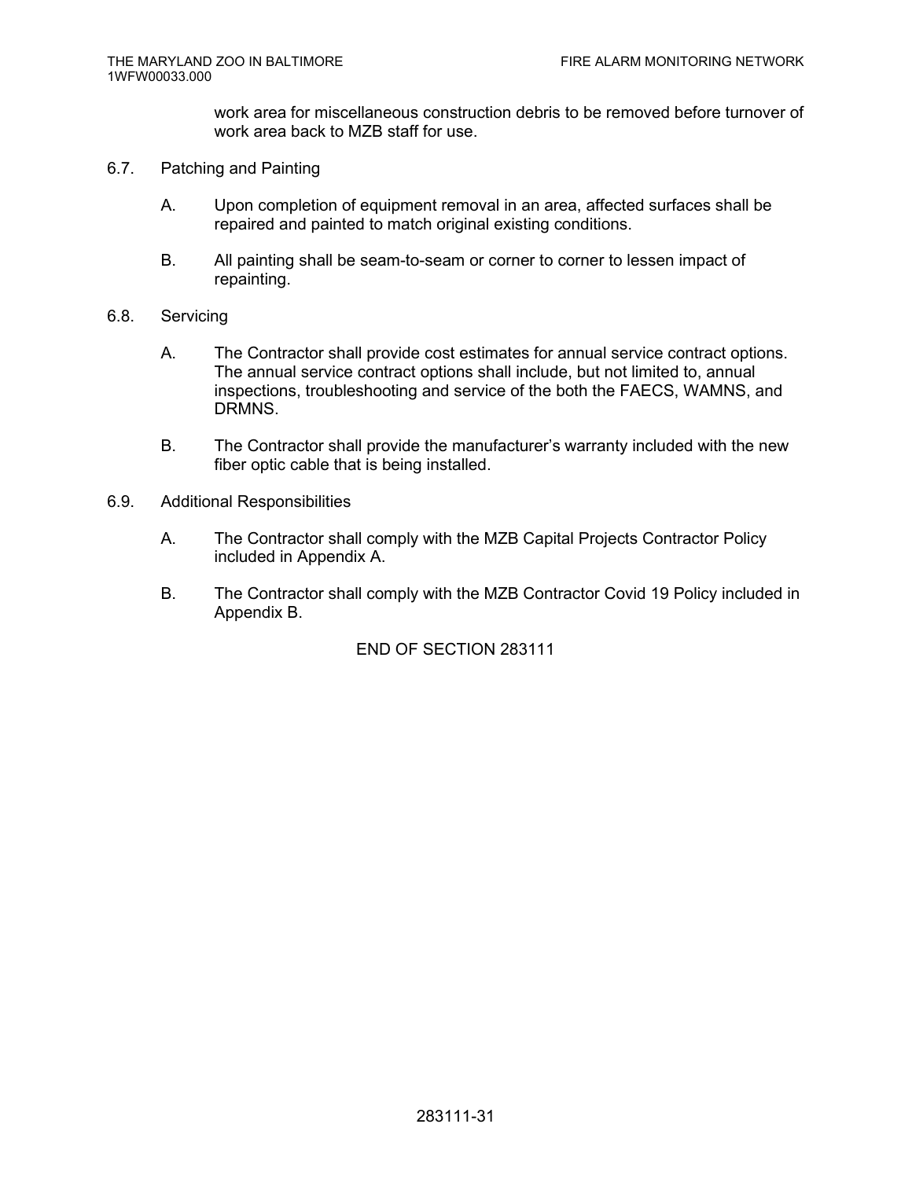work area for miscellaneous construction debris to be removed before turnover of work area back to MZB staff for use.

6.7. Patching and Painting

A. Upon completion of equipment removal in an area, affected surfaces shall be repaired and painted to match original existing conditions.

B. All painting shall be seam-to-seam or corner to corner to lessen impact of repainting.

6.8. Servicing

A. The Contractor shall provide cost estimates for annual service contract options. The annual service contract options shall include, but not limited to, annual inspections, troubleshooting and service of the both the FAECS, WAMNS, and DRMNS.

B. The Contractor shall provide the manufacturer's warranty included with the new fiber optic cable that is being installed.

6.9. Additional Responsibilities

A. The Contractor shall comply with the MZB Capital Projects Contractor Policy included in Appendix A.

B. The Contractor shall comply with the MZB Contractor Covid 19 Policy included in Appendix B.

END OF SECTION 283111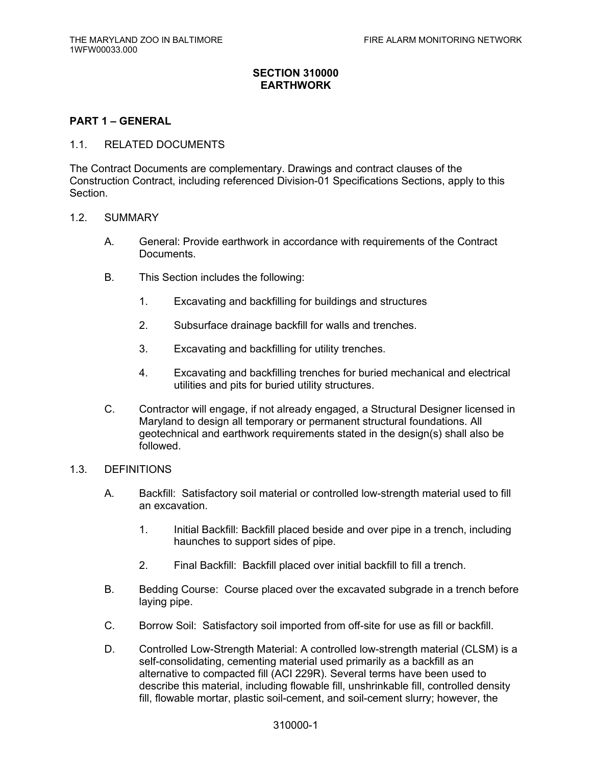# SECTION 310000
# EARTHWORK

## PART 1 – GENERAL

1.1. RELATED DOCUMENTS

The Contract Documents are complementary. Drawings and contract clauses of the Construction Contract, including referenced Division-01 Specifications Sections, apply to this Section.

1.2. SUMMARY

A. General: Provide earthwork in accordance with requirements of the Contract Documents.

B. This Section includes the following:

1. Excavating and backfilling for buildings and structures

2. Subsurface drainage backfill for walls and trenches.

3. Excavating and backfilling for utility trenches.

4. Excavating and backfilling trenches for buried mechanical and electrical utilities and pits for buried utility structures.

C. Contractor will engage, if not already engaged, a Structural Designer licensed in Maryland to design all temporary or permanent structural foundations. All geotechnical and earthwork requirements stated in the design(s) shall also be followed.

1.3. DEFINITIONS

A. Backfill: Satisfactory soil material or controlled low-strength material used to fill an excavation.

1. Initial Backfill: Backfill placed beside and over pipe in a trench, including haunches to support sides of pipe.

2. Final Backfill: Backfill placed over initial backfill to fill a trench.

B. Bedding Course: Course placed over the excavated subgrade in a trench before laying pipe.

C. Borrow Soil: Satisfactory soil imported from off-site for use as fill or backfill.

D. Controlled Low-Strength Material: A controlled low-strength material (CLSM) is a self-consolidating, cementing material used primarily as a backfill as an alternative to compacted fill (ACI 229R). Several terms have been used to describe this material, including flowable fill, unshrinkable fill, controlled density fill, flowable mortar, plastic soil-cement, and soil-cement slurry; however, the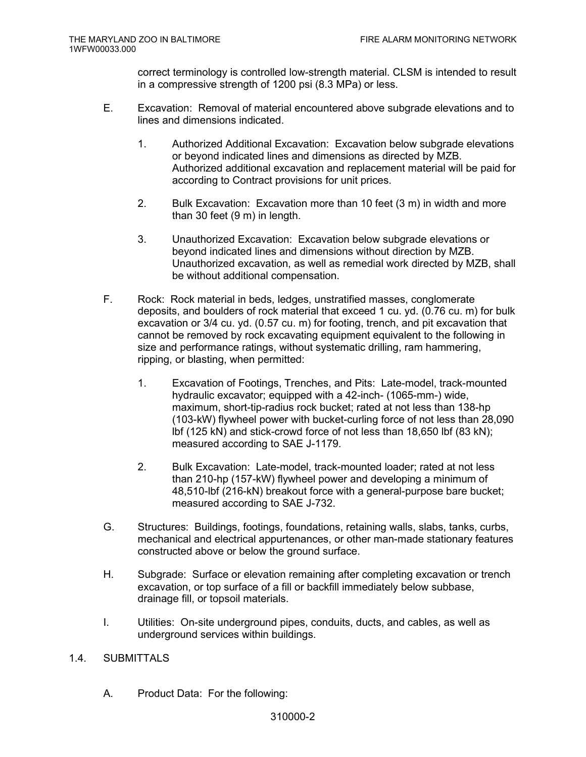correct terminology is controlled low-strength material. CLSM is intended to result in a compressive strength of 1200 psi (8.3 MPa) or less.

E. Excavation: Removal of material encountered above subgrade elevations and to lines and dimensions indicated.

1. Authorized Additional Excavation: Excavation below subgrade elevations or beyond indicated lines and dimensions as directed by MZB. Authorized additional excavation and replacement material will be paid for according to Contract provisions for unit prices.

2. Bulk Excavation: Excavation more than 10 feet (3 m) in width and more than 30 feet (9 m) in length.

3. Unauthorized Excavation: Excavation below subgrade elevations or beyond indicated lines and dimensions without direction by MZB. Unauthorized excavation, as well as remedial work directed by MZB, shall be without additional compensation.

F. Rock: Rock material in beds, ledges, unstratified masses, conglomerate deposits, and boulders of rock material that exceed 1 cu. yd. (0.76 cu. m) for bulk excavation or 3/4 cu. yd. (0.57 cu. m) for footing, trench, and pit excavation that cannot be removed by rock excavating equipment equivalent to the following in size and performance ratings, without systematic drilling, ram hammering, ripping, or blasting, when permitted:

1. Excavation of Footings, Trenches, and Pits: Late-model, track-mounted hydraulic excavator; equipped with a 42-inch- (1065-mm-) wide, maximum, short-tip-radius rock bucket; rated at not less than 138-hp (103-kW) flywheel power with bucket-curling force of not less than 28,090 lbf (125 kN) and stick-crowd force of not less than 18,650 lbf (83 kN); measured according to SAE J-1179.

2. Bulk Excavation: Late-model, track-mounted loader; rated at not less than 210-hp (157-kW) flywheel power and developing a minimum of 48,510-lbf (216-kN) breakout force with a general-purpose bare bucket; measured according to SAE J-732.

G. Structures: Buildings, footings, foundations, retaining walls, slabs, tanks, curbs, mechanical and electrical appurtenances, or other man-made stationary features constructed above or below the ground surface.

H. Subgrade: Surface or elevation remaining after completing excavation or trench excavation, or top surface of a fill or backfill immediately below subbase, drainage fill, or topsoil materials.

I. Utilities: On-site underground pipes, conduits, ducts, and cables, as well as underground services within buildings.

## 1.4. SUBMITTALS

A. Product Data: For the following: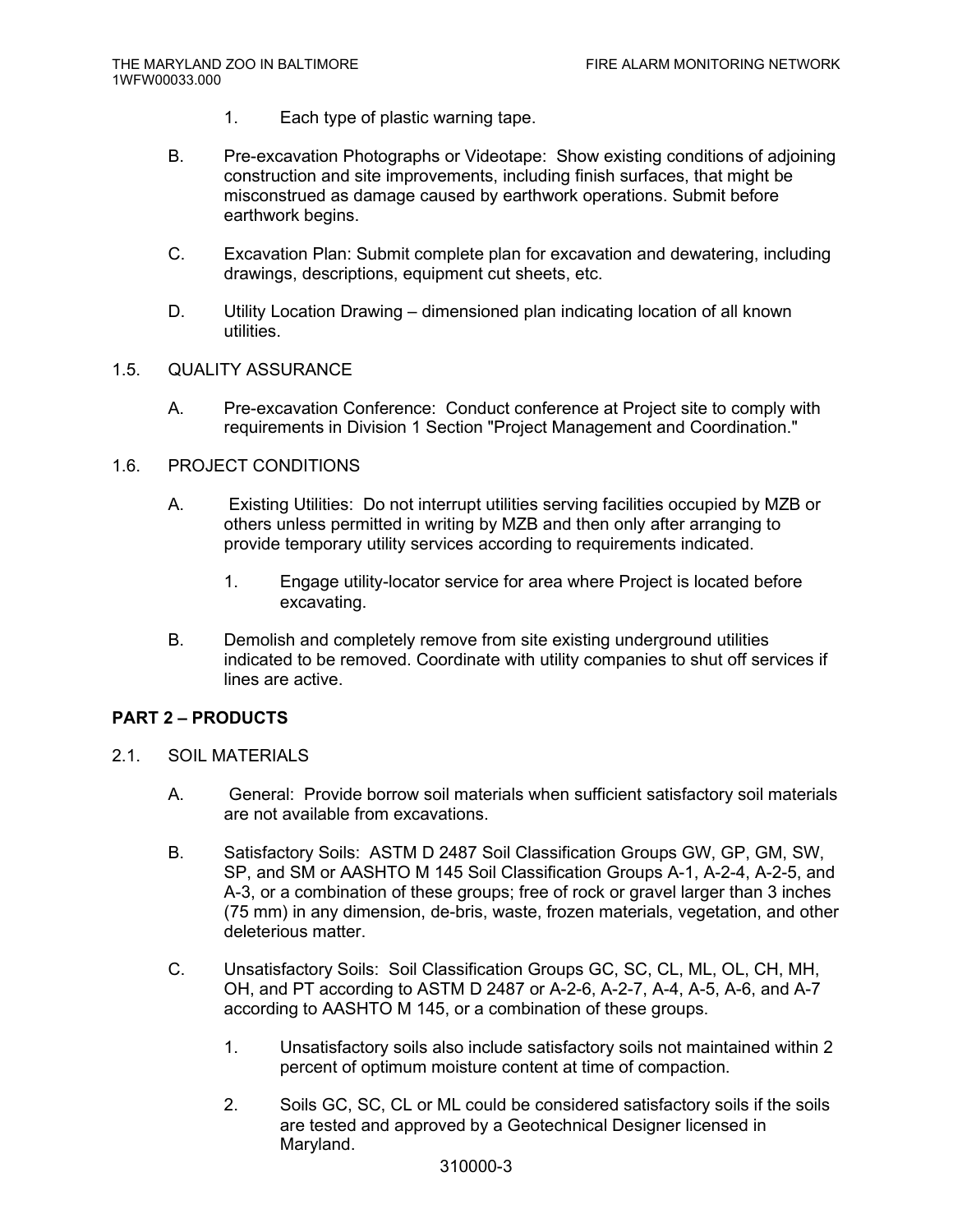1. Each type of plastic warning tape.

B. Pre-excavation Photographs or Videotape: Show existing conditions of adjoining construction and site improvements, including finish surfaces, that might be misconstrued as damage caused by earthwork operations. Submit before earthwork begins.

C. Excavation Plan: Submit complete plan for excavation and dewatering, including drawings, descriptions, equipment cut sheets, etc.

D. Utility Location Drawing – dimensioned plan indicating location of all known utilities.

1.5. QUALITY ASSURANCE

A. Pre-excavation Conference: Conduct conference at Project site to comply with requirements in Division 1 Section "Project Management and Coordination."

1.6. PROJECT CONDITIONS

A. Existing Utilities: Do not interrupt utilities serving facilities occupied by MZB or others unless permitted in writing by MZB and then only after arranging to provide temporary utility services according to requirements indicated.

1. Engage utility-locator service for area where Project is located before excavating.

B. Demolish and completely remove from site existing underground utilities indicated to be removed. Coordinate with utility companies to shut off services if lines are active.

## PART 2 – PRODUCTS

2.1. SOIL MATERIALS

A. General: Provide borrow soil materials when sufficient satisfactory soil materials are not available from excavations.

B. Satisfactory Soils: ASTM D 2487 Soil Classification Groups GW, GP, GM, SW, SP, and SM or AASHTO M 145 Soil Classification Groups A-1, A-2-4, A-2-5, and A-3, or a combination of these groups; free of rock or gravel larger than 3 inches (75 mm) in any dimension, de-bris, waste, frozen materials, vegetation, and other deleterious matter.

C. Unsatisfactory Soils: Soil Classification Groups GC, SC, CL, ML, OL, CH, MH, OH, and PT according to ASTM D 2487 or A-2-6, A-2-7, A-4, A-5, A-6, and A-7 according to AASHTO M 145, or a combination of these groups.

1. Unsatisfactory soils also include satisfactory soils not maintained within 2 percent of optimum moisture content at time of compaction.

2. Soils GC, SC, CL or ML could be considered satisfactory soils if the soils are tested and approved by a Geotechnical Designer licensed in Maryland.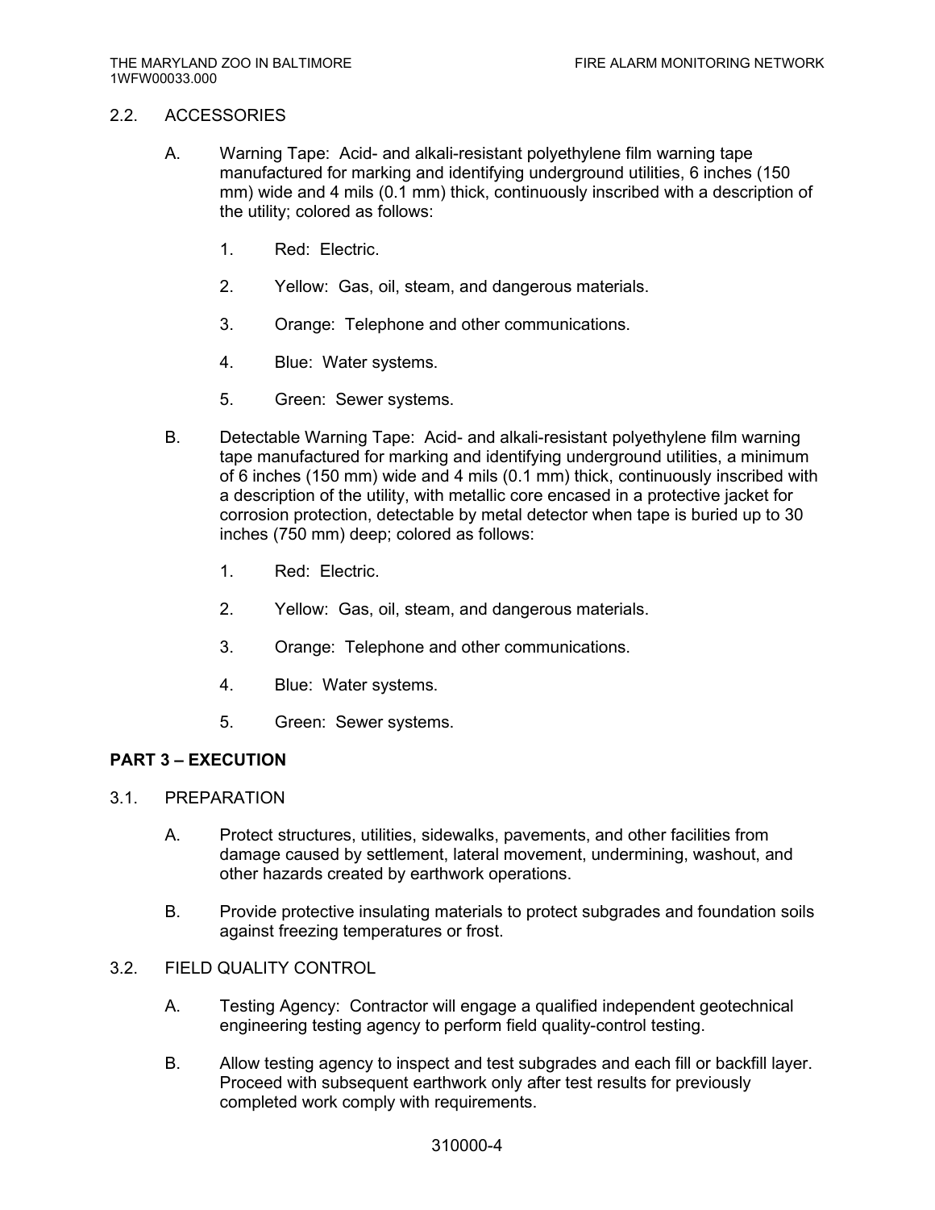### 2.2. ACCESSORIES

A. Warning Tape: Acid- and alkali-resistant polyethylene film warning tape manufactured for marking and identifying underground utilities, 6 inches (150 mm) wide and 4 mils (0.1 mm) thick, continuously inscribed with a description of the utility; colored as follows:

1. Red: Electric.
2. Yellow: Gas, oil, steam, and dangerous materials.
3. Orange: Telephone and other communications.
4. Blue: Water systems.
5. Green: Sewer systems.

B. Detectable Warning Tape: Acid- and alkali-resistant polyethylene film warning tape manufactured for marking and identifying underground utilities, a minimum of 6 inches (150 mm) wide and 4 mils (0.1 mm) thick, continuously inscribed with a description of the utility, with metallic core encased in a protective jacket for corrosion protection, detectable by metal detector when tape is buried up to 30 inches (750 mm) deep; colored as follows:

1. Red: Electric.
2. Yellow: Gas, oil, steam, and dangerous materials.
3. Orange: Telephone and other communications.
4. Blue: Water systems.
5. Green: Sewer systems.

## PART 3 – EXECUTION

### 3.1. PREPARATION

A. Protect structures, utilities, sidewalks, pavements, and other facilities from damage caused by settlement, lateral movement, undermining, washout, and other hazards created by earthwork operations.

B. Provide protective insulating materials to protect subgrades and foundation soils against freezing temperatures or frost.

### 3.2. FIELD QUALITY CONTROL

A. Testing Agency: Contractor will engage a qualified independent geotechnical engineering testing agency to perform field quality-control testing.

B. Allow testing agency to inspect and test subgrades and each fill or backfill layer. Proceed with subsequent earthwork only after test results for previously completed work comply with requirements.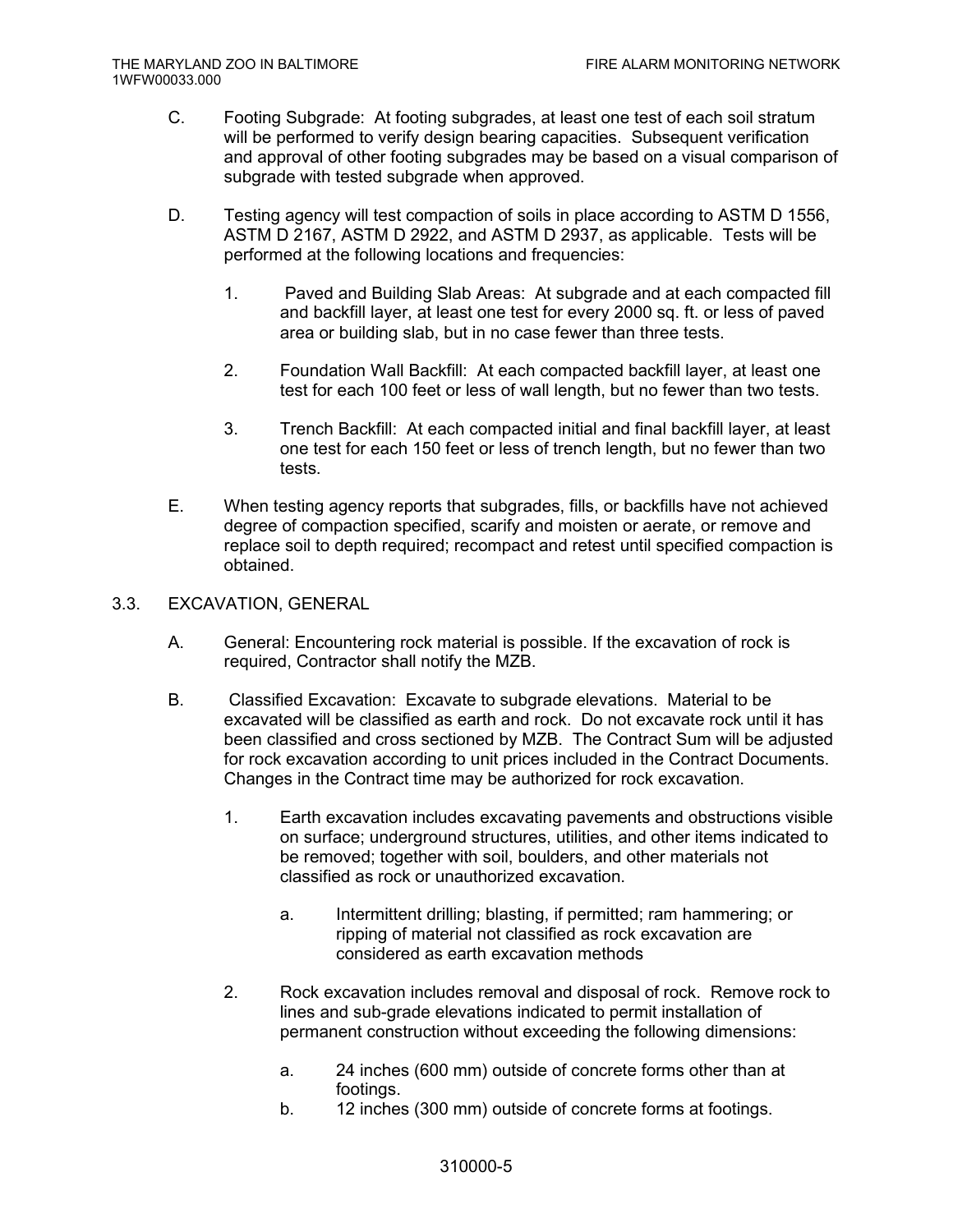C. Footing Subgrade: At footing subgrades, at least one test of each soil stratum will be performed to verify design bearing capacities. Subsequent verification and approval of other footing subgrades may be based on a visual comparison of subgrade with tested subgrade when approved.

D. Testing agency will test compaction of soils in place according to ASTM D 1556, ASTM D 2167, ASTM D 2922, and ASTM D 2937, as applicable. Tests will be performed at the following locations and frequencies:

1. Paved and Building Slab Areas: At subgrade and at each compacted fill and backfill layer, at least one test for every 2000 sq. ft. or less of paved area or building slab, but in no case fewer than three tests.

2. Foundation Wall Backfill: At each compacted backfill layer, at least one test for each 100 feet or less of wall length, but no fewer than two tests.

3. Trench Backfill: At each compacted initial and final backfill layer, at least one test for each 150 feet or less of trench length, but no fewer than two tests.

E. When testing agency reports that subgrades, fills, or backfills have not achieved degree of compaction specified, scarify and moisten or aerate, or remove and replace soil to depth required; recompact and retest until specified compaction is obtained.

## 3.3. EXCAVATION, GENERAL

A. General: Encountering rock material is possible. If the excavation of rock is required, Contractor shall notify the MZB.

B. Classified Excavation: Excavate to subgrade elevations. Material to be excavated will be classified as earth and rock. Do not excavate rock until it has been classified and cross sectioned by MZB. The Contract Sum will be adjusted for rock excavation according to unit prices included in the Contract Documents. Changes in the Contract time may be authorized for rock excavation.

1. Earth excavation includes excavating pavements and obstructions visible on surface; underground structures, utilities, and other items indicated to be removed; together with soil, boulders, and other materials not classified as rock or unauthorized excavation.

   a. Intermittent drilling; blasting, if permitted; ram hammering; or ripping of material not classified as rock excavation are considered as earth excavation methods

2. Rock excavation includes removal and disposal of rock. Remove rock to lines and sub-grade elevations indicated to permit installation of permanent construction without exceeding the following dimensions:

   a. 24 inches (600 mm) outside of concrete forms other than at footings.
   b. 12 inches (300 mm) outside of concrete forms at footings.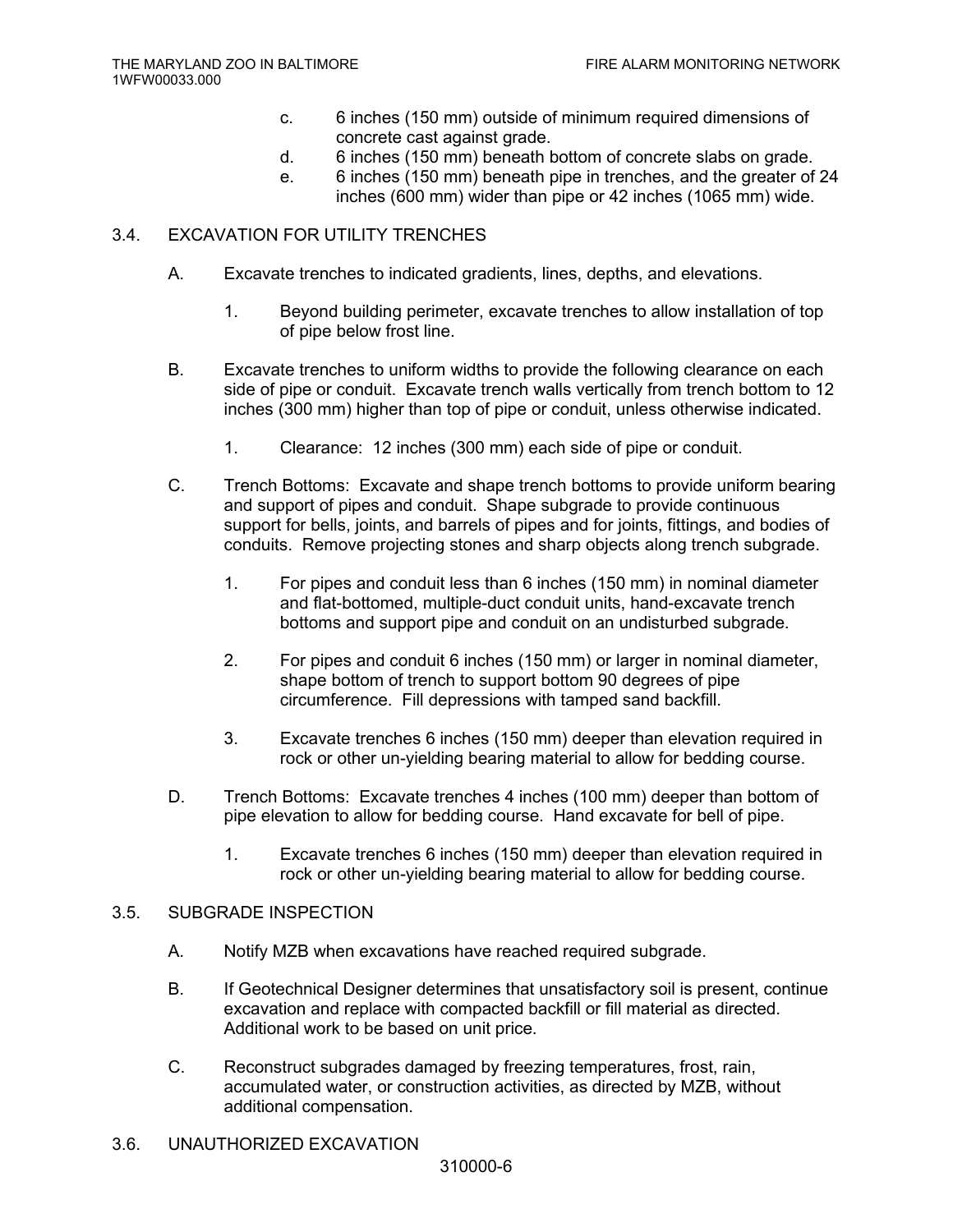c. 6 inches (150 mm) outside of minimum required dimensions of concrete cast against grade.

d. 6 inches (150 mm) beneath bottom of concrete slabs on grade.

e. 6 inches (150 mm) beneath pipe in trenches, and the greater of 24 inches (600 mm) wider than pipe or 42 inches (1065 mm) wide.

## 3.4. EXCAVATION FOR UTILITY TRENCHES

A. Excavate trenches to indicated gradients, lines, depths, and elevations.

1. Beyond building perimeter, excavate trenches to allow installation of top of pipe below frost line.

B. Excavate trenches to uniform widths to provide the following clearance on each side of pipe or conduit. Excavate trench walls vertically from trench bottom to 12 inches (300 mm) higher than top of pipe or conduit, unless otherwise indicated.

1. Clearance: 12 inches (300 mm) each side of pipe or conduit.

C. Trench Bottoms: Excavate and shape trench bottoms to provide uniform bearing and support of pipes and conduit. Shape subgrade to provide continuous support for bells, joints, and barrels of pipes and for joints, fittings, and bodies of conduits. Remove projecting stones and sharp objects along trench subgrade.

1. For pipes and conduit less than 6 inches (150 mm) in nominal diameter and flat-bottomed, multiple-duct conduit units, hand-excavate trench bottoms and support pipe and conduit on an undisturbed subgrade.

2. For pipes and conduit 6 inches (150 mm) or larger in nominal diameter, shape bottom of trench to support bottom 90 degrees of pipe circumference. Fill depressions with tamped sand backfill.

3. Excavate trenches 6 inches (150 mm) deeper than elevation required in rock or other un-yielding bearing material to allow for bedding course.

D. Trench Bottoms: Excavate trenches 4 inches (100 mm) deeper than bottom of pipe elevation to allow for bedding course. Hand excavate for bell of pipe.

1. Excavate trenches 6 inches (150 mm) deeper than elevation required in rock or other un-yielding bearing material to allow for bedding course.

## 3.5. SUBGRADE INSPECTION

A. Notify MZB when excavations have reached required subgrade.

B. If Geotechnical Designer determines that unsatisfactory soil is present, continue excavation and replace with compacted backfill or fill material as directed. Additional work to be based on unit price.

C. Reconstruct subgrades damaged by freezing temperatures, frost, rain, accumulated water, or construction activities, as directed by MZB, without additional compensation.

## 3.6. UNAUTHORIZED EXCAVATION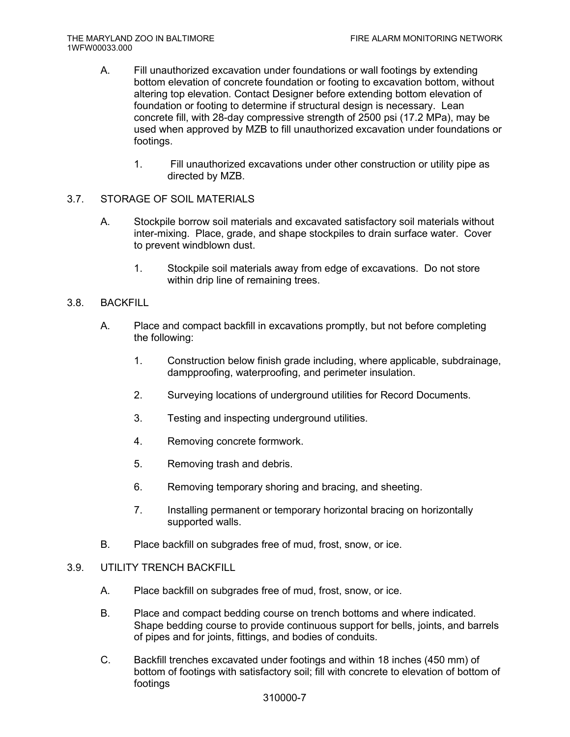A. Fill unauthorized excavation under foundations or wall footings by extending bottom elevation of concrete foundation or footing to excavation bottom, without altering top elevation. Contact Designer before extending bottom elevation of foundation or footing to determine if structural design is necessary. Lean concrete fill, with 28-day compressive strength of 2500 psi (17.2 MPa), may be used when approved by MZB to fill unauthorized excavation under foundations or footings.

   1. Fill unauthorized excavations under other construction or utility pipe as directed by MZB.

## 3.7. STORAGE OF SOIL MATERIALS

A. Stockpile borrow soil materials and excavated satisfactory soil materials without inter-mixing. Place, grade, and shape stockpiles to drain surface water. Cover to prevent windblown dust.

   1. Stockpile soil materials away from edge of excavations. Do not store within drip line of remaining trees.

## 3.8. BACKFILL

A. Place and compact backfill in excavations promptly, but not before completing the following:

   1. Construction below finish grade including, where applicable, subdrainage, dampproofing, waterproofing, and perimeter insulation.
   2. Surveying locations of underground utilities for Record Documents.
   3. Testing and inspecting underground utilities.
   4. Removing concrete formwork.
   5. Removing trash and debris.
   6. Removing temporary shoring and bracing, and sheeting.
   7. Installing permanent or temporary horizontal bracing on horizontally supported walls.

B. Place backfill on subgrades free of mud, frost, snow, or ice.

## 3.9. UTILITY TRENCH BACKFILL

A. Place backfill on subgrades free of mud, frost, snow, or ice.

B. Place and compact bedding course on trench bottoms and where indicated. Shape bedding course to provide continuous support for bells, joints, and barrels of pipes and for joints, fittings, and bodies of conduits.

C. Backfill trenches excavated under footings and within 18 inches (450 mm) of bottom of footings with satisfactory soil; fill with concrete to elevation of bottom of footings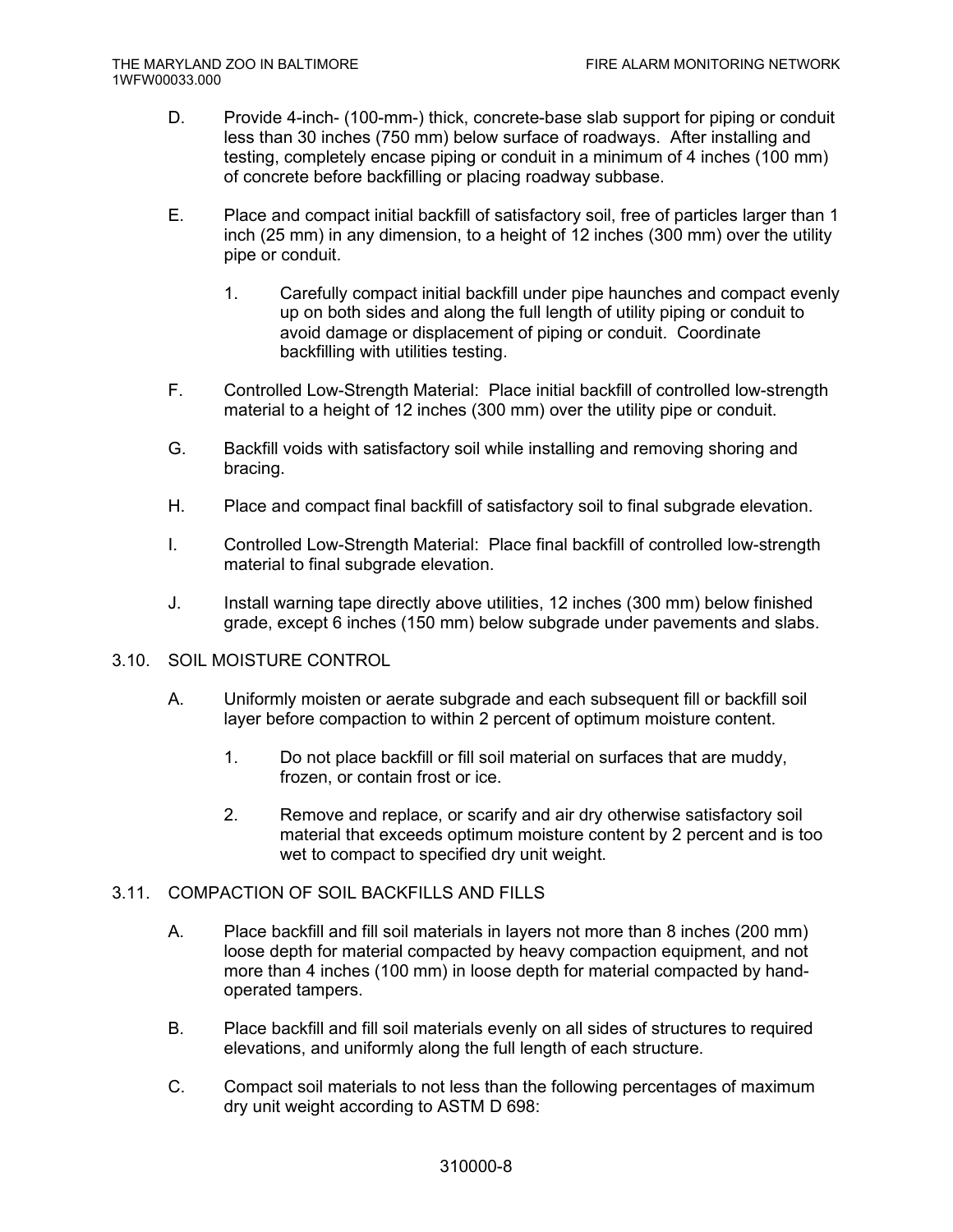D. Provide 4-inch- (100-mm-) thick, concrete-base slab support for piping or conduit less than 30 inches (750 mm) below surface of roadways. After installing and testing, completely encase piping or conduit in a minimum of 4 inches (100 mm) of concrete before backfilling or placing roadway subbase.

E. Place and compact initial backfill of satisfactory soil, free of particles larger than 1 inch (25 mm) in any dimension, to a height of 12 inches (300 mm) over the utility pipe or conduit.

   1. Carefully compact initial backfill under pipe haunches and compact evenly up on both sides and along the full length of utility piping or conduit to avoid damage or displacement of piping or conduit. Coordinate backfilling with utilities testing.

F. Controlled Low-Strength Material: Place initial backfill of controlled low-strength material to a height of 12 inches (300 mm) over the utility pipe or conduit.

G. Backfill voids with satisfactory soil while installing and removing shoring and bracing.

H. Place and compact final backfill of satisfactory soil to final subgrade elevation.

I. Controlled Low-Strength Material: Place final backfill of controlled low-strength material to final subgrade elevation.

J. Install warning tape directly above utilities, 12 inches (300 mm) below finished grade, except 6 inches (150 mm) below subgrade under pavements and slabs.

## 3.10. SOIL MOISTURE CONTROL

A. Uniformly moisten or aerate subgrade and each subsequent fill or backfill soil layer before compaction to within 2 percent of optimum moisture content.

   1. Do not place backfill or fill soil material on surfaces that are muddy, frozen, or contain frost or ice.

   2. Remove and replace, or scarify and air dry otherwise satisfactory soil material that exceeds optimum moisture content by 2 percent and is too wet to compact to specified dry unit weight.

## 3.11. COMPACTION OF SOIL BACKFILLS AND FILLS

A. Place backfill and fill soil materials in layers not more than 8 inches (200 mm) loose depth for material compacted by heavy compaction equipment, and not more than 4 inches (100 mm) in loose depth for material compacted by hand-operated tampers.

B. Place backfill and fill soil materials evenly on all sides of structures to required elevations, and uniformly along the full length of each structure.

C. Compact soil materials to not less than the following percentages of maximum dry unit weight according to ASTM D 698: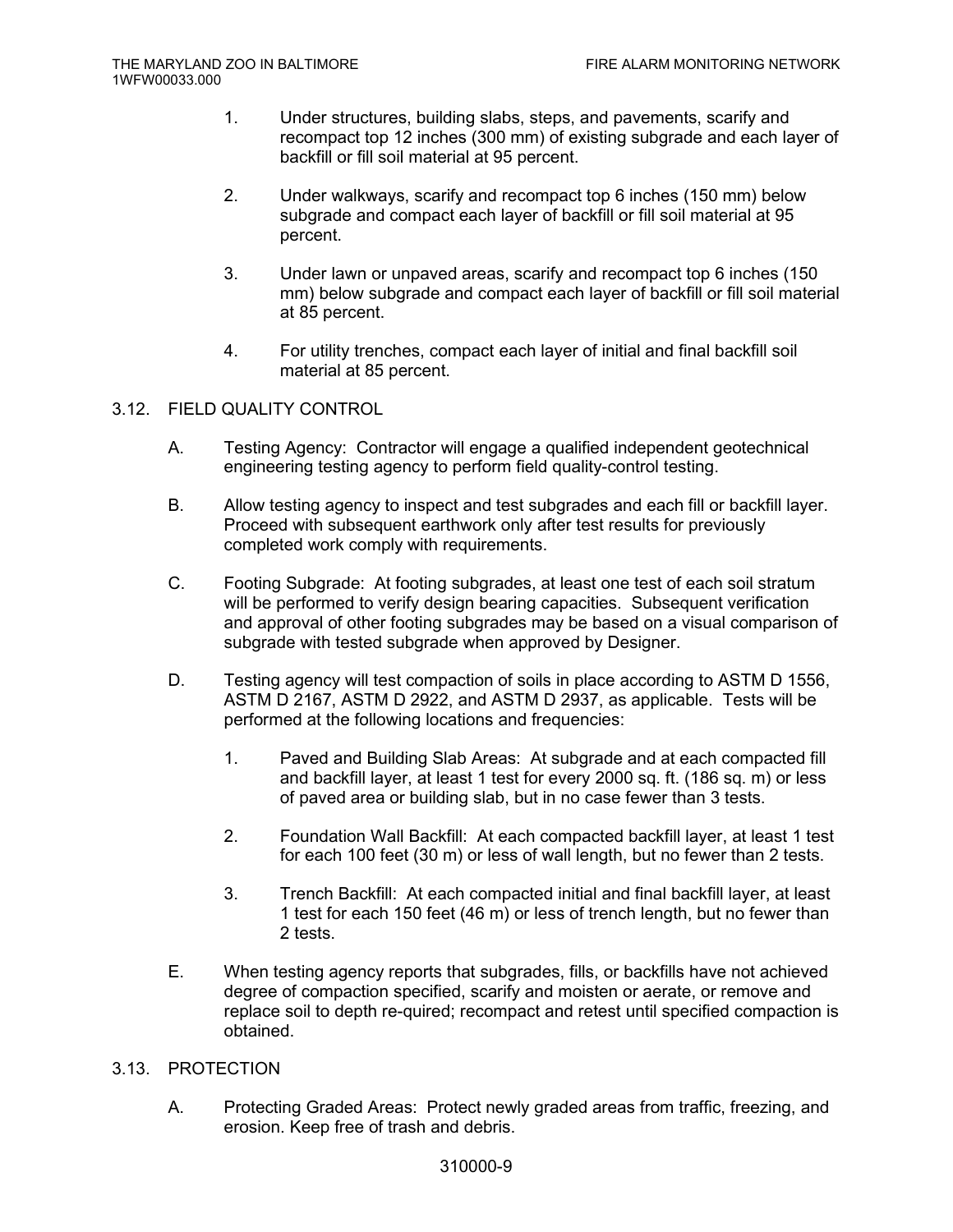1. Under structures, building slabs, steps, and pavements, scarify and recompact top 12 inches (300 mm) of existing subgrade and each layer of backfill or fill soil material at 95 percent.

2. Under walkways, scarify and recompact top 6 inches (150 mm) below subgrade and compact each layer of backfill or fill soil material at 95 percent.

3. Under lawn or unpaved areas, scarify and recompact top 6 inches (150 mm) below subgrade and compact each layer of backfill or fill soil material at 85 percent.

4. For utility trenches, compact each layer of initial and final backfill soil material at 85 percent.

## 3.12. FIELD QUALITY CONTROL

A. Testing Agency: Contractor will engage a qualified independent geotechnical engineering testing agency to perform field quality-control testing.

B. Allow testing agency to inspect and test subgrades and each fill or backfill layer. Proceed with subsequent earthwork only after test results for previously completed work comply with requirements.

C. Footing Subgrade: At footing subgrades, at least one test of each soil stratum will be performed to verify design bearing capacities. Subsequent verification and approval of other footing subgrades may be based on a visual comparison of subgrade with tested subgrade when approved by Designer.

D. Testing agency will test compaction of soils in place according to ASTM D 1556, ASTM D 2167, ASTM D 2922, and ASTM D 2937, as applicable. Tests will be performed at the following locations and frequencies:

   1. Paved and Building Slab Areas: At subgrade and at each compacted fill and backfill layer, at least 1 test for every 2000 sq. ft. (186 sq. m) or less of paved area or building slab, but in no case fewer than 3 tests.

   2. Foundation Wall Backfill: At each compacted backfill layer, at least 1 test for each 100 feet (30 m) or less of wall length, but no fewer than 2 tests.

   3. Trench Backfill: At each compacted initial and final backfill layer, at least 1 test for each 150 feet (46 m) or less of trench length, but no fewer than 2 tests.

E. When testing agency reports that subgrades, fills, or backfills have not achieved degree of compaction specified, scarify and moisten or aerate, or remove and replace soil to depth re-quired; recompact and retest until specified compaction is obtained.

## 3.13. PROTECTION

A. Protecting Graded Areas: Protect newly graded areas from traffic, freezing, and erosion. Keep free of trash and debris.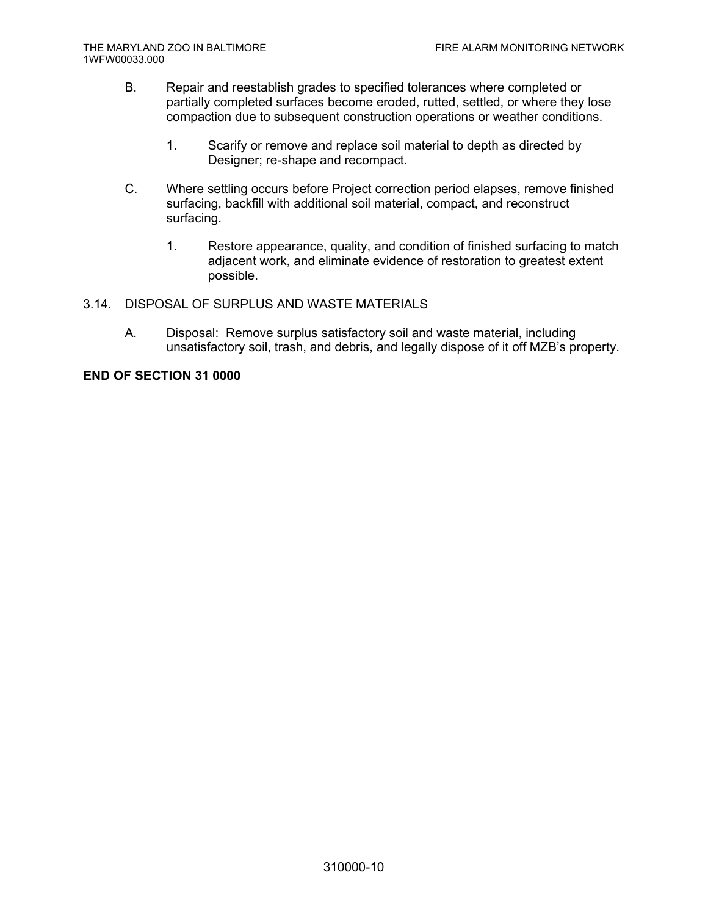B. Repair and reestablish grades to specified tolerances where completed or partially completed surfaces become eroded, rutted, settled, or where they lose compaction due to subsequent construction operations or weather conditions.

   1. Scarify or remove and replace soil material to depth as directed by Designer; re-shape and recompact.

C. Where settling occurs before Project correction period elapses, remove finished surfacing, backfill with additional soil material, compact, and reconstruct surfacing.

   1. Restore appearance, quality, and condition of finished surfacing to match adjacent work, and eliminate evidence of restoration to greatest extent possible.

## 3.14. DISPOSAL OF SURPLUS AND WASTE MATERIALS

A. Disposal: Remove surplus satisfactory soil and waste material, including unsatisfactory soil, trash, and debris, and legally dispose of it off MZB's property.

**END OF SECTION 31 0000**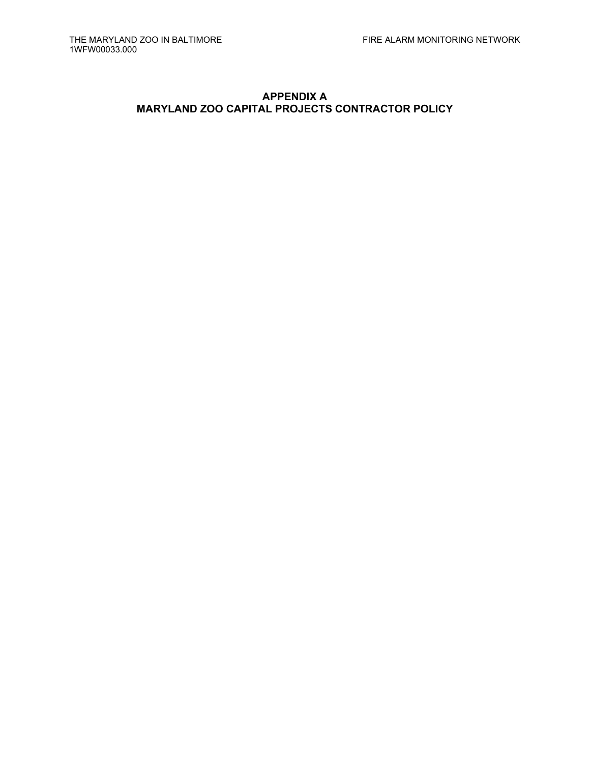# APPENDIX A
# MARYLAND ZOO CAPITAL PROJECTS CONTRACTOR POLICY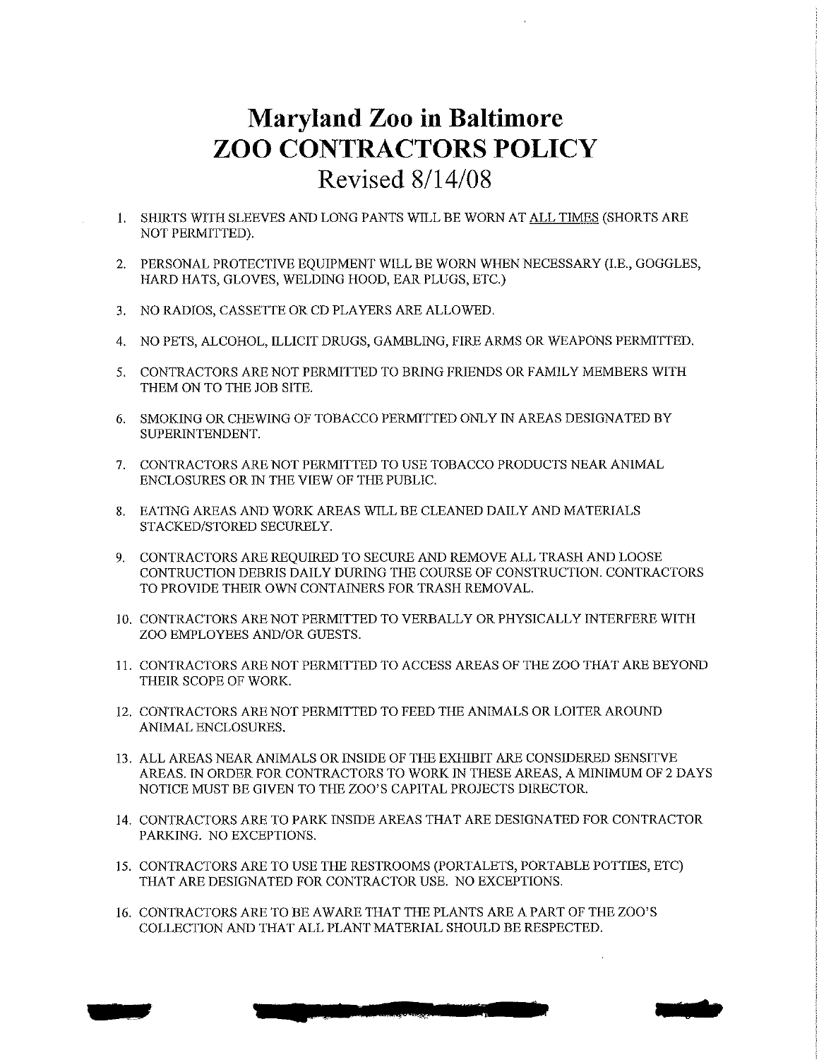# Maryland Zoo in Baltimore
# ZOO CONTRACTORS POLICY
## Revised 8/14/08

1. SHIRTS WITH SLEEVES AND LONG PANTS WILL BE WORN AT ALL TIMES (SHORTS ARE NOT PERMITTED).

2. PERSONAL PROTECTIVE EQUIPMENT WILL BE WORN WHEN NECESSARY (I.E., GOGGLES, HARD HATS, GLOVES, WELDING HOOD, EAR PLUGS, ETC.)

3. NO RADIOS, CASSETTE OR CD PLAYERS ARE ALLOWED.

4. NO PETS, ALCOHOL, ILLICIT DRUGS, GAMBLING, FIRE ARMS OR WEAPONS PERMITTED.

5. CONTRACTORS ARE NOT PERMITTED TO BRING FRIENDS OR FAMILY MEMBERS WITH THEM ON TO THE JOB SITE.

6. SMOKING OR CHEWING OF TOBACCO PERMITTED ONLY IN AREAS DESIGNATED BY SUPERINTENDENT.

7. CONTRACTORS ARE NOT PERMITTED TO USE TOBACCO PRODUCTS NEAR ANIMAL ENCLOSURES OR IN THE VIEW OF THE PUBLIC.

8. EATING AREAS AND WORK AREAS WILL BE CLEANED DAILY AND MATERIALS STACKED/STORED SECURELY.

9. CONTRACTORS ARE REQUIRED TO SECURE AND REMOVE ALL TRASH AND LOOSE CONTRUCTION DEBRIS DAILY DURING THE COURSE OF CONSTRUCTION. CONTRACTORS TO PROVIDE THEIR OWN CONTAINERS FOR TRASH REMOVAL.

10. CONTRACTORS ARE NOT PERMITTED TO VERBALLY OR PHYSICALLY INTERFERE WITH ZOO EMPLOYEES AND/OR GUESTS.

11. CONTRACTORS ARE NOT PERMITTED TO ACCESS AREAS OF THE ZOO THAT ARE BEYOND THEIR SCOPE OF WORK.

12. CONTRACTORS ARE NOT PERMITTED TO FEED THE ANIMALS OR LOITER AROUND ANIMAL ENCLOSURES.

13. ALL AREAS NEAR ANIMALS OR INSIDE OF THE EXHIBIT ARE CONSIDERED SENSITVE AREAS. IN ORDER FOR CONTRACTORS TO WORK IN THESE AREAS, A MINIMUM OF 2 DAYS NOTICE MUST BE GIVEN TO THE ZOO'S CAPITAL PROJECTS DIRECTOR.

14. CONTRACTORS ARE TO PARK INSIDE AREAS THAT ARE DESIGNATED FOR CONTRACTOR PARKING. NO EXCEPTIONS.

15. CONTRACTORS ARE TO USE THE RESTROOMS (PORTALETS, PORTABLE POTTIES, ETC) THAT ARE DESIGNATED FOR CONTRACTOR USE. NO EXCEPTIONS.

16. CONTRACTORS ARE TO BE AWARE THAT THE PLANTS ARE A PART OF THE ZOO'S COLLECTION AND THAT ALL PLANT MATERIAL SHOULD BE RESPECTED.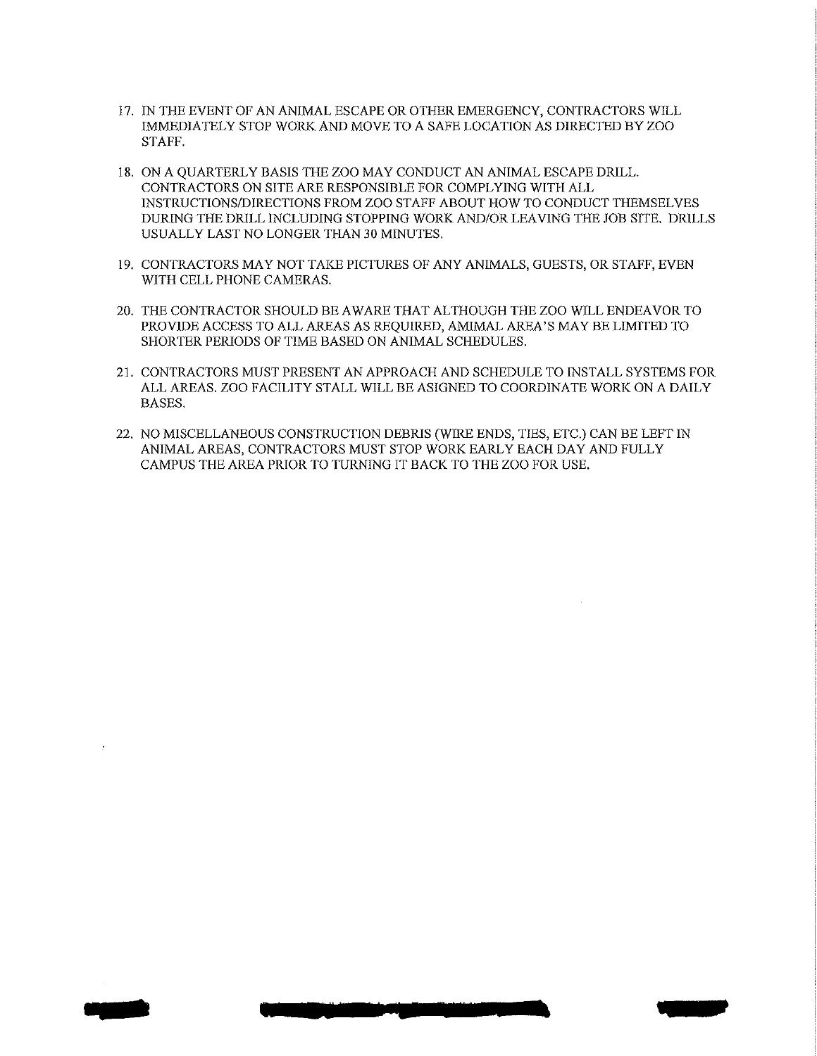17. IN THE EVENT OF AN ANIMAL ESCAPE OR OTHER EMERGENCY, CONTRACTORS WILL IMMEDIATELY STOP WORK AND MOVE TO A SAFE LOCATION AS DIRECTED BY ZOO STAFF.

18. ON A QUARTERLY BASIS THE ZOO MAY CONDUCT AN ANIMAL ESCAPE DRILL. CONTRACTORS ON SITE ARE RESPONSIBLE FOR COMPLYING WITH ALL INSTRUCTIONS/DIRECTIONS FROM ZOO STAFF ABOUT HOW TO CONDUCT THEMSELVES DURING THE DRILL INCLUDING STOPPING WORK AND/OR LEAVING THE JOB SITE. DRILLS USUALLY LAST NO LONGER THAN 30 MINUTES.

19. CONTRACTORS MAY NOT TAKE PICTURES OF ANY ANIMALS, GUESTS, OR STAFF, EVEN WITH CELL PHONE CAMERAS.

20. THE CONTRACTOR SHOULD BE AWARE THAT ALTHOUGH THE ZOO WILL ENDEAVOR TO PROVIDE ACCESS TO ALL AREAS AS REQUIRED, AMIMAL AREA'S MAY BE LIMITED TO SHORTER PERIODS OF TIME BASED ON ANIMAL SCHEDULES.

21. CONTRACTORS MUST PRESENT AN APPROACH AND SCHEDULE TO INSTALL SYSTEMS FOR ALL AREAS. ZOO FACILITY STALL WILL BE ASIGNED TO COORDINATE WORK ON A DAILY BASES.

22. NO MISCELLANEOUS CONSTRUCTION DEBRIS (WIRE ENDS, TIES, ETC.) CAN BE LEFT IN ANIMAL AREAS, CONTRACTORS MUST STOP WORK EARLY EACH DAY AND FULLY CAMPUS THE AREA PRIOR TO TURNING IT BACK TO THE ZOO FOR USE.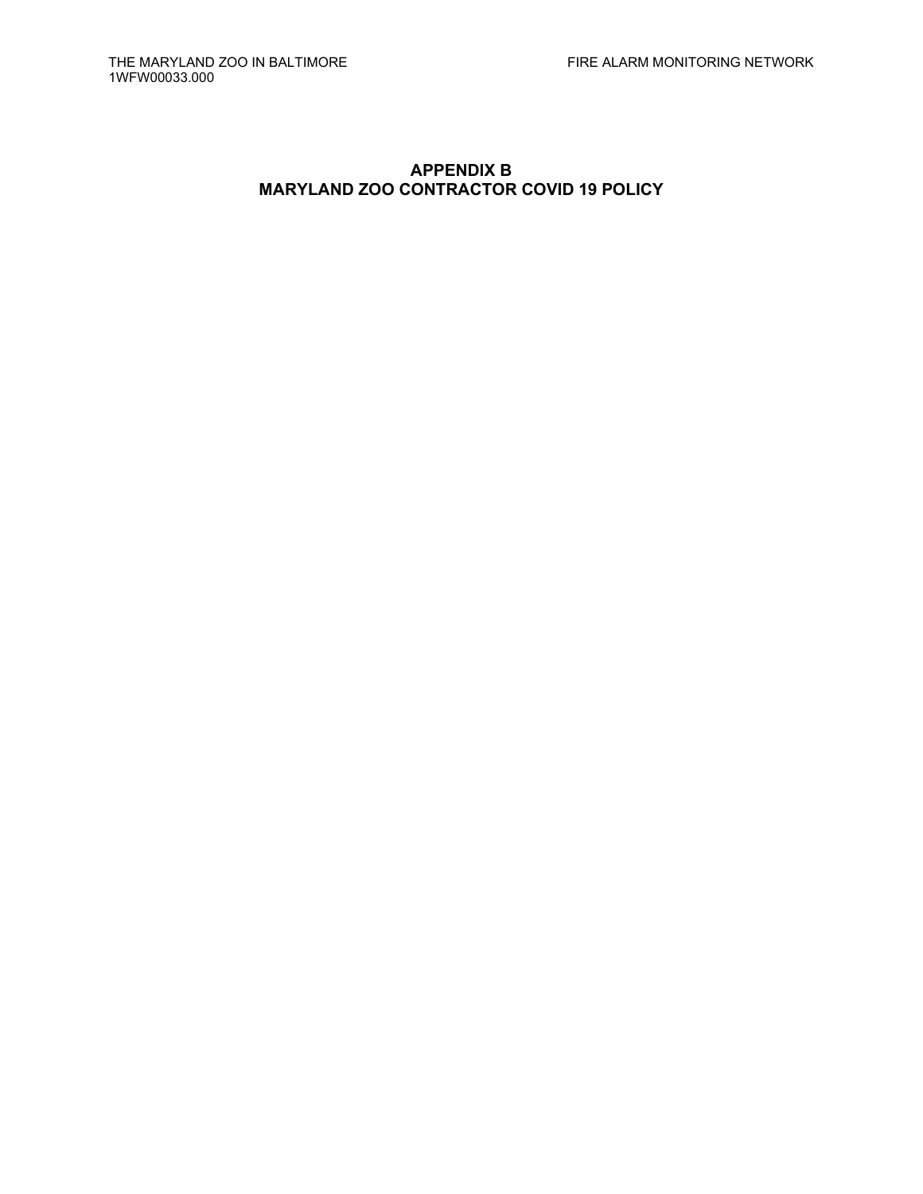# APPENDIX B
# MARYLAND ZOO CONTRACTOR COVID 19 POLICY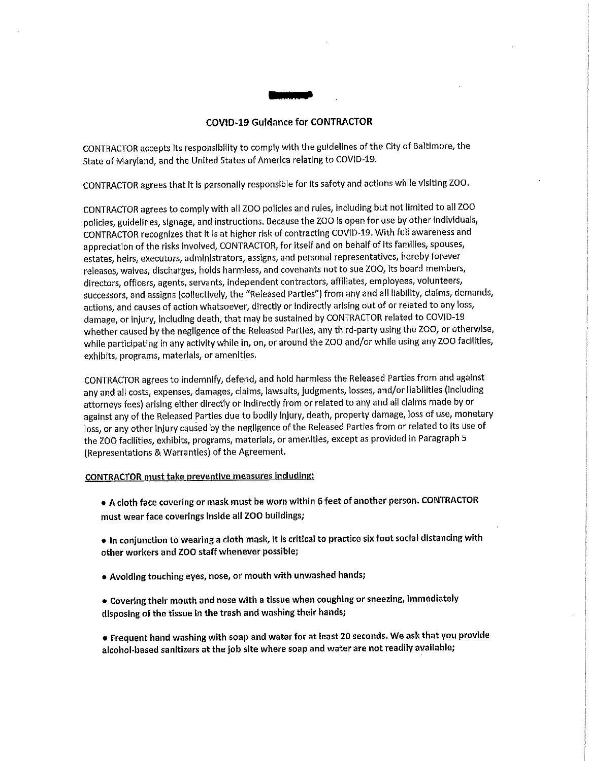## COVID-19 Guidance for CONTRACTOR

CONTRACTOR accepts its responsibility to comply with the guidelines of the City of Baltimore, the State of Maryland, and the United States of America relating to COVID-19.

CONTRACTOR agrees that it is personally responsible for its safety and actions while visiting ZOO.

CONTRACTOR agrees to comply with all ZOO policies and rules, including but not limited to all ZOO policies, guidelines, signage, and instructions. Because the ZOO is open for use by other individuals, CONTRACTOR recognizes that it is at higher risk of contracting COVID-19. With full awareness and appreciation of the risks involved, CONTRACTOR, for itself and on behalf of its families, spouses, estates, heirs, executors, administrators, assigns, and personal representatives, hereby forever releases, waives, discharges, holds harmless, and covenants not to sue ZOO, its board members, directors, officers, agents, servants, independent contractors, affiliates, employees, volunteers, successors, and assigns (collectively, the "Released Parties") from any and all liability, claims, demands, actions, and causes of action whatsoever, directly or indirectly arising out of or related to any loss, damage, or injury, including death, that may be sustained by CONTRACTOR related to COVID-19 whether caused by the negligence of the Released Parties, any third-party using the ZOO, or otherwise, while participating in any activity while in, on, or around the ZOO and/or while using any ZOO facilities, exhibits, programs, materials, or amenities.

CONTRACTOR agrees to indemnify, defend, and hold harmless the Released Parties from and against any and all costs, expenses, damages, claims, lawsuits, judgments, losses, and/or liabilities (including attorneys fees) arising either directly or indirectly from or related to any and all claims made by or against any of the Released Parties due to bodily injury, death, property damage, loss of use, monetary loss, or any other injury caused by the negligence of the Released Parties from or related to its use of the ZOO facilities, exhibits, programs, materials, or amenities, except as provided in Paragraph 5 (Representations & Warranties) of the Agreement.

<u>CONTRACTOR must take preventive measures including:</u>

- **A cloth face covering or mask must be worn within 6 feet of another person. CONTRACTOR must wear face coverings inside all ZOO buildings;**

- **In conjunction to wearing a cloth mask, it is critical to practice six foot social distancing with other workers and ZOO staff whenever possible;**

- **Avoiding touching eyes, nose, or mouth with unwashed hands;**

- **Covering their mouth and nose with a tissue when coughing or sneezing, immediately disposing of the tissue in the trash and washing their hands;**

- **Frequent hand washing with soap and water for at least 20 seconds. We ask that you provide alcohol-based sanitizers at the job site where soap and water are not readily available;**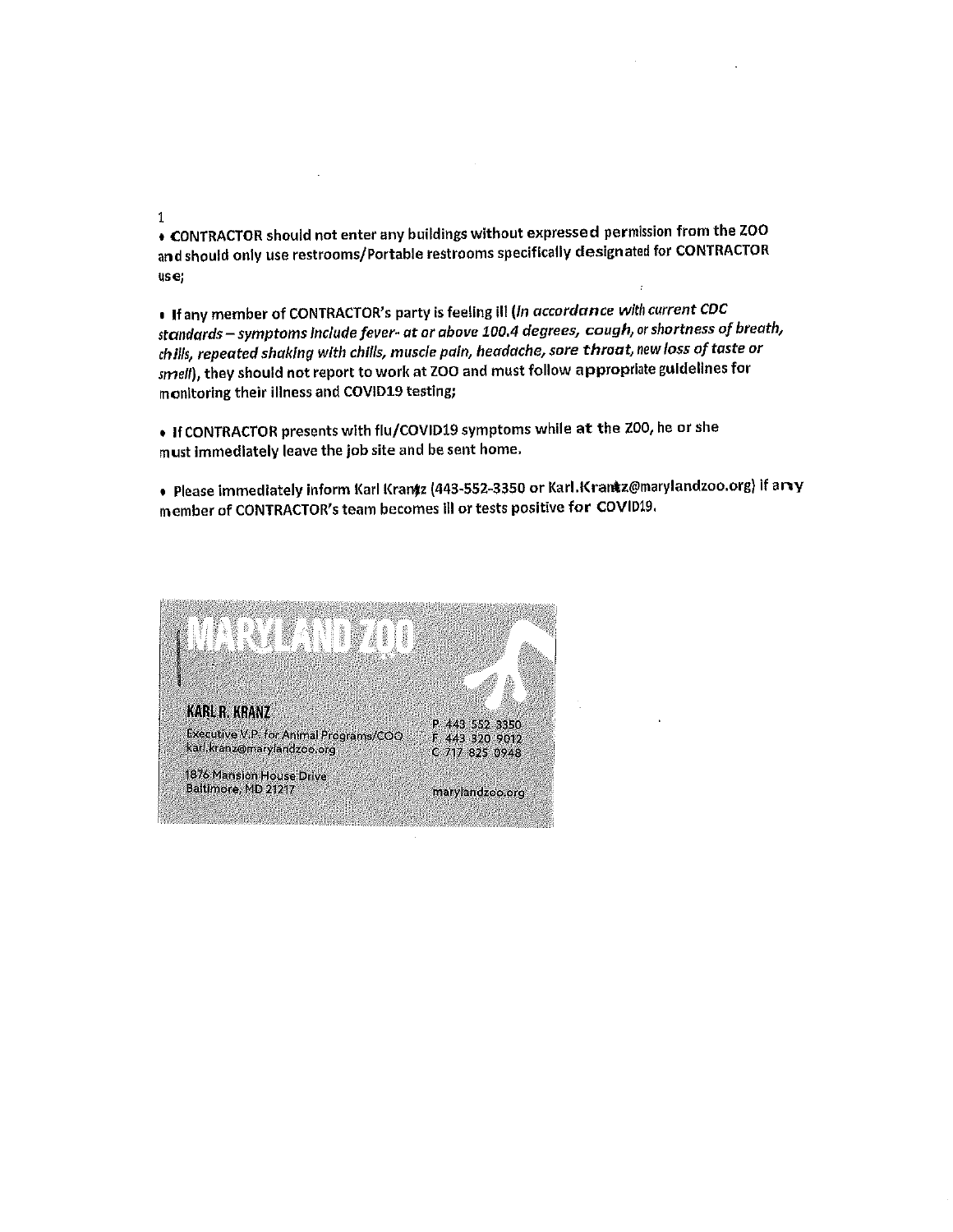1

- CONTRACTOR should not enter any buildings without expressed permission from the ZOO and should only use restrooms/Portable restrooms specifically designated for CONTRACTOR use;

- If any member of CONTRACTOR's party is feeling ill (*In accordance with current CDC standards – symptoms include fever- at or above 100.4 degrees, cough, or shortness of breath, chills, repeated shaking with chills, muscle pain, headache, sore throat, new loss of taste or smell*), they should not report to work at ZOO and must follow appropriate guidelines for monitoring their illness and COVID19 testing;

- If CONTRACTOR presents with flu/COVID19 symptoms while at the ZOO, he or she must immediately leave the job site and be sent home.

- Please immediately inform Karl Krantz (443-552-3350 or Karl.Krantz@marylandzoo.org) if any member of CONTRACTOR's team becomes ill or tests positive for COVID19.

MARYLAND ZOO

**KARL R. KRANZ**
Executive V.P. for Animal Programs/COO
karl.kranz@marylandzoo.org

1876 Mansion House Drive
Baltimore, MD 21217

P 443 552 3350
F 443 320 9012
C 717 825 0948

marylandzoo.org